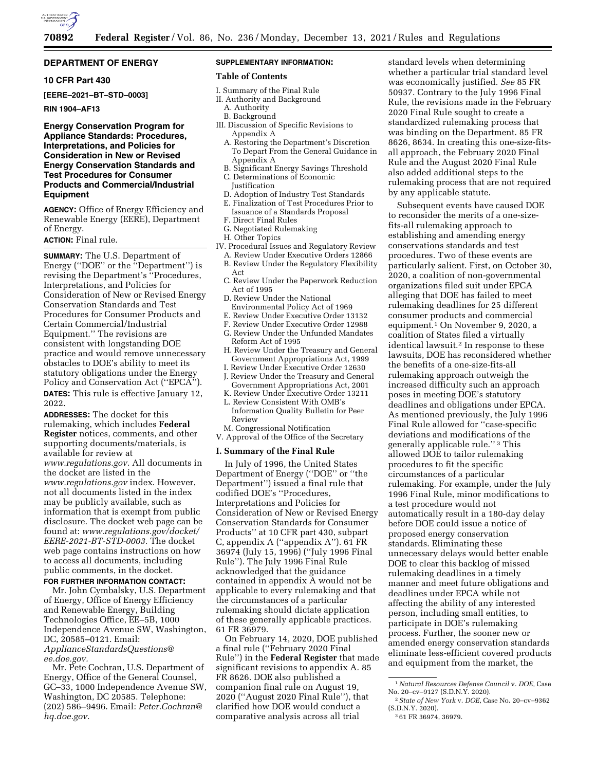# DEPARTMENT OF ENERGY

## 10 CFR Part 430

**[EERE–2021–BT–STD–0003]**

**RIN 1904–AF13**

## Energy Conservation Program for Appliance Standards: Procedures, Interpretations, and Policies for Consideration in New or Revised Energy Conservation Standards and Test Procedures for Consumer Products and Commercial/Industrial Equipment

**AGENCY:** Office of Energy Efficiency and Renewable Energy (EERE), Department of Energy.

**ACTION:** Final rule.

**SUMMARY:** The U.S. Department of Energy (''DOE'' or the ''Department'') is revising the Department's ''Procedures, Interpretations, and Policies for Consideration of New or Revised Energy Conservation Standards and Test Procedures for Consumer Products and Certain Commercial/Industrial Equipment.'' The revisions are consistent with longstanding DOE practice and would remove unnecessary obstacles to DOE's ability to meet its statutory obligations under the Energy Policy and Conservation Act (''EPCA'').

**DATES:** This rule is effective January 12, 2022.

**ADDRESSES:** The docket for this rulemaking, which includes **Federal Register** notices, comments, and other supporting documents/materials, is available for review at *www.regulations.gov.* All documents in the docket are listed in the *www.regulations.gov* index. However, not all documents listed in the index may be publicly available, such as information that is exempt from public disclosure. The docket web page can be found at: *www.regulations.gov/docket/EERE-2021-BT-STD-0003.* The docket web page contains instructions on how to access all documents, including public comments, in the docket.

**FOR FURTHER INFORMATION CONTACT:**

Mr. John Cymbalsky, U.S. Department of Energy, Office of Energy Efficiency and Renewable Energy, Building Technologies Office, EE–5B, 1000 Independence Avenue SW, Washington, DC, 20585–0121. Email: *ApplianceStandardsQuestions@ee.doe.gov.*

Mr. Pete Cochran, U.S. Department of Energy, Office of the General Counsel, GC–33, 1000 Independence Avenue SW, Washington, DC 20585. Telephone: (202) 586–9496. Email: *Peter.Cochran@hq.doe.gov.*

**SUPPLEMENTARY INFORMATION:**

**Table of Contents**

- I. Summary of the Final Rule
- II. Authority and Background
  - A. Authority
  - B. Background
- III. Discussion of Specific Revisions to Appendix A
  - A. Restoring the Department's Discretion To Depart From the General Guidance in Appendix A
  - B. Significant Energy Savings Threshold
  - C. Determinations of Economic Justification
  - D. Adoption of Industry Test Standards
  - E. Finalization of Test Procedures Prior to Issuance of a Standards Proposal
  - F. Direct Final Rules
  - G. Negotiated Rulemaking
  - H. Other Topics
- IV. Procedural Issues and Regulatory Review
  - A. Review Under Executive Orders 12866
  - B. Review Under the Regulatory Flexibility Act
  - C. Review Under the Paperwork Reduction Act of 1995
  - D. Review Under the National Environmental Policy Act of 1969
  - E. Review Under Executive Order 13132
  - F. Review Under Executive Order 12988
  - G. Review Under the Unfunded Mandates Reform Act of 1995
  - H. Review Under the Treasury and General Government Appropriations Act, 1999
  - I. Review Under Executive Order 12630
  - J. Review Under the Treasury and General Government Appropriations Act, 2001
  - K. Review Under Executive Order 13211
  - L. Review Consistent With OMB's Information Quality Bulletin for Peer Review
  - M. Congressional Notification
- V. Approval of the Office of the Secretary

## I. Summary of the Final Rule

In July of 1996, the United States Department of Energy (''DOE'' or ''the Department'') issued a final rule that codified DOE's ''Procedures, Interpretations and Policies for Consideration of New or Revised Energy Conservation Standards for Consumer Products'' at 10 CFR part 430, subpart C, appendix A (''appendix A''). 61 FR 36974 (July 15, 1996) (''July 1996 Final Rule''). The July 1996 Final Rule acknowledged that the guidance contained in appendix A would not be applicable to every rulemaking and that the circumstances of a particular rulemaking should dictate application of these generally applicable practices. 61 FR 36979.

On February 14, 2020, DOE published a final rule (''February 2020 Final Rule'') in the **Federal Register** that made significant revisions to appendix A. 85 FR 8626. DOE also published a companion final rule on August 19, 2020 (''August 2020 Final Rule''), that clarified how DOE would conduct a comparative analysis across all trial standard levels when determining whether a particular trial standard level was economically justified. *See* 85 FR 50937. Contrary to the July 1996 Final Rule, the revisions made in the February 2020 Final Rule sought to create a standardized rulemaking process that was binding on the Department. 85 FR 8626, 8634. In creating this one-size-fits-all approach, the February 2020 Final Rule and the August 2020 Final Rule also added additional steps to the rulemaking process that are not required by any applicable statute.

Subsequent events have caused DOE to reconsider the merits of a one-size-fits-all rulemaking approach to establishing and amending energy conservations standards and test procedures. Two of these events are particularly salient. First, on October 30, 2020, a coalition of non-governmental organizations filed suit under EPCA alleging that DOE has failed to meet rulemaking deadlines for 25 different consumer products and commercial equipment.[1] On November 9, 2020, a coalition of States filed a virtually identical lawsuit.[2] In response to these lawsuits, DOE has reconsidered whether the benefits of a one-size-fits-all rulemaking approach outweigh the increased difficulty such an approach poses in meeting DOE's statutory deadlines and obligations under EPCA. As mentioned previously, the July 1996 Final Rule allowed for ''case-specific deviations and modifications of the generally applicable rule.'' [3] This allowed DOE to tailor rulemaking procedures to fit the specific circumstances of a particular rulemaking. For example, under the July 1996 Final Rule, minor modifications to a test procedure would not automatically result in a 180-day delay before DOE could issue a notice of proposed energy conservation standards. Eliminating these unnecessary delays would better enable DOE to clear this backlog of missed rulemaking deadlines in a timely manner and meet future obligations and deadlines under EPCA while not affecting the ability of any interested person, including small entities, to participate in DOE's rulemaking process. Further, the sooner new or amended energy conservation standards eliminate less-efficient covered products and equipment from the market, the

---

[1] *Natural Resources Defense Council* v. *DOE,* Case No. 20–cv–9127 (S.D.N.Y. 2020).

[2] *State of New York* v. *DOE,* Case No. 20–cv–9362 (S.D.N.Y. 2020).

[3] 61 FR 36974, 36979.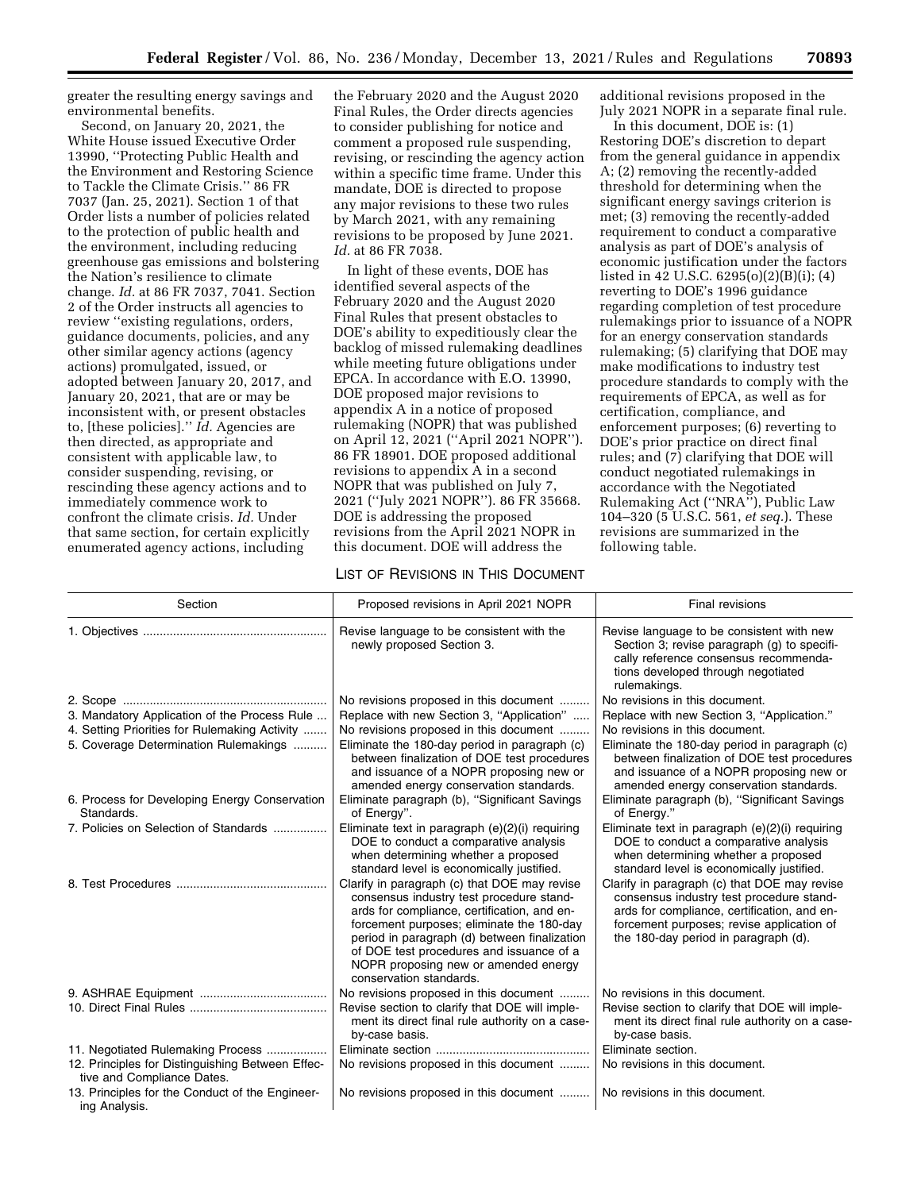greater the resulting energy savings and environmental benefits.

Second, on January 20, 2021, the White House issued Executive Order 13990, ''Protecting Public Health and the Environment and Restoring Science to Tackle the Climate Crisis.'' 86 FR 7037 (Jan. 25, 2021). Section 1 of that Order lists a number of policies related to the protection of public health and the environment, including reducing greenhouse gas emissions and bolstering the Nation's resilience to climate change. *Id.* at 86 FR 7037, 7041. Section 2 of the Order instructs all agencies to review ''existing regulations, orders, guidance documents, policies, and any other similar agency actions (agency actions) promulgated, issued, or adopted between January 20, 2017, and January 20, 2021, that are or may be inconsistent with, or present obstacles to, [these policies].'' *Id.* Agencies are then directed, as appropriate and consistent with applicable law, to consider suspending, revising, or rescinding these agency actions and to immediately commence work to confront the climate crisis. *Id.* Under that same section, for certain explicitly enumerated agency actions, including the February 2020 and the August 2020 Final Rules, the Order directs agencies to consider publishing for notice and comment a proposed rule suspending, revising, or rescinding the agency action within a specific time frame. Under this mandate, DOE is directed to propose any major revisions to these two rules by March 2021, with any remaining revisions to be proposed by June 2021. *Id.* at 86 FR 7038.

In light of these events, DOE has identified several aspects of the February 2020 and the August 2020 Final Rules that present obstacles to DOE's ability to expeditiously clear the backlog of missed rulemaking deadlines while meeting future obligations under EPCA. In accordance with E.O. 13990, DOE proposed major revisions to appendix A in a notice of proposed rulemaking (NOPR) that was published on April 12, 2021 (''April 2021 NOPR''). 86 FR 18901. DOE proposed additional revisions to appendix A in a second NOPR that was published on July 7, 2021 (''July 2021 NOPR''). 86 FR 35668. DOE is addressing the proposed revisions from the April 2021 NOPR in this document. DOE will address the additional revisions proposed in the July 2021 NOPR in a separate final rule.

In this document, DOE is: (1) Restoring DOE's discretion to depart from the general guidance in appendix A; (2) removing the recently-added threshold for determining when the significant energy savings criterion is met; (3) removing the recently-added requirement to conduct a comparative analysis as part of DOE's analysis of economic justification under the factors listed in 42 U.S.C. 6295(o)(2)(B)(i); (4) reverting to DOE's 1996 guidance regarding completion of test procedure rulemakings prior to issuance of a NOPR for an energy conservation standards rulemaking; (5) clarifying that DOE may make modifications to industry test procedure standards to comply with the requirements of EPCA, as well as for certification, compliance, and enforcement purposes; (6) reverting to DOE's prior practice on direct final rules; and (7) clarifying that DOE will conduct negotiated rulemakings in accordance with the Negotiated Rulemaking Act (''NRA''), Public Law 104–320 (5 U.S.C. 561, *et seq.*). These revisions are summarized in the following table.

LIST OF REVISIONS IN THIS DOCUMENT

| Section | Proposed revisions in April 2021 NOPR | Final revisions |
|---|---|---|
| 1. Objectives | Revise language to be consistent with the newly proposed Section 3. | Revise language to be consistent with new Section 3; revise paragraph (g) to specifically reference consensus recommendations developed through negotiated rulemakings. |
| 2. Scope | No revisions proposed in this document | No revisions in this document. |
| 3. Mandatory Application of the Process Rule | Replace with new Section 3, ''Application'' | Replace with new Section 3, ''Application.'' |
| 4. Setting Priorities for Rulemaking Activity | No revisions proposed in this document | No revisions in this document. |
| 5. Coverage Determination Rulemakings | Eliminate the 180-day period in paragraph (c) between finalization of DOE test procedures and issuance of a NOPR proposing new or amended energy conservation standards. | Eliminate the 180-day period in paragraph (c) between finalization of DOE test procedures and issuance of a NOPR proposing new or amended energy conservation standards. |
| 6. Process for Developing Energy Conservation Standards. | Eliminate paragraph (b), ''Significant Savings of Energy''. | Eliminate paragraph (b), ''Significant Savings of Energy.'' |
| 7. Policies on Selection of Standards | Eliminate text in paragraph (e)(2)(i) requiring DOE to conduct a comparative analysis when determining whether a proposed standard level is economically justified. | Eliminate text in paragraph (e)(2)(i) requiring DOE to conduct a comparative analysis when determining whether a proposed standard level is economically justified. |
| 8. Test Procedures | Clarify in paragraph (c) that DOE may revise consensus industry test procedure standards for compliance, certification, and enforcement purposes; eliminate the 180-day period in paragraph (d) between finalization of DOE test procedures and issuance of a NOPR proposing new or amended energy conservation standards. | Clarify in paragraph (c) that DOE may revise consensus industry test procedure standards for compliance, certification, and enforcement purposes; revise application of the 180-day period in paragraph (d). |
| 9. ASHRAE Equipment | No revisions proposed in this document | No revisions in this document. |
| 10. Direct Final Rules | Revise section to clarify that DOE will implement its direct final rule authority on a case-by-case basis. | Revise section to clarify that DOE will implement its direct final rule authority on a case-by-case basis. |
| 11. Negotiated Rulemaking Process | Eliminate section | Eliminate section. |
| 12. Principles for Distinguishing Between Effective and Compliance Dates. | No revisions proposed in this document | No revisions in this document. |
| 13. Principles for the Conduct of the Engineering Analysis. | No revisions proposed in this document | No revisions in this document. |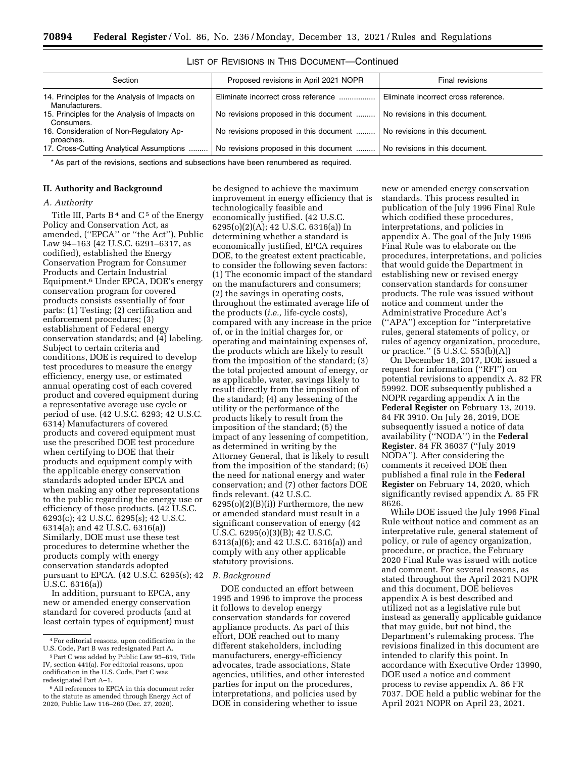LIST OF REVISIONS IN THIS DOCUMENT—Continued

| Section | Proposed revisions in April 2021 NOPR | Final revisions |
|---|---|---|
| 14. Principles for the Analysis of Impacts on Manufacturers. | Eliminate incorrect cross reference | Eliminate incorrect cross reference. |
| 15. Principles for the Analysis of Impacts on Consumers. | No revisions proposed in this document | No revisions in this document. |
| 16. Consideration of Non-Regulatory Approaches. | No revisions proposed in this document | No revisions in this document. |
| 17. Cross-Cutting Analytical Assumptions | No revisions proposed in this document | No revisions in this document. |

* As part of the revisions, sections and subsections have been renumbered as required.

## II. Authority and Background

### A. Authority

Title III, Parts B[4] and C[5] of the Energy Policy and Conservation Act, as amended, (''EPCA'' or ''the Act''), Public Law 94–163 (42 U.S.C. 6291–6317, as codified), established the Energy Conservation Program for Consumer Products and Certain Industrial Equipment.[6] Under EPCA, DOE's energy conservation program for covered products consists essentially of four parts: (1) Testing; (2) certification and enforcement procedures; (3) establishment of Federal energy conservation standards; and (4) labeling. Subject to certain criteria and conditions, DOE is required to develop test procedures to measure the energy efficiency, energy use, or estimated annual operating cost of each covered product and covered equipment during a representative average use cycle or period of use. (42 U.S.C. 6293; 42 U.S.C. 6314) Manufacturers of covered products and covered equipment must use the prescribed DOE test procedure when certifying to DOE that their products and equipment comply with the applicable energy conservation standards adopted under EPCA and when making any other representations to the public regarding the energy use or efficiency of those products. (42 U.S.C. 6293(c); 42 U.S.C. 6295(s); 42 U.S.C. 6314(a); and 42 U.S.C. 6316(a)) Similarly, DOE must use these test procedures to determine whether the products comply with energy conservation standards adopted pursuant to EPCA. (42 U.S.C. 6295(s); 42 U.S.C. 6316(a))

In addition, pursuant to EPCA, any new or amended energy conservation standard for covered products (and at least certain types of equipment) must be designed to achieve the maximum improvement in energy efficiency that is technologically feasible and economically justified. (42 U.S.C. 6295(o)(2)(A); 42 U.S.C. 6316(a)) In determining whether a standard is economically justified, EPCA requires DOE, to the greatest extent practicable, to consider the following seven factors: (1) The economic impact of the standard on the manufacturers and consumers; (2) the savings in operating costs, throughout the estimated average life of the products (*i.e.,* life-cycle costs), compared with any increase in the price of, or in the initial charges for, or operating and maintaining expenses of, the products which are likely to result from the imposition of the standard; (3) the total projected amount of energy, or as applicable, water, savings likely to result directly from the imposition of the standard; (4) any lessening of the utility or the performance of the products likely to result from the imposition of the standard; (5) the impact of any lessening of competition, as determined in writing by the Attorney General, that is likely to result from the imposition of the standard; (6) the need for national energy and water conservation; and (7) other factors DOE finds relevant. (42 U.S.C. 6295(o)(2)(B)(i)) Furthermore, the new or amended standard must result in a significant conservation of energy (42 U.S.C. 6295(o)(3)(B); 42 U.S.C. 6313(a)(6); and 42 U.S.C. 6316(a)) and comply with any other applicable statutory provisions.

### B. Background

DOE conducted an effort between 1995 and 1996 to improve the process it follows to develop energy conservation standards for covered appliance products. As part of this effort, DOE reached out to many different stakeholders, including manufacturers, energy-efficiency advocates, trade associations, State agencies, utilities, and other interested parties for input on the procedures, interpretations, and policies used by DOE in considering whether to issue new or amended energy conservation standards. This process resulted in publication of the July 1996 Final Rule which codified these procedures, interpretations, and policies in appendix A. The goal of the July 1996 Final Rule was to elaborate on the procedures, interpretations, and policies that would guide the Department in establishing new or revised energy conservation standards for consumer products. The rule was issued without notice and comment under the Administrative Procedure Act's (''APA'') exception for ''interpretative rules, general statements of policy, or rules of agency organization, procedure, or practice.'' (5 U.S.C. 553(b)(A))

On December 18, 2017, DOE issued a request for information (''RFI'') on potential revisions to appendix A. 82 FR 59992. DOE subsequently published a NOPR regarding appendix A in the **Federal Register** on February 13, 2019. 84 FR 3910. On July 26, 2019, DOE subsequently issued a notice of data availability (''NODA'') in the **Federal Register**. 84 FR 36037 (''July 2019 NODA''). After considering the comments it received DOE then published a final rule in the **Federal Register** on February 14, 2020, which significantly revised appendix A. 85 FR 8626.

While DOE issued the July 1996 Final Rule without notice and comment as an interpretative rule, general statement of policy, or rule of agency organization, procedure, or practice, the February 2020 Final Rule was issued with notice and comment. For several reasons, as stated throughout the April 2021 NOPR and this document, DOE believes appendix A is best described and utilized not as a legislative rule but instead as generally applicable guidance that may guide, but not bind, the Department's rulemaking process. The revisions finalized in this document are intended to clarify this point. In accordance with Executive Order 13990, DOE used a notice and comment process to revise appendix A. 86 FR 7037. DOE held a public webinar for the April 2021 NOPR on April 23, 2021.

[4] For editorial reasons, upon codification in the U.S. Code, Part B was redesignated Part A.

[5] Part C was added by Public Law 95–619, Title IV, section 441(a). For editorial reasons, upon codification in the U.S. Code, Part C was redesignated Part A–1.

[6] All references to EPCA in this document refer to the statute as amended through Energy Act of 2020, Public Law 116–260 (Dec. 27, 2020).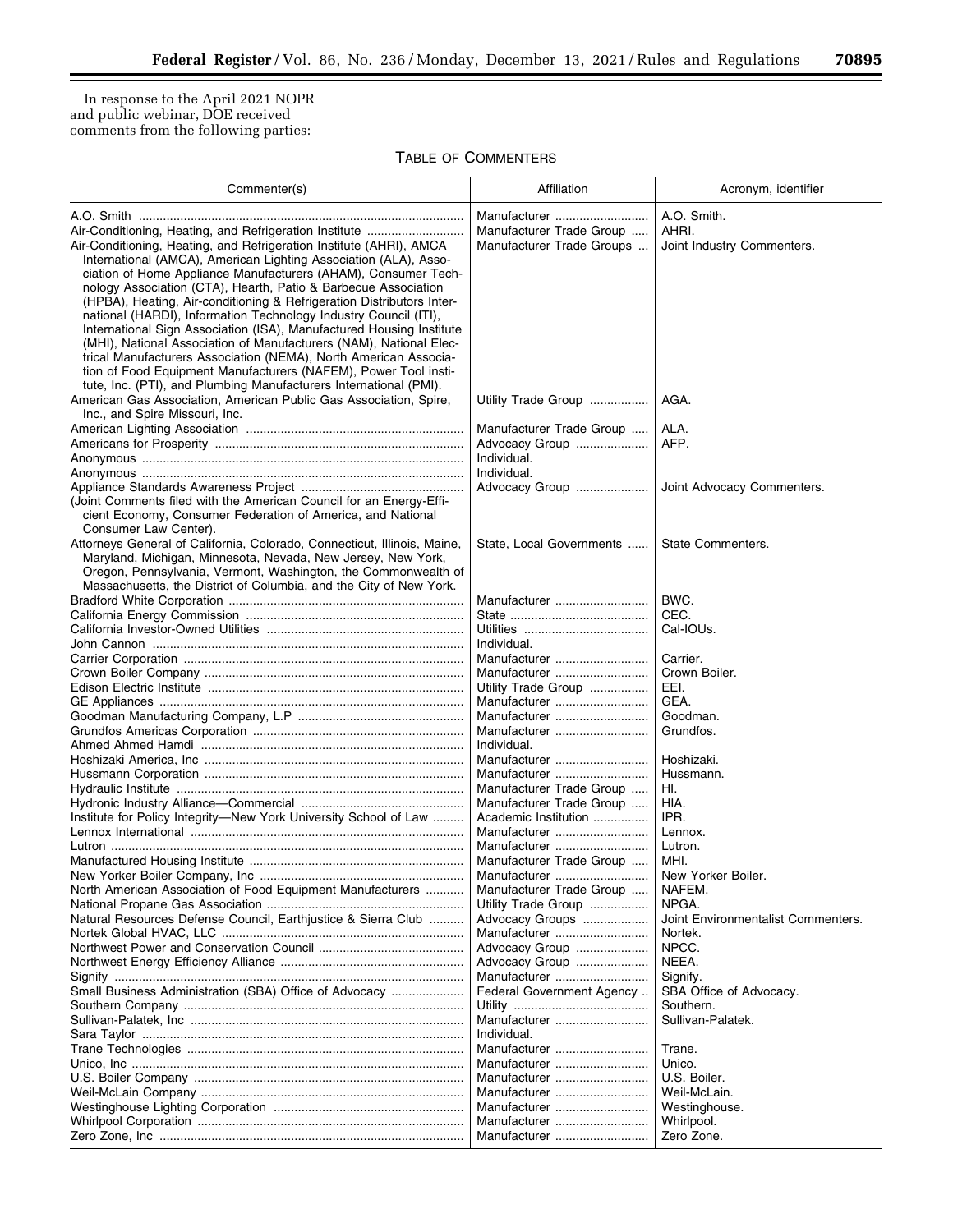In response to the April 2021 NOPR and public webinar, DOE received comments from the following parties:

TABLE OF COMMENTERS

| Commenter(s) | Affiliation | Acronym, identifier |
|---|---|---|
| A.O. Smith | Manufacturer | A.O. Smith. |
| Air-Conditioning, Heating, and Refrigeration Institute | Manufacturer Trade Group | AHRI. |
| Air-Conditioning, Heating, and Refrigeration Institute (AHRI), AMCA International (AMCA), American Lighting Association (ALA), Association of Home Appliance Manufacturers (AHAM), Consumer Technology Association (CTA), Hearth, Patio & Barbecue Association (HPBA), Heating, Air-conditioning & Refrigeration Distributors International (HARDI), Information Technology Industry Council (ITI), International Sign Association (ISA), Manufactured Housing Institute (MHI), National Association of Manufacturers (NAM), National Electrical Manufacturers Association (NEMA), North American Association of Food Equipment Manufacturers (NAFEM), Power Tool institute, Inc. (PTI), and Plumbing Manufacturers International (PMI). | Manufacturer Trade Groups | Joint Industry Commenters. |
| American Gas Association, American Public Gas Association, Spire, Inc., and Spire Missouri, Inc. | Utility Trade Group | AGA. |
| American Lighting Association | Manufacturer Trade Group | ALA. |
| Americans for Prosperity | Advocacy Group | AFP. |
| Anonymous | Individual. | |
| Anonymous | Individual. | |
| Appliance Standards Awareness Project (Joint Comments filed with the American Council for an Energy-Efficient Economy, Consumer Federation of America, and National Consumer Law Center). | Advocacy Group | Joint Advocacy Commenters. |
| Attorneys General of California, Colorado, Connecticut, Illinois, Maine, Maryland, Michigan, Minnesota, Nevada, New Jersey, New York, Oregon, Pennsylvania, Vermont, Washington, the Commonwealth of Massachusetts, the District of Columbia, and the City of New York. | State, Local Governments | State Commenters. |
| Bradford White Corporation | Manufacturer | BWC. |
| California Energy Commission | State | CEC. |
| California Investor-Owned Utilities | Utilities | Cal-IOUs. |
| John Cannon | Individual. | |
| Carrier Corporation | Manufacturer | Carrier. |
| Crown Boiler Company | Manufacturer | Crown Boiler. |
| Edison Electric Institute | Utility Trade Group | EEI. |
| GE Appliances | Manufacturer | GEA. |
| Goodman Manufacturing Company, L.P | Manufacturer | Goodman. |
| Grundfos Americas Corporation | Manufacturer | Grundfos. |
| Ahmed Ahmed Hamdi | Individual. | |
| Hoshizaki America, Inc | Manufacturer | Hoshizaki. |
| Hussmann Corporation | Manufacturer | Hussmann. |
| Hydraulic Institute | Manufacturer Trade Group | HI. |
| Hydronic Industry Alliance—Commercial | Manufacturer Trade Group | HIA. |
| Institute for Policy Integrity—New York University School of Law | Academic Institution | IPR. |
| Lennox International | Manufacturer | Lennox. |
| Lutron | Manufacturer | Lutron. |
| Manufactured Housing Institute | Manufacturer Trade Group | MHI. |
| New Yorker Boiler Company, Inc | Manufacturer | New Yorker Boiler. |
| North American Association of Food Equipment Manufacturers | Manufacturer Trade Group | NAFEM. |
| National Propane Gas Association | Utility Trade Group | NPGA. |
| Natural Resources Defense Council, Earthjustice & Sierra Club | Advocacy Groups | Joint Environmentalist Commenters. |
| Nortek Global HVAC, LLC | Manufacturer | Nortek. |
| Northwest Power and Conservation Council | Advocacy Group | NPCC. |
| Northwest Energy Efficiency Alliance | Advocacy Group | NEEA. |
| Signify | Manufacturer | Signify. |
| Small Business Administration (SBA) Office of Advocacy | Federal Government Agency | SBA Office of Advocacy. |
| Southern Company | Utility | Southern. |
| Sullivan-Palatek, Inc | Manufacturer | Sullivan-Palatek. |
| Sara Taylor | Individual. | |
| Trane Technologies | Manufacturer | Trane. |
| Unico, Inc | Manufacturer | Unico. |
| U.S. Boiler Company | Manufacturer | U.S. Boiler. |
| Weil-McLain Company | Manufacturer | Weil-McLain. |
| Westinghouse Lighting Corporation | Manufacturer | Westinghouse. |
| Whirlpool Corporation | Manufacturer | Whirlpool. |
| Zero Zone, Inc | Manufacturer | Zero Zone. |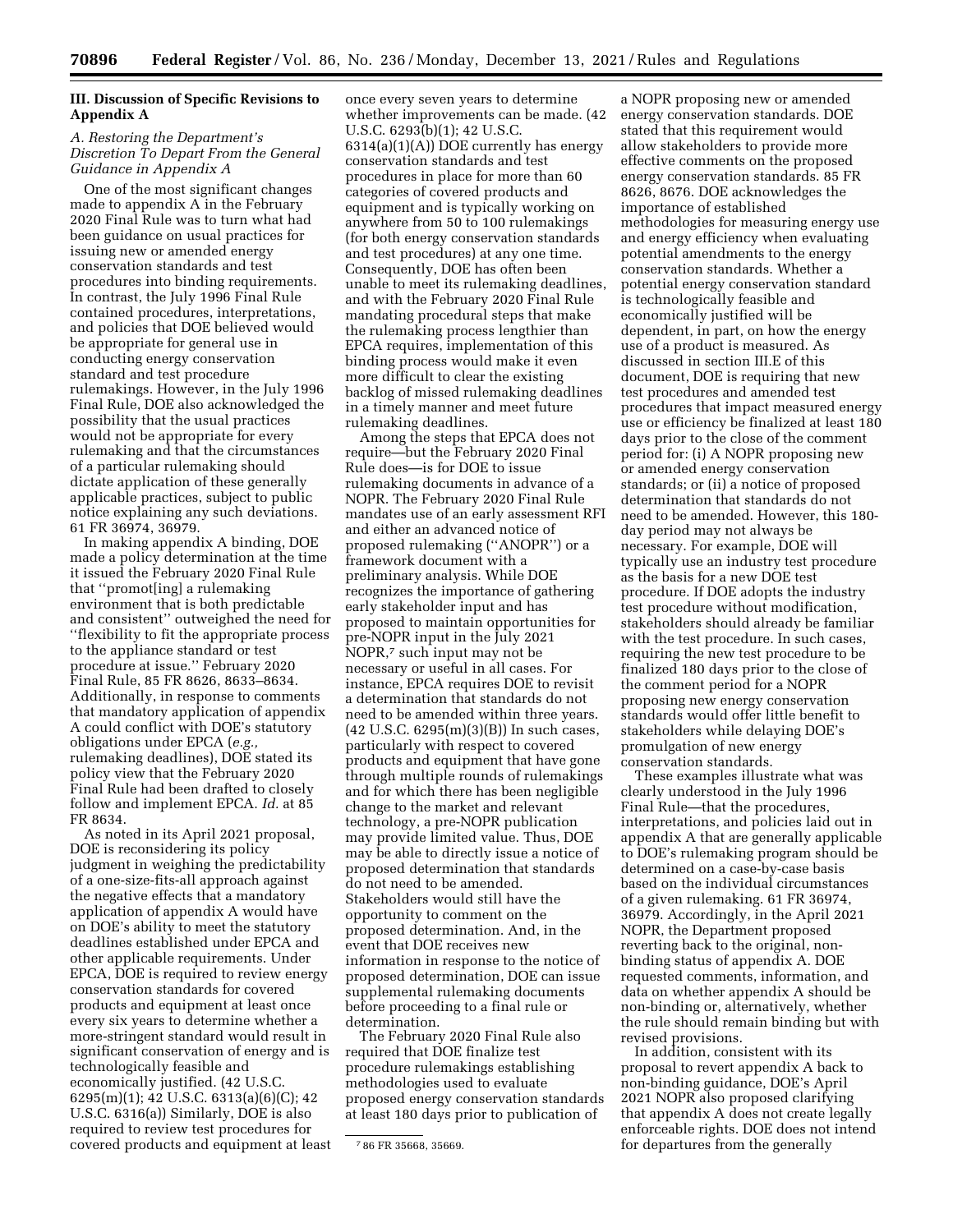## III. Discussion of Specific Revisions to Appendix A

### A. Restoring the Department's Discretion To Depart From the General Guidance in Appendix A

One of the most significant changes made to appendix A in the February 2020 Final Rule was to turn what had been guidance on usual practices for issuing new or amended energy conservation standards and test procedures into binding requirements. In contrast, the July 1996 Final Rule contained procedures, interpretations, and policies that DOE believed would be appropriate for general use in conducting energy conservation standard and test procedure rulemakings. However, in the July 1996 Final Rule, DOE also acknowledged the possibility that the usual practices would not be appropriate for every rulemaking and that the circumstances of a particular rulemaking should dictate application of these generally applicable practices, subject to public notice explaining any such deviations. 61 FR 36974, 36979.

In making appendix A binding, DOE made a policy determination at the time it issued the February 2020 Final Rule that ''promot[ing] a rulemaking environment that is both predictable and consistent'' outweighed the need for ''flexibility to fit the appropriate process to the appliance standard or test procedure at issue.'' February 2020 Final Rule, 85 FR 8626, 8633–8634. Additionally, in response to comments that mandatory application of appendix A could conflict with DOE's statutory obligations under EPCA (*e.g.,* rulemaking deadlines), DOE stated its policy view that the February 2020 Final Rule had been drafted to closely follow and implement EPCA. *Id.* at 85 FR 8634.

As noted in its April 2021 proposal, DOE is reconsidering its policy judgment in weighing the predictability of a one-size-fits-all approach against the negative effects that a mandatory application of appendix A would have on DOE's ability to meet the statutory deadlines established under EPCA and other applicable requirements. Under EPCA, DOE is required to review energy conservation standards for covered products and equipment at least once every six years to determine whether a more-stringent standard would result in significant conservation of energy and is technologically feasible and economically justified. (42 U.S.C. 6295(m)(1); 42 U.S.C. 6313(a)(6)(C); 42 U.S.C. 6316(a)) Similarly, DOE is also required to review test procedures for covered products and equipment at least once every seven years to determine whether improvements can be made. (42 U.S.C. 6293(b)(1); 42 U.S.C. 6314(a)(1)(A)) DOE currently has energy conservation standards and test procedures in place for more than 60 categories of covered products and equipment and is typically working on anywhere from 50 to 100 rulemakings (for both energy conservation standards and test procedures) at any one time. Consequently, DOE has often been unable to meet its rulemaking deadlines, and with the February 2020 Final Rule mandating procedural steps that make the rulemaking process lengthier than EPCA requires, implementation of this binding process would make it even more difficult to clear the existing backlog of missed rulemaking deadlines in a timely manner and meet future rulemaking deadlines.

Among the steps that EPCA does not require—but the February 2020 Final Rule does—is for DOE to issue rulemaking documents in advance of a NOPR. The February 2020 Final Rule mandates use of an early assessment RFI and either an advanced notice of proposed rulemaking (''ANOPR'') or a framework document with a preliminary analysis. While DOE recognizes the importance of gathering early stakeholder input and has proposed to maintain opportunities for pre-NOPR input in the July 2021 NOPR,[7] such input may not be necessary or useful in all cases. For instance, EPCA requires DOE to revisit a determination that standards do not need to be amended within three years. (42 U.S.C. 6295(m)(3)(B)) In such cases, particularly with respect to covered products and equipment that have gone through multiple rounds of rulemakings and for which there has been negligible change to the market and relevant technology, a pre-NOPR publication may provide limited value. Thus, DOE may be able to directly issue a notice of proposed determination that standards do not need to be amended. Stakeholders would still have the opportunity to comment on the proposed determination. And, in the event that DOE receives new information in response to the notice of proposed determination, DOE can issue supplemental rulemaking documents before proceeding to a final rule or determination.

The February 2020 Final Rule also required that DOE finalize test procedure rulemakings establishing methodologies used to evaluate proposed energy conservation standards at least 180 days prior to publication of a NOPR proposing new or amended energy conservation standards. DOE stated that this requirement would allow stakeholders to provide more effective comments on the proposed energy conservation standards. 85 FR 8626, 8676. DOE acknowledges the importance of established methodologies for measuring energy use and energy efficiency when evaluating potential amendments to the energy conservation standards. Whether a potential energy conservation standard is technologically feasible and economically justified will be dependent, in part, on how the energy use of a product is measured. As discussed in section III.E of this document, DOE is requiring that new test procedures and amended test procedures that impact measured energy use or efficiency be finalized at least 180 days prior to the close of the comment period for: (i) A NOPR proposing new or amended energy conservation standards; or (ii) a notice of proposed determination that standards do not need to be amended. However, this 180-day period may not always be necessary. For example, DOE will typically use an industry test procedure as the basis for a new DOE test procedure. If DOE adopts the industry test procedure without modification, stakeholders should already be familiar with the test procedure. In such cases, requiring the new test procedure to be finalized 180 days prior to the close of the comment period for a NOPR proposing new energy conservation standards would offer little benefit to stakeholders while delaying DOE's promulgation of new energy conservation standards.

These examples illustrate what was clearly understood in the July 1996 Final Rule—that the procedures, interpretations, and policies laid out in appendix A that are generally applicable to DOE's rulemaking program should be determined on a case-by-case basis based on the individual circumstances of a given rulemaking. 61 FR 36974, 36979. Accordingly, in the April 2021 NOPR, the Department proposed reverting back to the original, non-binding status of appendix A. DOE requested comments, information, and data on whether appendix A should be non-binding or, alternatively, whether the rule should remain binding but with revised provisions.

In addition, consistent with its proposal to revert appendix A back to non-binding guidance, DOE's April 2021 NOPR also proposed clarifying that appendix A does not create legally enforceable rights. DOE does not intend for departures from the generally

[7] 86 FR 35668, 35669.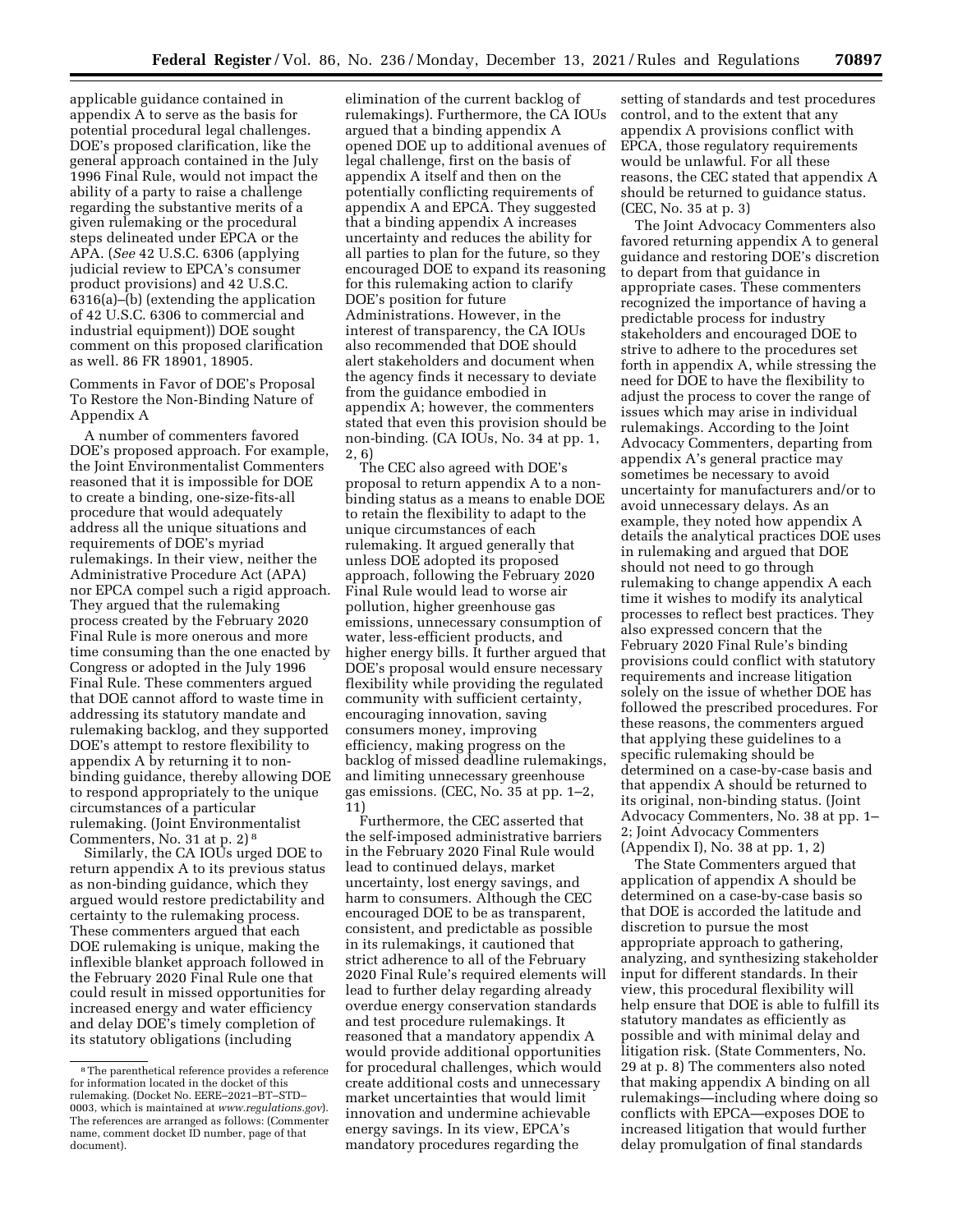applicable guidance contained in appendix A to serve as the basis for potential procedural legal challenges. DOE's proposed clarification, like the general approach contained in the July 1996 Final Rule, would not impact the ability of a party to raise a challenge regarding the substantive merits of a given rulemaking or the procedural steps delineated under EPCA or the APA. (*See* 42 U.S.C. 6306 (applying judicial review to EPCA's consumer product provisions) and 42 U.S.C. 6316(a)–(b) (extending the application of 42 U.S.C. 6306 to commercial and industrial equipment)) DOE sought comment on this proposed clarification as well. 86 FR 18901, 18905.

Comments in Favor of DOE's Proposal To Restore the Non-Binding Nature of Appendix A

A number of commenters favored DOE's proposed approach. For example, the Joint Environmentalist Commenters reasoned that it is impossible for DOE to create a binding, one-size-fits-all procedure that would adequately address all the unique situations and requirements of DOE's myriad rulemakings. In their view, neither the Administrative Procedure Act (APA) nor EPCA compel such a rigid approach. They argued that the rulemaking process created by the February 2020 Final Rule is more onerous and more time consuming than the one enacted by Congress or adopted in the July 1996 Final Rule. These commenters argued that DOE cannot afford to waste time in addressing its statutory mandate and rulemaking backlog, and they supported DOE's attempt to restore flexibility to appendix A by returning it to non-binding guidance, thereby allowing DOE to respond appropriately to the unique circumstances of a particular rulemaking. (Joint Environmentalist Commenters, No. 31 at p. 2) [8]

Similarly, the CA IOUs urged DOE to return appendix A to its previous status as non-binding guidance, which they argued would restore predictability and certainty to the rulemaking process. These commenters argued that each DOE rulemaking is unique, making the inflexible blanket approach followed in the February 2020 Final Rule one that could result in missed opportunities for increased energy and water efficiency and delay DOE's timely completion of its statutory obligations (including elimination of the current backlog of rulemakings). Furthermore, the CA IOUs argued that a binding appendix A opened DOE up to additional avenues of legal challenge, first on the basis of appendix A itself and then on the potentially conflicting requirements of appendix A and EPCA. They suggested that a binding appendix A increases uncertainty and reduces the ability for all parties to plan for the future, so they encouraged DOE to expand its reasoning for this rulemaking action to clarify DOE's position for future Administrations. However, in the interest of transparency, the CA IOUs also recommended that DOE should alert stakeholders and document when the agency finds it necessary to deviate from the guidance embodied in appendix A; however, the commenters stated that even this provision should be non-binding. (CA IOUs, No. 34 at pp. 1, 2, 6)

The CEC also agreed with DOE's proposal to return appendix A to a non-binding status as a means to enable DOE to retain the flexibility to adapt to the unique circumstances of each rulemaking. It argued generally that unless DOE adopted its proposed approach, following the February 2020 Final Rule would lead to worse air pollution, higher greenhouse gas emissions, unnecessary consumption of water, less-efficient products, and higher energy bills. It further argued that DOE's proposal would ensure necessary flexibility while providing the regulated community with sufficient certainty, encouraging innovation, saving consumers money, improving efficiency, making progress on the backlog of missed deadline rulemakings, and limiting unnecessary greenhouse gas emissions. (CEC, No. 35 at pp. 1–2, 11)

Furthermore, the CEC asserted that the self-imposed administrative barriers in the February 2020 Final Rule would lead to continued delays, market uncertainty, lost energy savings, and harm to consumers. Although the CEC encouraged DOE to be as transparent, consistent, and predictable as possible in its rulemakings, it cautioned that strict adherence to all of the February 2020 Final Rule's required elements will lead to further delay regarding already overdue energy conservation standards and test procedure rulemakings. It reasoned that a mandatory appendix A would provide additional opportunities for procedural challenges, which would create additional costs and unnecessary market uncertainties that would limit innovation and undermine achievable energy savings. In its view, EPCA's mandatory procedures regarding the setting of standards and test procedures control, and to the extent that any appendix A provisions conflict with EPCA, those regulatory requirements would be unlawful. For all these reasons, the CEC stated that appendix A should be returned to guidance status. (CEC, No. 35 at p. 3)

The Joint Advocacy Commenters also favored returning appendix A to general guidance and restoring DOE's discretion to depart from that guidance in appropriate cases. These commenters recognized the importance of having a predictable process for industry stakeholders and encouraged DOE to strive to adhere to the procedures set forth in appendix A, while stressing the need for DOE to have the flexibility to adjust the process to cover the range of issues which may arise in individual rulemakings. According to the Joint Advocacy Commenters, departing from appendix A's general practice may sometimes be necessary to avoid uncertainty for manufacturers and/or to avoid unnecessary delays. As an example, they noted how appendix A details the analytical practices DOE uses in rulemaking and argued that DOE should not need to go through rulemaking to change appendix A each time it wishes to modify its analytical processes to reflect best practices. They also expressed concern that the February 2020 Final Rule's binding provisions could conflict with statutory requirements and increase litigation solely on the issue of whether DOE has followed the prescribed procedures. For these reasons, the commenters argued that applying these guidelines to a specific rulemaking should be determined on a case-by-case basis and that appendix A should be returned to its original, non-binding status. (Joint Advocacy Commenters, No. 38 at pp. 1–2; Joint Advocacy Commenters (Appendix I), No. 38 at pp. 1, 2)

The State Commenters argued that application of appendix A should be determined on a case-by-case basis so that DOE is accorded the latitude and discretion to pursue the most appropriate approach to gathering, analyzing, and synthesizing stakeholder input for different standards. In their view, this procedural flexibility will help ensure that DOE is able to fulfill its statutory mandates as efficiently as possible and with minimal delay and litigation risk. (State Commenters, No. 29 at p. 8) The commenters also noted that making appendix A binding on all rulemakings—including where doing so conflicts with EPCA—exposes DOE to increased litigation that would further delay promulgation of final standards

---

[8] The parenthetical reference provides a reference for information located in the docket of this rulemaking. (Docket No. EERE–2021–BT–STD–0003, which is maintained at *www.regulations.gov*). The references are arranged as follows: (Commenter name, comment docket ID number, page of that document).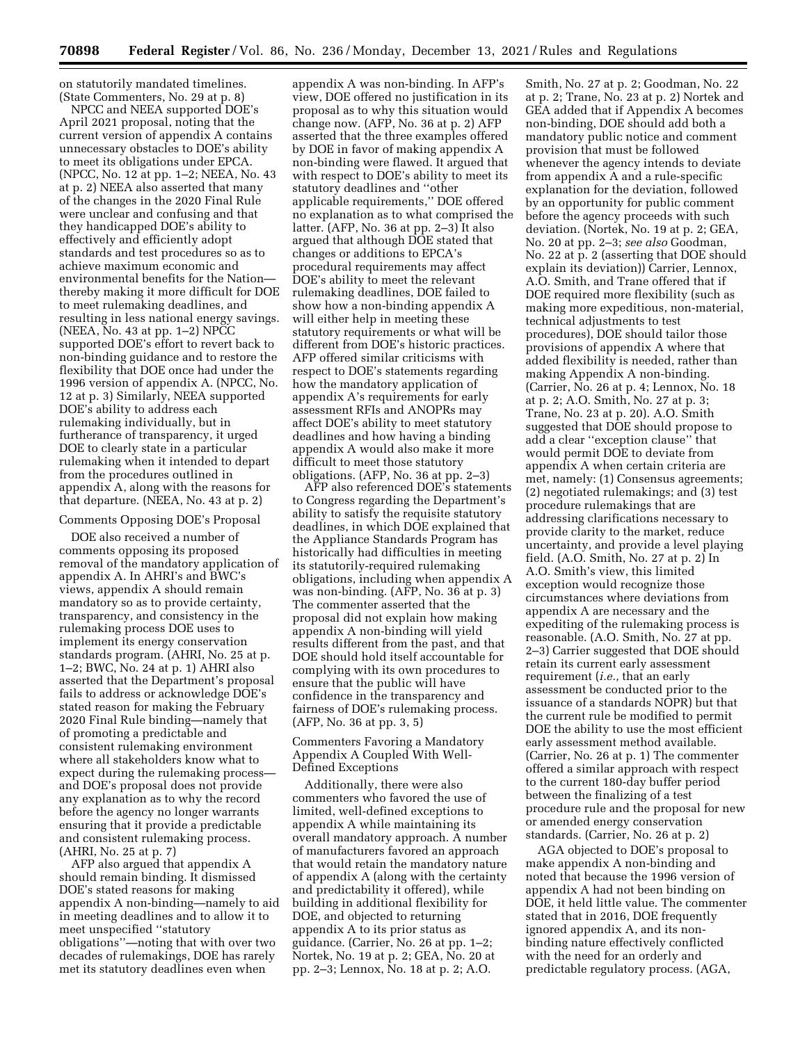on statutorily mandated timelines. (State Commenters, No. 29 at p. 8)

NPCC and NEEA supported DOE's April 2021 proposal, noting that the current version of appendix A contains unnecessary obstacles to DOE's ability to meet its obligations under EPCA. (NPCC, No. 12 at pp. 1–2; NEEA, No. 43 at p. 2) NEEA also asserted that many of the changes in the 2020 Final Rule were unclear and confusing and that they handicapped DOE's ability to effectively and efficiently adopt standards and test procedures so as to achieve maximum economic and environmental benefits for the Nation—thereby making it more difficult for DOE to meet rulemaking deadlines, and resulting in less national energy savings. (NEEA, No. 43 at pp. 1–2) NPCC supported DOE's effort to revert back to non-binding guidance and to restore the flexibility that DOE once had under the 1996 version of appendix A. (NPCC, No. 12 at p. 3) Similarly, NEEA supported DOE's ability to address each rulemaking individually, but in furtherance of transparency, it urged DOE to clearly state in a particular rulemaking when it intended to depart from the procedures outlined in appendix A, along with the reasons for that departure. (NEEA, No. 43 at p. 2)

Comments Opposing DOE's Proposal

DOE also received a number of comments opposing its proposed removal of the mandatory application of appendix A. In AHRI's and BWC's views, appendix A should remain mandatory so as to provide certainty, transparency, and consistency in the rulemaking process DOE uses to implement its energy conservation standards program. (AHRI, No. 25 at p. 1–2; BWC, No. 24 at p. 1) AHRI also asserted that the Department's proposal fails to address or acknowledge DOE's stated reason for making the February 2020 Final Rule binding—namely that of promoting a predictable and consistent rulemaking environment where all stakeholders know what to expect during the rulemaking process—and DOE's proposal does not provide any explanation as to why the record before the agency no longer warrants ensuring that it provide a predictable and consistent rulemaking process. (AHRI, No. 25 at p. 7)

AFP also argued that appendix A should remain binding. It dismissed DOE's stated reasons for making appendix A non-binding—namely to aid in meeting deadlines and to allow it to meet unspecified ''statutory obligations''—noting that with over two decades of rulemakings, DOE has rarely met its statutory deadlines even when appendix A was non-binding. In AFP's view, DOE offered no justification in its proposal as to why this situation would change now. (AFP, No. 36 at p. 2) AFP asserted that the three examples offered by DOE in favor of making appendix A non-binding were flawed. It argued that with respect to DOE's ability to meet its statutory deadlines and ''other applicable requirements,'' DOE offered no explanation as to what comprised the latter. (AFP, No. 36 at pp. 2–3) It also argued that although DOE stated that changes or additions to EPCA's procedural requirements may affect DOE's ability to meet the relevant rulemaking deadlines, DOE failed to show how a non-binding appendix A will either help in meeting these statutory requirements or what will be different from DOE's historic practices. AFP offered similar criticisms with respect to DOE's statements regarding how the mandatory application of appendix A's requirements for early assessment RFIs and ANOPRs may affect DOE's ability to meet statutory deadlines and how having a binding appendix A would also make it more difficult to meet those statutory obligations. (AFP, No. 36 at pp. 2–3)

AFP also referenced DOE's statements to Congress regarding the Department's ability to satisfy the requisite statutory deadlines, in which DOE explained that the Appliance Standards Program has historically had difficulties in meeting its statutorily-required rulemaking obligations, including when appendix A was non-binding. (AFP, No. 36 at p. 3) The commenter asserted that the proposal did not explain how making appendix A non-binding will yield results different from the past, and that DOE should hold itself accountable for complying with its own procedures to ensure that the public will have confidence in the transparency and fairness of DOE's rulemaking process. (AFP, No. 36 at pp. 3, 5)

Commenters Favoring a Mandatory Appendix A Coupled With Well-Defined Exceptions

Additionally, there were also commenters who favored the use of limited, well-defined exceptions to appendix A while maintaining its overall mandatory approach. A number of manufacturers favored an approach that would retain the mandatory nature of appendix A (along with the certainty and predictability it offered), while building in additional flexibility for DOE, and objected to returning appendix A to its prior status as guidance. (Carrier, No. 26 at pp. 1–2; Nortek, No. 19 at p. 2; GEA, No. 20 at pp. 2–3; Lennox, No. 18 at p. 2; A.O. Smith, No. 27 at p. 2; Goodman, No. 22 at p. 2; Trane, No. 23 at p. 2) Nortek and GEA added that if Appendix A becomes non-binding, DOE should add both a mandatory public notice and comment provision that must be followed whenever the agency intends to deviate from appendix A and a rule-specific explanation for the deviation, followed by an opportunity for public comment before the agency proceeds with such deviation. (Nortek, No. 19 at p. 2; GEA, No. 20 at pp. 2–3; *see also* Goodman, No. 22 at p. 2 (asserting that DOE should explain its deviation)) Carrier, Lennox, A.O. Smith, and Trane offered that if DOE required more flexibility (such as making more expeditious, non-material, technical adjustments to test procedures), DOE should tailor those provisions of appendix A where that added flexibility is needed, rather than making Appendix A non-binding. (Carrier, No. 26 at p. 4; Lennox, No. 18 at p. 2; A.O. Smith, No. 27 at p. 3; Trane, No. 23 at p. 20). A.O. Smith suggested that DOE should propose to add a clear ''exception clause'' that would permit DOE to deviate from appendix A when certain criteria are met, namely: (1) Consensus agreements; (2) negotiated rulemakings; and (3) test procedure rulemakings that are addressing clarifications necessary to provide clarity to the market, reduce uncertainty, and provide a level playing field. (A.O. Smith, No. 27 at p. 2) In A.O. Smith's view, this limited exception would recognize those circumstances where deviations from appendix A are necessary and the expediting of the rulemaking process is reasonable. (A.O. Smith, No. 27 at pp. 2–3) Carrier suggested that DOE should retain its current early assessment requirement (*i.e.,* that an early assessment be conducted prior to the issuance of a standards NOPR) but that the current rule be modified to permit DOE the ability to use the most efficient early assessment method available. (Carrier, No. 26 at p. 1) The commenter offered a similar approach with respect to the current 180-day buffer period between the finalizing of a test procedure rule and the proposal for new or amended energy conservation standards. (Carrier, No. 26 at p. 2)

AGA objected to DOE's proposal to make appendix A non-binding and noted that because the 1996 version of appendix A had not been binding on DOE, it held little value. The commenter stated that in 2016, DOE frequently ignored appendix A, and its non-binding nature effectively conflicted with the need for an orderly and predictable regulatory process. (AGA,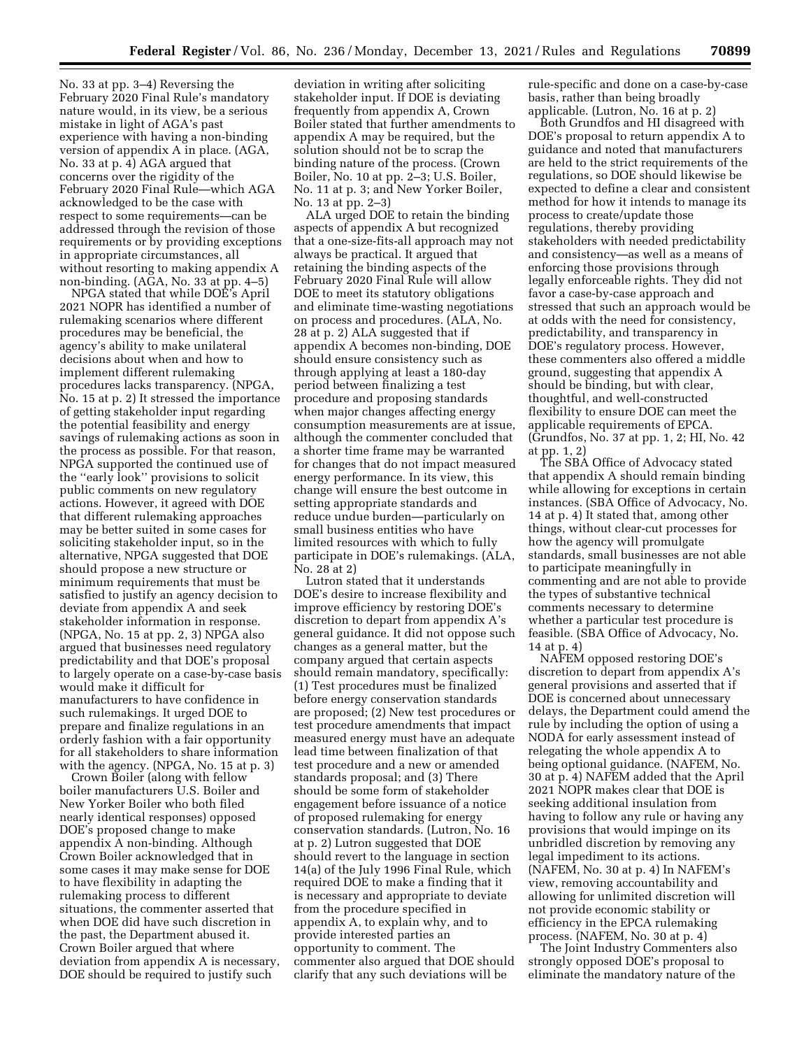No. 33 at pp. 3–4) Reversing the February 2020 Final Rule's mandatory nature would, in its view, be a serious mistake in light of AGA's past experience with having a non-binding version of appendix A in place. (AGA, No. 33 at p. 4) AGA argued that concerns over the rigidity of the February 2020 Final Rule—which AGA acknowledged to be the case with respect to some requirements—can be addressed through the revision of those requirements or by providing exceptions in appropriate circumstances, all without resorting to making appendix A non-binding. (AGA, No. 33 at pp. 4–5)

NPGA stated that while DOE's April 2021 NOPR has identified a number of rulemaking scenarios where different procedures may be beneficial, the agency's ability to make unilateral decisions about when and how to implement different rulemaking procedures lacks transparency. (NPGA, No. 15 at p. 2) It stressed the importance of getting stakeholder input regarding the potential feasibility and energy savings of rulemaking actions as soon in the process as possible. For that reason, NPGA supported the continued use of the ''early look'' provisions to solicit public comments on new regulatory actions. However, it agreed with DOE that different rulemaking approaches may be better suited in some cases for soliciting stakeholder input, so in the alternative, NPGA suggested that DOE should propose a new structure or minimum requirements that must be satisfied to justify an agency decision to deviate from appendix A and seek stakeholder information in response. (NPGA, No. 15 at pp. 2, 3) NPGA also argued that businesses need regulatory predictability and that DOE's proposal to largely operate on a case-by-case basis would make it difficult for manufacturers to have confidence in such rulemakings. It urged DOE to prepare and finalize regulations in an orderly fashion with a fair opportunity for all stakeholders to share information with the agency. (NPGA, No. 15 at p. 3)

Crown Boiler (along with fellow boiler manufacturers U.S. Boiler and New Yorker Boiler who both filed nearly identical responses) opposed DOE's proposed change to make appendix A non-binding. Although Crown Boiler acknowledged that in some cases it may make sense for DOE to have flexibility in adapting the rulemaking process to different situations, the commenter asserted that when DOE did have such discretion in the past, the Department abused it. Crown Boiler argued that where deviation from appendix A is necessary, DOE should be required to justify such deviation in writing after soliciting stakeholder input. If DOE is deviating frequently from appendix A, Crown Boiler stated that further amendments to appendix A may be required, but the solution should not be to scrap the binding nature of the process. (Crown Boiler, No. 10 at pp. 2–3; U.S. Boiler, No. 11 at p. 3; and New Yorker Boiler, No. 13 at pp. 2–3)

ALA urged DOE to retain the binding aspects of appendix A but recognized that a one-size-fits-all approach may not always be practical. It argued that retaining the binding aspects of the February 2020 Final Rule will allow DOE to meet its statutory obligations and eliminate time-wasting negotiations on process and procedures. (ALA, No. 28 at p. 2) ALA suggested that if appendix A becomes non-binding, DOE should ensure consistency such as through applying at least a 180-day period between finalizing a test procedure and proposing standards when major changes affecting energy consumption measurements are at issue, although the commenter concluded that a shorter time frame may be warranted for changes that do not impact measured energy performance. In its view, this change will ensure the best outcome in setting appropriate standards and reduce undue burden—particularly on small business entities who have limited resources with which to fully participate in DOE's rulemakings. (ALA, No. 28 at 2)

Lutron stated that it understands DOE's desire to increase flexibility and improve efficiency by restoring DOE's discretion to depart from appendix A's general guidance. It did not oppose such changes as a general matter, but the company argued that certain aspects should remain mandatory, specifically: (1) Test procedures must be finalized before energy conservation standards are proposed; (2) New test procedures or test procedure amendments that impact measured energy must have an adequate lead time between finalization of that test procedure and a new or amended standards proposal; and (3) There should be some form of stakeholder engagement before issuance of a notice of proposed rulemaking for energy conservation standards. (Lutron, No. 16 at p. 2) Lutron suggested that DOE should revert to the language in section 14(a) of the July 1996 Final Rule, which required DOE to make a finding that it is necessary and appropriate to deviate from the procedure specified in appendix A, to explain why, and to provide interested parties an opportunity to comment. The commenter also argued that DOE should clarify that any such deviations will be rule-specific and done on a case-by-case basis, rather than being broadly applicable. (Lutron, No. 16 at p. 2)

Both Grundfos and HI disagreed with DOE's proposal to return appendix A to guidance and noted that manufacturers are held to the strict requirements of the regulations, so DOE should likewise be expected to define a clear and consistent method for how it intends to manage its process to create/update those regulations, thereby providing stakeholders with needed predictability and consistency—as well as a means of enforcing those provisions through legally enforceable rights. They did not favor a case-by-case approach and stressed that such an approach would be at odds with the need for consistency, predictability, and transparency in DOE's regulatory process. However, these commenters also offered a middle ground, suggesting that appendix A should be binding, but with clear, thoughtful, and well-constructed flexibility to ensure DOE can meet the applicable requirements of EPCA. (Grundfos, No. 37 at pp. 1, 2; HI, No. 42 at pp. 1, 2)

The SBA Office of Advocacy stated that appendix A should remain binding while allowing for exceptions in certain instances. (SBA Office of Advocacy, No. 14 at p. 4) It stated that, among other things, without clear-cut processes for how the agency will promulgate standards, small businesses are not able to participate meaningfully in commenting and are not able to provide the types of substantive technical comments necessary to determine whether a particular test procedure is feasible. (SBA Office of Advocacy, No. 14 at p. 4)

NAFEM opposed restoring DOE's discretion to depart from appendix A's general provisions and asserted that if DOE is concerned about unnecessary delays, the Department could amend the rule by including the option of using a NODA for early assessment instead of relegating the whole appendix A to being optional guidance. (NAFEM, No. 30 at p. 4) NAFEM added that the April 2021 NOPR makes clear that DOE is seeking additional insulation from having to follow any rule or having any provisions that would impinge on its unbridled discretion by removing any legal impediment to its actions. (NAFEM, No. 30 at p. 4) In NAFEM's view, removing accountability and allowing for unlimited discretion will not provide economic stability or efficiency in the EPCA rulemaking process. (NAFEM, No. 30 at p. 4)

The Joint Industry Commenters also strongly opposed DOE's proposal to eliminate the mandatory nature of the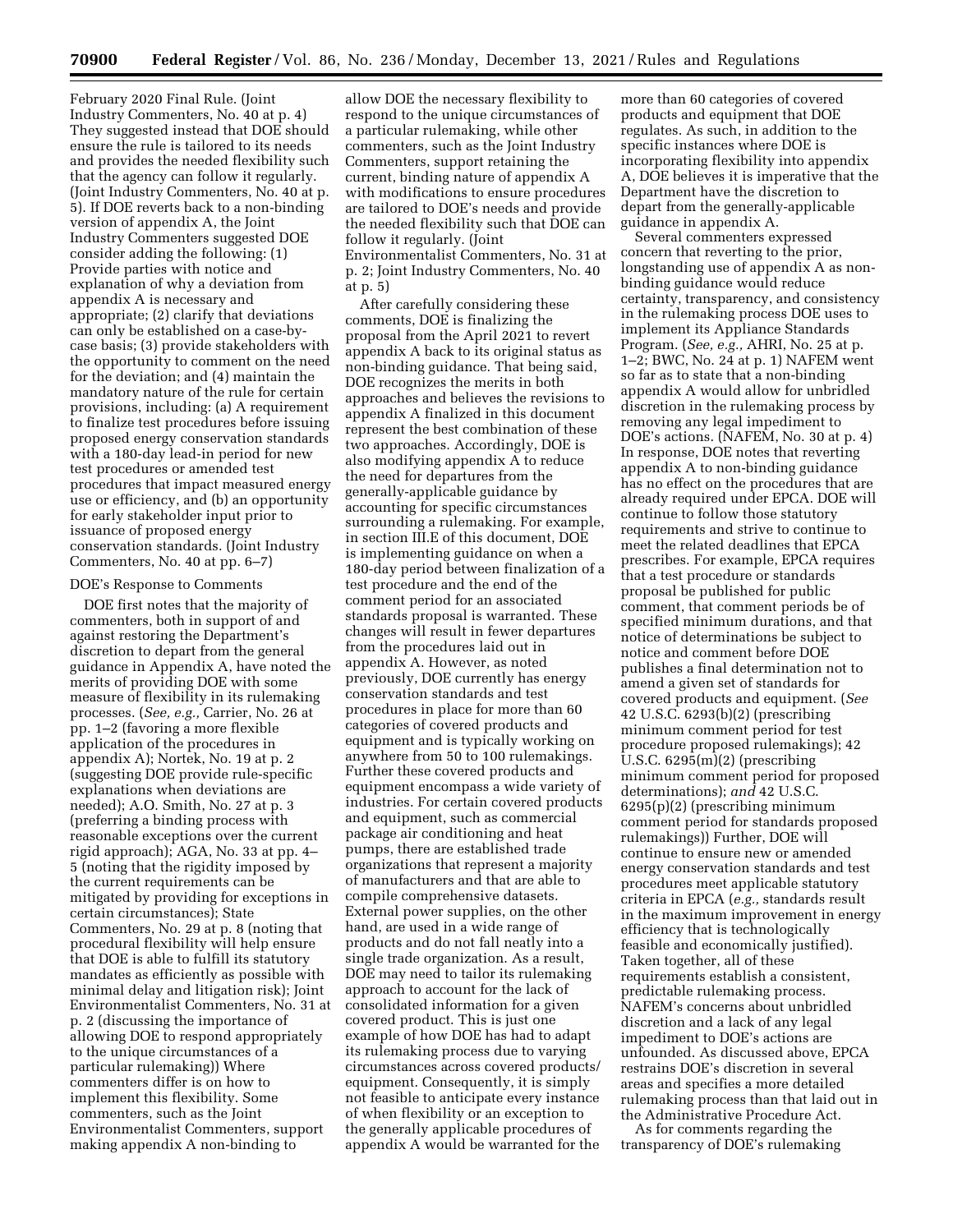February 2020 Final Rule. (Joint Industry Commenters, No. 40 at p. 4) They suggested instead that DOE should ensure the rule is tailored to its needs and provides the needed flexibility such that the agency can follow it regularly. (Joint Industry Commenters, No. 40 at p. 5). If DOE reverts back to a non-binding version of appendix A, the Joint Industry Commenters suggested DOE consider adding the following: (1) Provide parties with notice and explanation of why a deviation from appendix A is necessary and appropriate; (2) clarify that deviations can only be established on a case-by-case basis; (3) provide stakeholders with the opportunity to comment on the need for the deviation; and (4) maintain the mandatory nature of the rule for certain provisions, including: (a) A requirement to finalize test procedures before issuing proposed energy conservation standards with a 180-day lead-in period for new test procedures or amended test procedures that impact measured energy use or efficiency, and (b) an opportunity for early stakeholder input prior to issuance of proposed energy conservation standards. (Joint Industry Commenters, No. 40 at pp. 6–7)

DOE's Response to Comments

DOE first notes that the majority of commenters, both in support of and against restoring the Department's discretion to depart from the general guidance in Appendix A, have noted the merits of providing DOE with some measure of flexibility in its rulemaking processes. (*See, e.g.,* Carrier, No. 26 at pp. 1–2 (favoring a more flexible application of the procedures in appendix A); Nortek, No. 19 at p. 2 (suggesting DOE provide rule-specific explanations when deviations are needed); A.O. Smith, No. 27 at p. 3 (preferring a binding process with reasonable exceptions over the current rigid approach); AGA, No. 33 at pp. 4–5 (noting that the rigidity imposed by the current requirements can be mitigated by providing for exceptions in certain circumstances); State Commenters, No. 29 at p. 8 (noting that procedural flexibility will help ensure that DOE is able to fulfill its statutory mandates as efficiently as possible with minimal delay and litigation risk); Joint Environmentalist Commenters, No. 31 at p. 2 (discussing the importance of allowing DOE to respond appropriately to the unique circumstances of a particular rulemaking)) Where commenters differ is on how to implement this flexibility. Some commenters, such as the Joint Environmentalist Commenters, support making appendix A non-binding to allow DOE the necessary flexibility to respond to the unique circumstances of a particular rulemaking, while other commenters, such as the Joint Industry Commenters, support retaining the current, binding nature of appendix A with modifications to ensure procedures are tailored to DOE's needs and provide the needed flexibility such that DOE can follow it regularly. (Joint Environmentalist Commenters, No. 31 at p. 2; Joint Industry Commenters, No. 40 at p. 5)

After carefully considering these comments, DOE is finalizing the proposal from the April 2021 to revert appendix A back to its original status as non-binding guidance. That being said, DOE recognizes the merits in both approaches and believes the revisions to appendix A finalized in this document represent the best combination of these two approaches. Accordingly, DOE is also modifying appendix A to reduce the need for departures from the generally-applicable guidance by accounting for specific circumstances surrounding a rulemaking. For example, in section III.E of this document, DOE is implementing guidance on when a 180-day period between finalization of a test procedure and the end of the comment period for an associated standards proposal is warranted. These changes will result in fewer departures from the procedures laid out in appendix A. However, as noted previously, DOE currently has energy conservation standards and test procedures in place for more than 60 categories of covered products and equipment and is typically working on anywhere from 50 to 100 rulemakings. Further these covered products and equipment encompass a wide variety of industries. For certain covered products and equipment, such as commercial package air conditioning and heat pumps, there are established trade organizations that represent a majority of manufacturers and that are able to compile comprehensive datasets. External power supplies, on the other hand, are used in a wide range of products and do not fall neatly into a single trade organization. As a result, DOE may need to tailor its rulemaking approach to account for the lack of consolidated information for a given covered product. This is just one example of how DOE has had to adapt its rulemaking process due to varying circumstances across covered products/equipment. Consequently, it is simply not feasible to anticipate every instance of when flexibility or an exception to the generally applicable procedures of appendix A would be warranted for the more than 60 categories of covered products and equipment that DOE regulates. As such, in addition to the specific instances where DOE is incorporating flexibility into appendix A, DOE believes it is imperative that the Department have the discretion to depart from the generally-applicable guidance in appendix A.

Several commenters expressed concern that reverting to the prior, longstanding use of appendix A as non-binding guidance would reduce certainty, transparency, and consistency in the rulemaking process DOE uses to implement its Appliance Standards Program. (*See, e.g.,* AHRI, No. 25 at p. 1–2; BWC, No. 24 at p. 1) NAFEM went so far as to state that a non-binding appendix A would allow for unbridled discretion in the rulemaking process by removing any legal impediment to DOE's actions. (NAFEM, No. 30 at p. 4) In response, DOE notes that reverting appendix A to non-binding guidance has no effect on the procedures that are already required under EPCA. DOE will continue to follow those statutory requirements and strive to continue to meet the related deadlines that EPCA prescribes. For example, EPCA requires that a test procedure or standards proposal be published for public comment, that comment periods be of specified minimum durations, and that notice of determinations be subject to notice and comment before DOE publishes a final determination not to amend a given set of standards for covered products and equipment. (*See* 42 U.S.C. 6293(b)(2) (prescribing minimum comment period for test procedure proposed rulemakings); 42 U.S.C. 6295(m)(2) (prescribing minimum comment period for proposed determinations); *and* 42 U.S.C. 6295(p)(2) (prescribing minimum comment period for standards proposed rulemakings)) Further, DOE will continue to ensure new or amended energy conservation standards and test procedures meet applicable statutory criteria in EPCA (*e.g.,* standards result in the maximum improvement in energy efficiency that is technologically feasible and economically justified). Taken together, all of these requirements establish a consistent, predictable rulemaking process. NAFEM's concerns about unbridled discretion and a lack of any legal impediment to DOE's actions are unfounded. As discussed above, EPCA restrains DOE's discretion in several areas and specifies a more detailed rulemaking process than that laid out in the Administrative Procedure Act.

As for comments regarding the transparency of DOE's rulemaking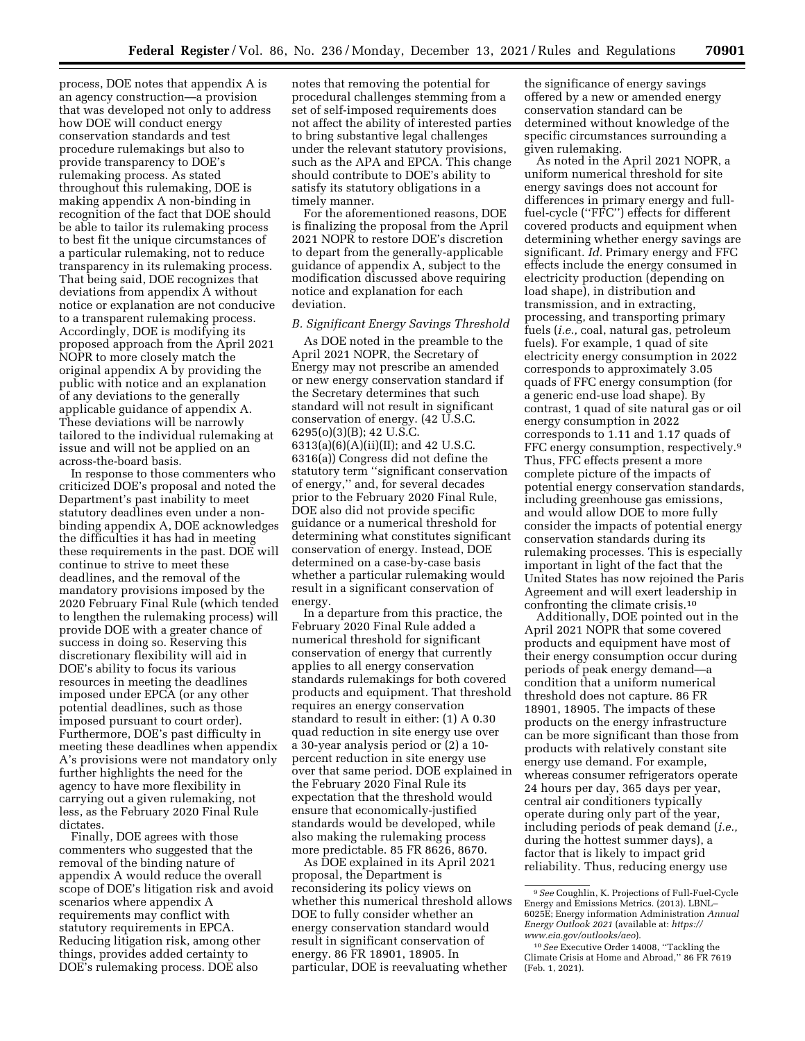process, DOE notes that appendix A is an agency construction—a provision that was developed not only to address how DOE will conduct energy conservation standards and test procedure rulemakings but also to provide transparency to DOE's rulemaking process. As stated throughout this rulemaking, DOE is making appendix A non-binding in recognition of the fact that DOE should be able to tailor its rulemaking process to best fit the unique circumstances of a particular rulemaking, not to reduce transparency in its rulemaking process. That being said, DOE recognizes that deviations from appendix A without notice or explanation are not conducive to a transparent rulemaking process. Accordingly, DOE is modifying its proposed approach from the April 2021 NOPR to more closely match the original appendix A by providing the public with notice and an explanation of any deviations to the generally applicable guidance of appendix A. These deviations will be narrowly tailored to the individual rulemaking at issue and will not be applied on an across-the-board basis.

In response to those commenters who criticized DOE's proposal and noted the Department's past inability to meet statutory deadlines even under a non-binding appendix A, DOE acknowledges the difficulties it has had in meeting these requirements in the past. DOE will continue to strive to meet these deadlines, and the removal of the mandatory provisions imposed by the 2020 February Final Rule (which tended to lengthen the rulemaking process) will provide DOE with a greater chance of success in doing so. Reserving this discretionary flexibility will aid in DOE's ability to focus its various resources in meeting the deadlines imposed under EPCA (or any other potential deadlines, such as those imposed pursuant to court order). Furthermore, DOE's past difficulty in meeting these deadlines when appendix A's provisions were not mandatory only further highlights the need for the agency to have more flexibility in carrying out a given rulemaking, not less, as the February 2020 Final Rule dictates.

Finally, DOE agrees with those commenters who suggested that the removal of the binding nature of appendix A would reduce the overall scope of DOE's litigation risk and avoid scenarios where appendix A requirements may conflict with statutory requirements in EPCA. Reducing litigation risk, among other things, provides added certainty to DOE's rulemaking process. DOE also notes that removing the potential for procedural challenges stemming from a set of self-imposed requirements does not affect the ability of interested parties to bring substantive legal challenges under the relevant statutory provisions, such as the APA and EPCA. This change should contribute to DOE's ability to satisfy its statutory obligations in a timely manner.

For the aforementioned reasons, DOE is finalizing the proposal from the April 2021 NOPR to restore DOE's discretion to depart from the generally-applicable guidance of appendix A, subject to the modification discussed above requiring notice and explanation for each deviation.

### *B. Significant Energy Savings Threshold*

As DOE noted in the preamble to the April 2021 NOPR, the Secretary of Energy may not prescribe an amended or new energy conservation standard if the Secretary determines that such standard will not result in significant conservation of energy. (42 U.S.C. 6295(o)(3)(B); 42 U.S.C. 6313(a)(6)(A)(ii)(II); and 42 U.S.C. 6316(a)) Congress did not define the statutory term ''significant conservation of energy,'' and, for several decades prior to the February 2020 Final Rule, DOE also did not provide specific guidance or a numerical threshold for determining what constitutes significant conservation of energy. Instead, DOE determined on a case-by-case basis whether a particular rulemaking would result in a significant conservation of energy.

In a departure from this practice, the February 2020 Final Rule added a numerical threshold for significant conservation of energy that currently applies to all energy conservation standards rulemakings for both covered products and equipment. That threshold requires an energy conservation standard to result in either: (1) A 0.30 quad reduction in site energy use over a 30-year analysis period or (2) a 10-percent reduction in site energy use over that same period. DOE explained in the February 2020 Final Rule its expectation that the threshold would ensure that economically-justified standards would be developed, while also making the rulemaking process more predictable. 85 FR 8626, 8670.

As DOE explained in its April 2021 proposal, the Department is reconsidering its policy views on whether this numerical threshold allows DOE to fully consider whether an energy conservation standard would result in significant conservation of energy. 86 FR 18901, 18905. In particular, DOE is reevaluating whether the significance of energy savings offered by a new or amended energy conservation standard can be determined without knowledge of the specific circumstances surrounding a given rulemaking.

As noted in the April 2021 NOPR, a uniform numerical threshold for site energy savings does not account for differences in primary energy and full-fuel-cycle (''FFC'') effects for different covered products and equipment when determining whether energy savings are significant. *Id.* Primary energy and FFC effects include the energy consumed in electricity production (depending on load shape), in distribution and transmission, and in extracting, processing, and transporting primary fuels (*i.e.,* coal, natural gas, petroleum fuels). For example, 1 quad of site electricity energy consumption in 2022 corresponds to approximately 3.05 quads of FFC energy consumption (for a generic end-use load shape). By contrast, 1 quad of site natural gas or oil energy consumption in 2022 corresponds to 1.11 and 1.17 quads of FFC energy consumption, respectively.[9] Thus, FFC effects present a more complete picture of the impacts of potential energy conservation standards, including greenhouse gas emissions, and would allow DOE to more fully consider the impacts of potential energy conservation standards during its rulemaking processes. This is especially important in light of the fact that the United States has now rejoined the Paris Agreement and will exert leadership in confronting the climate crisis.[10]

Additionally, DOE pointed out in the April 2021 NOPR that some covered products and equipment have most of their energy consumption occur during periods of peak energy demand—a condition that a uniform numerical threshold does not capture. 86 FR 18901, 18905. The impacts of these products on the energy infrastructure can be more significant than those from products with relatively constant site energy use demand. For example, whereas consumer refrigerators operate 24 hours per day, 365 days per year, central air conditioners typically operate during only part of the year, including periods of peak demand (*i.e.,* during the hottest summer days), a factor that is likely to impact grid reliability. Thus, reducing energy use

[9] *See* Coughlin, K. Projections of Full-Fuel-Cycle Energy and Emissions Metrics. (2013). LBNL–6025E; Energy information Administration *Annual Energy Outlook 2021* (available at: *https://www.eia.gov/outlooks/aeo*).

[10] *See* Executive Order 14008, ''Tackling the Climate Crisis at Home and Abroad,'' 86 FR 7619 (Feb. 1, 2021).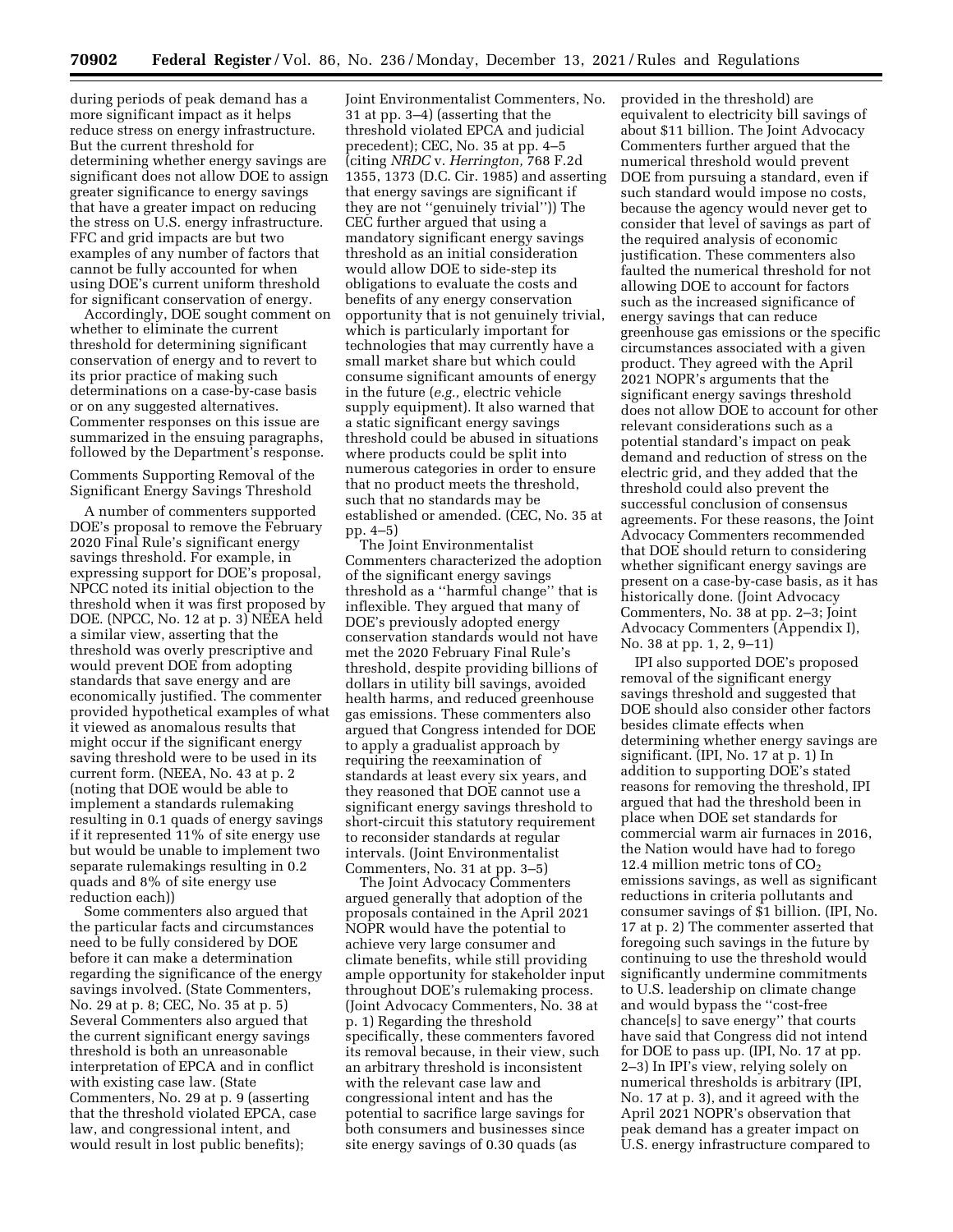during periods of peak demand has a more significant impact as it helps reduce stress on energy infrastructure. But the current threshold for determining whether energy savings are significant does not allow DOE to assign greater significance to energy savings that have a greater impact on reducing the stress on U.S. energy infrastructure. FFC and grid impacts are but two examples of any number of factors that cannot be fully accounted for when using DOE's current uniform threshold for significant conservation of energy.

Accordingly, DOE sought comment on whether to eliminate the current threshold for determining significant conservation of energy and to revert to its prior practice of making such determinations on a case-by-case basis or on any suggested alternatives. Commenter responses on this issue are summarized in the ensuing paragraphs, followed by the Department's response.

Comments Supporting Removal of the Significant Energy Savings Threshold

A number of commenters supported DOE's proposal to remove the February 2020 Final Rule's significant energy savings threshold. For example, in expressing support for DOE's proposal, NPCC noted its initial objection to the threshold when it was first proposed by DOE. (NPCC, No. 12 at p. 3) NEEA held a similar view, asserting that the threshold was overly prescriptive and would prevent DOE from adopting standards that save energy and are economically justified. The commenter provided hypothetical examples of what it viewed as anomalous results that might occur if the significant energy saving threshold were to be used in its current form. (NEEA, No. 43 at p. 2 (noting that DOE would be able to implement a standards rulemaking resulting in 0.1 quads of energy savings if it represented 11% of site energy use but would be unable to implement two separate rulemakings resulting in 0.2 quads and 8% of site energy use reduction each))

Some commenters also argued that the particular facts and circumstances need to be fully considered by DOE before it can make a determination regarding the significance of the energy savings involved. (State Commenters, No. 29 at p. 8; CEC, No. 35 at p. 5) Several Commenters also argued that the current significant energy savings threshold is both an unreasonable interpretation of EPCA and in conflict with existing case law. (State Commenters, No. 29 at p. 9 (asserting that the threshold violated EPCA, case law, and congressional intent, and would result in lost public benefits); Joint Environmentalist Commenters, No. 31 at pp. 3–4) (asserting that the threshold violated EPCA and judicial precedent); CEC, No. 35 at pp. 4–5 (citing *NRDC* v. *Herrington,* 768 F.2d 1355, 1373 (D.C. Cir. 1985) and asserting that energy savings are significant if they are not ''genuinely trivial'')) The CEC further argued that using a mandatory significant energy savings threshold as an initial consideration would allow DOE to side-step its obligations to evaluate the costs and benefits of any energy conservation opportunity that is not genuinely trivial, which is particularly important for technologies that may currently have a small market share but which could consume significant amounts of energy in the future (*e.g.,* electric vehicle supply equipment). It also warned that a static significant energy savings threshold could be abused in situations where products could be split into numerous categories in order to ensure that no product meets the threshold, such that no standards may be established or amended. (CEC, No. 35 at pp. 4–5)

The Joint Environmentalist Commenters characterized the adoption of the significant energy savings threshold as a ''harmful change'' that is inflexible. They argued that many of DOE's previously adopted energy conservation standards would not have met the 2020 February Final Rule's threshold, despite providing billions of dollars in utility bill savings, avoided health harms, and reduced greenhouse gas emissions. These commenters also argued that Congress intended for DOE to apply a gradualist approach by requiring the reexamination of standards at least every six years, and they reasoned that DOE cannot use a significant energy savings threshold to short-circuit this statutory requirement to reconsider standards at regular intervals. (Joint Environmentalist Commenters, No. 31 at pp. 3–5)

The Joint Advocacy Commenters argued generally that adoption of the proposals contained in the April 2021 NOPR would have the potential to achieve very large consumer and climate benefits, while still providing ample opportunity for stakeholder input throughout DOE's rulemaking process. (Joint Advocacy Commenters, No. 38 at p. 1) Regarding the threshold specifically, these commenters favored its removal because, in their view, such an arbitrary threshold is inconsistent with the relevant case law and congressional intent and has the potential to sacrifice large savings for both consumers and businesses since site energy savings of 0.30 quads (as provided in the threshold) are equivalent to electricity bill savings of about $11 billion. The Joint Advocacy Commenters further argued that the numerical threshold would prevent DOE from pursuing a standard, even if such standard would impose no costs, because the agency would never get to consider that level of savings as part of the required analysis of economic justification. These commenters also faulted the numerical threshold for not allowing DOE to account for factors such as the increased significance of energy savings that can reduce greenhouse gas emissions or the specific circumstances associated with a given product. They agreed with the April 2021 NOPR's arguments that the significant energy savings threshold does not allow DOE to account for other relevant considerations such as a potential standard's impact on peak demand and reduction of stress on the electric grid, and they added that the threshold could also prevent the successful conclusion of consensus agreements. For these reasons, the Joint Advocacy Commenters recommended that DOE should return to considering whether significant energy savings are present on a case-by-case basis, as it has historically done. (Joint Advocacy Commenters, No. 38 at pp. 2–3; Joint Advocacy Commenters (Appendix I), No. 38 at pp. 1, 2, 9–11)

IPI also supported DOE's proposed removal of the significant energy savings threshold and suggested that DOE should also consider other factors besides climate effects when determining whether energy savings are significant. (IPI, No. 17 at p. 1) In addition to supporting DOE's stated reasons for removing the threshold, IPI argued that had the threshold been in place when DOE set standards for commercial warm air furnaces in 2016, the Nation would have had to forego 12.4 million metric tons of $CO_2$ emissions savings, as well as significant reductions in criteria pollutants and consumer savings of $1 billion. (IPI, No. 17 at p. 2) The commenter asserted that foregoing such savings in the future by continuing to use the threshold would significantly undermine commitments to U.S. leadership on climate change and would bypass the ''cost-free chance[s] to save energy'' that courts have said that Congress did not intend for DOE to pass up. (IPI, No. 17 at pp. 2–3) In IPI's view, relying solely on numerical thresholds is arbitrary (IPI, No. 17 at p. 3), and it agreed with the April 2021 NOPR's observation that peak demand has a greater impact on U.S. energy infrastructure compared to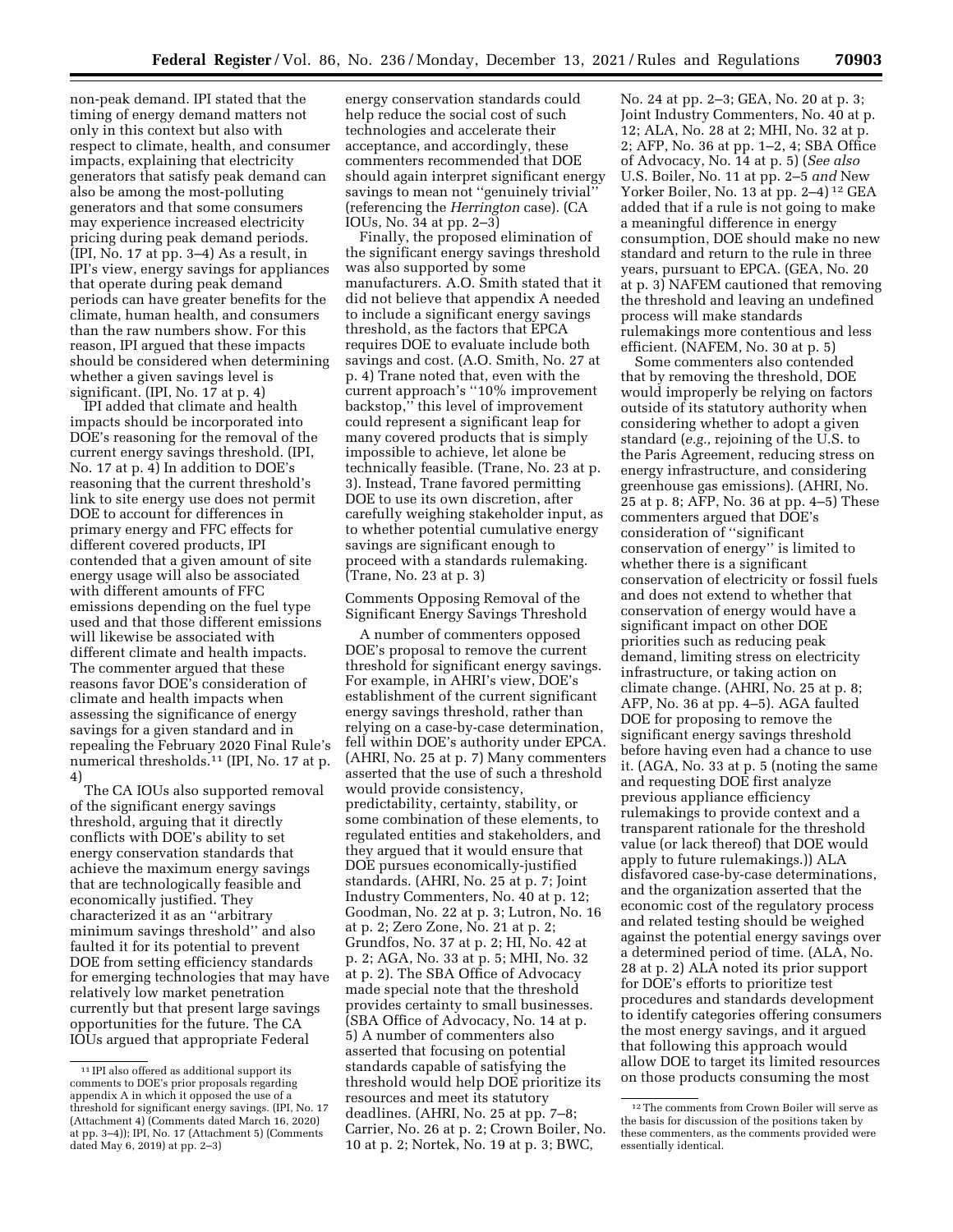non-peak demand. IPI stated that the timing of energy demand matters not only in this context but also with respect to climate, health, and consumer impacts, explaining that electricity generators that satisfy peak demand can also be among the most-polluting generators and that some consumers may experience increased electricity pricing during peak demand periods. (IPI, No. 17 at pp. 3–4) As a result, in IPI's view, energy savings for appliances that operate during peak demand periods can have greater benefits for the climate, human health, and consumers than the raw numbers show. For this reason, IPI argued that these impacts should be considered when determining whether a given savings level is significant. (IPI, No. 17 at p. 4)

IPI added that climate and health impacts should be incorporated into DOE's reasoning for the removal of the current energy savings threshold. (IPI, No. 17 at p. 4) In addition to DOE's reasoning that the current threshold's link to site energy use does not permit DOE to account for differences in primary energy and FFC effects for different covered products, IPI contended that a given amount of site energy usage will also be associated with different amounts of FFC emissions depending on the fuel type used and that those different emissions will likewise be associated with different climate and health impacts. The commenter argued that these reasons favor DOE's consideration of climate and health impacts when assessing the significance of energy savings for a given standard and in repealing the February 2020 Final Rule's numerical thresholds.[11] (IPI, No. 17 at p. 4)

The CA IOUs also supported removal of the significant energy savings threshold, arguing that it directly conflicts with DOE's ability to set energy conservation standards that achieve the maximum energy savings that are technologically feasible and economically justified. They characterized it as an ''arbitrary minimum savings threshold'' and also faulted it for its potential to prevent DOE from setting efficiency standards for emerging technologies that may have relatively low market penetration currently but that present large savings opportunities for the future. The CA IOUs argued that appropriate Federal energy conservation standards could help reduce the social cost of such technologies and accelerate their acceptance, and accordingly, these commenters recommended that DOE should again interpret significant energy savings to mean not ''genuinely trivial'' (referencing the *Herrington* case). (CA IOUs, No. 34 at pp. 2–3)

Finally, the proposed elimination of the significant energy savings threshold was also supported by some manufacturers. A.O. Smith stated that it did not believe that appendix A needed to include a significant energy savings threshold, as the factors that EPCA requires DOE to evaluate include both savings and cost. (A.O. Smith, No. 27 at p. 4) Trane noted that, even with the current approach's ''10% improvement backstop,'' this level of improvement could represent a significant leap for many covered products that is simply impossible to achieve, let alone be technically feasible. (Trane, No. 23 at p. 3). Instead, Trane favored permitting DOE to use its own discretion, after carefully weighing stakeholder input, as to whether potential cumulative energy savings are significant enough to proceed with a standards rulemaking. (Trane, No. 23 at p. 3)

Comments Opposing Removal of the Significant Energy Savings Threshold

A number of commenters opposed DOE's proposal to remove the current threshold for significant energy savings. For example, in AHRI's view, DOE's establishment of the current significant energy savings threshold, rather than relying on a case-by-case determination, fell within DOE's authority under EPCA. (AHRI, No. 25 at p. 7) Many commenters asserted that the use of such a threshold would provide consistency, predictability, certainty, stability, or some combination of these elements, to regulated entities and stakeholders, and they argued that it would ensure that DOE pursues economically-justified standards. (AHRI, No. 25 at p. 7; Joint Industry Commenters, No. 40 at p. 12; Goodman, No. 22 at p. 3; Lutron, No. 16 at p. 2; Zero Zone, No. 21 at p. 2; Grundfos, No. 37 at p. 2; HI, No. 42 at p. 2; AGA, No. 33 at p. 5; MHI, No. 32 at p. 2). The SBA Office of Advocacy made special note that the threshold provides certainty to small businesses. (SBA Office of Advocacy, No. 14 at p. 5) A number of commenters also asserted that focusing on potential standards capable of satisfying the threshold would help DOE prioritize its resources and meet its statutory deadlines. (AHRI, No. 25 at pp. 7–8; Carrier, No. 26 at p. 2; Crown Boiler, No. 10 at p. 2; Nortek, No. 19 at p. 3; BWC, No. 24 at pp. 2–3; GEA, No. 20 at p. 3; Joint Industry Commenters, No. 40 at p. 12; ALA, No. 28 at 2; MHI, No. 32 at p. 2; AFP, No. 36 at pp. 1–2, 4; SBA Office of Advocacy, No. 14 at p. 5) (*See also* U.S. Boiler, No. 11 at pp. 2–5 *and* New Yorker Boiler, No. 13 at pp. 2–4)[12] GEA added that if a rule is not going to make a meaningful difference in energy consumption, DOE should make no new standard and return to the rule in three years, pursuant to EPCA. (GEA, No. 20 at p. 3) NAFEM cautioned that removing the threshold and leaving an undefined process will make standards rulemakings more contentious and less efficient. (NAFEM, No. 30 at p. 5)

Some commenters also contended that by removing the threshold, DOE would improperly be relying on factors outside of its statutory authority when considering whether to adopt a given standard (*e.g.,* rejoining of the U.S. to the Paris Agreement, reducing stress on energy infrastructure, and considering greenhouse gas emissions). (AHRI, No. 25 at p. 8; AFP, No. 36 at pp. 4–5) These commenters argued that DOE's consideration of ''significant conservation of energy'' is limited to whether there is a significant conservation of electricity or fossil fuels and does not extend to whether that conservation of energy would have a significant impact on other DOE priorities such as reducing peak demand, limiting stress on electricity infrastructure, or taking action on climate change. (AHRI, No. 25 at p. 8; AFP, No. 36 at pp. 4–5). AGA faulted DOE for proposing to remove the significant energy savings threshold before having even had a chance to use it. (AGA, No. 33 at p. 5 (noting the same and requesting DOE first analyze previous appliance efficiency rulemakings to provide context and a transparent rationale for the threshold value (or lack thereof) that DOE would apply to future rulemakings.)) ALA disfavored case-by-case determinations, and the organization asserted that the economic cost of the regulatory process and related testing should be weighed against the potential energy savings over a determined period of time. (ALA, No. 28 at p. 2) ALA noted its prior support for DOE's efforts to prioritize test procedures and standards development to identify categories offering consumers the most energy savings, and it argued that following this approach would allow DOE to target its limited resources on those products consuming the most

---

[11] IPI also offered as additional support its comments to DOE's prior proposals regarding appendix A in which it opposed the use of a threshold for significant energy savings. (IPI, No. 17 (Attachment 4) (Comments dated March 16, 2020) at pp. 3–4)); IPI, No. 17 (Attachment 5) (Comments dated May 6, 2019) at pp. 2–3)

[12] The comments from Crown Boiler will serve as the basis for discussion of the positions taken by these commenters, as the comments provided were essentially identical.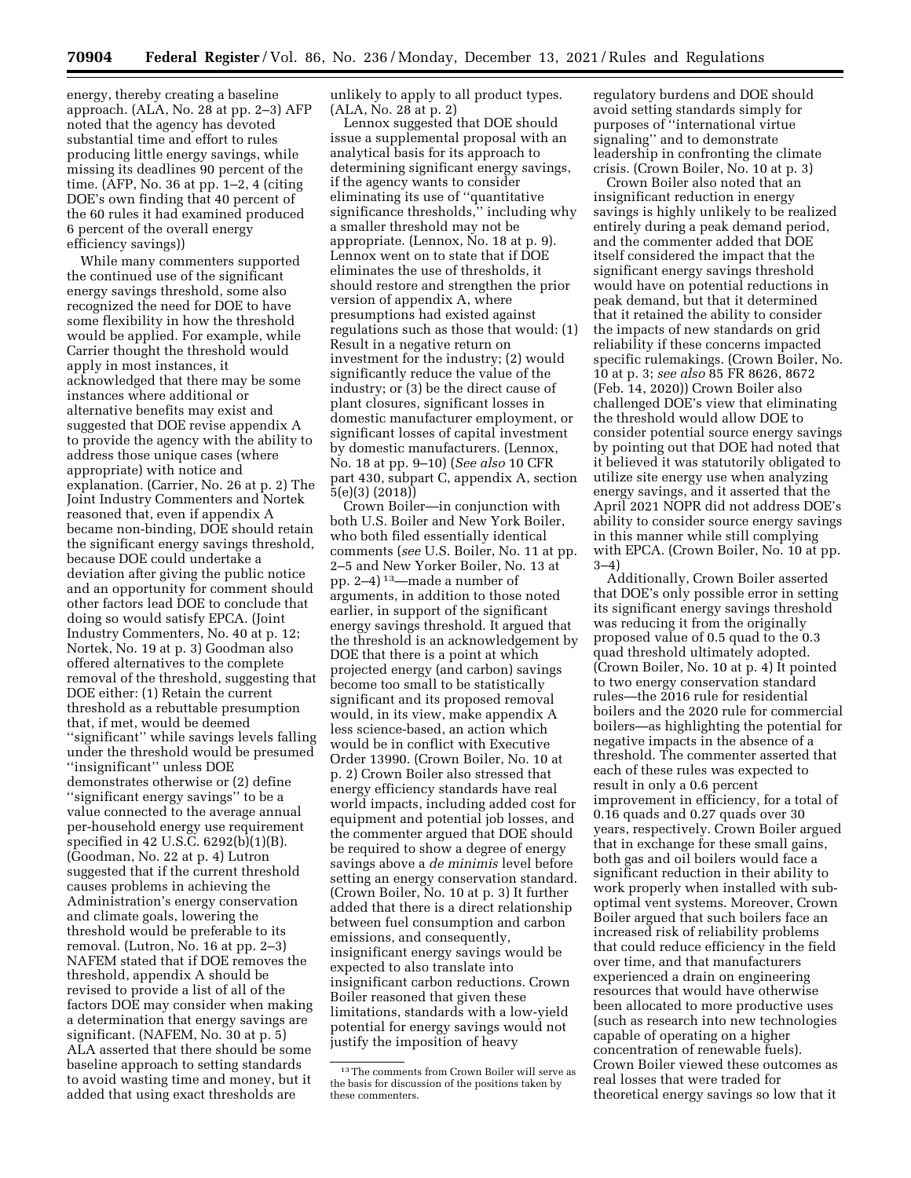energy, thereby creating a baseline approach. (ALA, No. 28 at pp. 2–3) AFP noted that the agency has devoted substantial time and effort to rules producing little energy savings, while missing its deadlines 90 percent of the time. (AFP, No. 36 at pp. 1–2, 4 (citing DOE's own finding that 40 percent of the 60 rules it had examined produced 6 percent of the overall energy efficiency savings))

While many commenters supported the continued use of the significant energy savings threshold, some also recognized the need for DOE to have some flexibility in how the threshold would be applied. For example, while Carrier thought the threshold would apply in most instances, it acknowledged that there may be some instances where additional or alternative benefits may exist and suggested that DOE revise appendix A to provide the agency with the ability to address those unique cases (where appropriate) with notice and explanation. (Carrier, No. 26 at p. 2) The Joint Industry Commenters and Nortek reasoned that, even if appendix A became non-binding, DOE should retain the significant energy savings threshold, because DOE could undertake a deviation after giving the public notice and an opportunity for comment should other factors lead DOE to conclude that doing so would satisfy EPCA. (Joint Industry Commenters, No. 40 at p. 12; Nortek, No. 19 at p. 3) Goodman also offered alternatives to the complete removal of the threshold, suggesting that DOE either: (1) Retain the current threshold as a rebuttable presumption that, if met, would be deemed ''significant'' while savings levels falling under the threshold would be presumed ''insignificant'' unless DOE demonstrates otherwise or (2) define ''significant energy savings'' to be a value connected to the average annual per-household energy use requirement specified in 42 U.S.C. 6292(b)(1)(B). (Goodman, No. 22 at p. 4) Lutron suggested that if the current threshold causes problems in achieving the Administration's energy conservation and climate goals, lowering the threshold would be preferable to its removal. (Lutron, No. 16 at pp. 2–3) NAFEM stated that if DOE removes the threshold, appendix A should be revised to provide a list of all of the factors DOE may consider when making a determination that energy savings are significant. (NAFEM, No. 30 at p. 5) ALA asserted that there should be some baseline approach to setting standards to avoid wasting time and money, but it added that using exact thresholds are unlikely to apply to all product types. (ALA, No. 28 at p. 2)

Lennox suggested that DOE should issue a supplemental proposal with an analytical basis for its approach to determining significant energy savings, if the agency wants to consider eliminating its use of ''quantitative significance thresholds,'' including why a smaller threshold may not be appropriate. (Lennox, No. 18 at p. 9). Lennox went on to state that if DOE eliminates the use of thresholds, it should restore and strengthen the prior version of appendix A, where presumptions had existed against regulations such as those that would: (1) Result in a negative return on investment for the industry; (2) would significantly reduce the value of the industry; or (3) be the direct cause of plant closures, significant losses in domestic manufacturer employment, or significant losses of capital investment by domestic manufacturers. (Lennox, No. 18 at pp. 9–10) (*See also* 10 CFR part 430, subpart C, appendix A, section 5(e)(3) (2018))

Crown Boiler—in conjunction with both U.S. Boiler and New York Boiler, who both filed essentially identical comments (*see* U.S. Boiler, No. 11 at pp. 2–5 and New Yorker Boiler, No. 13 at pp. 2–4) [13]—made a number of arguments, in addition to those noted earlier, in support of the significant energy savings threshold. It argued that the threshold is an acknowledgement by DOE that there is a point at which projected energy (and carbon) savings become too small to be statistically significant and its proposed removal would, in its view, make appendix A less science-based, an action which would be in conflict with Executive Order 13990. (Crown Boiler, No. 10 at p. 2) Crown Boiler also stressed that energy efficiency standards have real world impacts, including added cost for equipment and potential job losses, and the commenter argued that DOE should be required to show a degree of energy savings above a *de minimis* level before setting an energy conservation standard. (Crown Boiler, No. 10 at p. 3) It further added that there is a direct relationship between fuel consumption and carbon emissions, and consequently, insignificant energy savings would be expected to also translate into insignificant carbon reductions. Crown Boiler reasoned that given these limitations, standards with a low-yield potential for energy savings would not justify the imposition of heavy regulatory burdens and DOE should avoid setting standards simply for purposes of ''international virtue signaling'' and to demonstrate leadership in confronting the climate crisis. (Crown Boiler, No. 10 at p. 3)

Crown Boiler also noted that an insignificant reduction in energy savings is highly unlikely to be realized entirely during a peak demand period, and the commenter added that DOE itself considered the impact that the significant energy savings threshold would have on potential reductions in peak demand, but that it determined that it retained the ability to consider the impacts of new standards on grid reliability if these concerns impacted specific rulemakings. (Crown Boiler, No. 10 at p. 3; *see also* 85 FR 8626, 8672 (Feb. 14, 2020)) Crown Boiler also challenged DOE's view that eliminating the threshold would allow DOE to consider potential source energy savings by pointing out that DOE had noted that it believed it was statutorily obligated to utilize site energy use when analyzing energy savings, and it asserted that the April 2021 NOPR did not address DOE's ability to consider source energy savings in this manner while still complying with EPCA. (Crown Boiler, No. 10 at pp. 3–4)

Additionally, Crown Boiler asserted that DOE's only possible error in setting its significant energy savings threshold was reducing it from the originally proposed value of 0.5 quad to the 0.3 quad threshold ultimately adopted. (Crown Boiler, No. 10 at p. 4) It pointed to two energy conservation standard rules—the 2016 rule for residential boilers and the 2020 rule for commercial boilers—as highlighting the potential for negative impacts in the absence of a threshold. The commenter asserted that each of these rules was expected to result in only a 0.6 percent improvement in efficiency, for a total of 0.16 quads and 0.27 quads over 30 years, respectively. Crown Boiler argued that in exchange for these small gains, both gas and oil boilers would face a significant reduction in their ability to work properly when installed with sub-optimal vent systems. Moreover, Crown Boiler argued that such boilers face an increased risk of reliability problems that could reduce efficiency in the field over time, and that manufacturers experienced a drain on engineering resources that would have otherwise been allocated to more productive uses (such as research into new technologies capable of operating on a higher concentration of renewable fuels). Crown Boiler viewed these outcomes as real losses that were traded for theoretical energy savings so low that it

[13] The comments from Crown Boiler will serve as the basis for discussion of the positions taken by these commenters.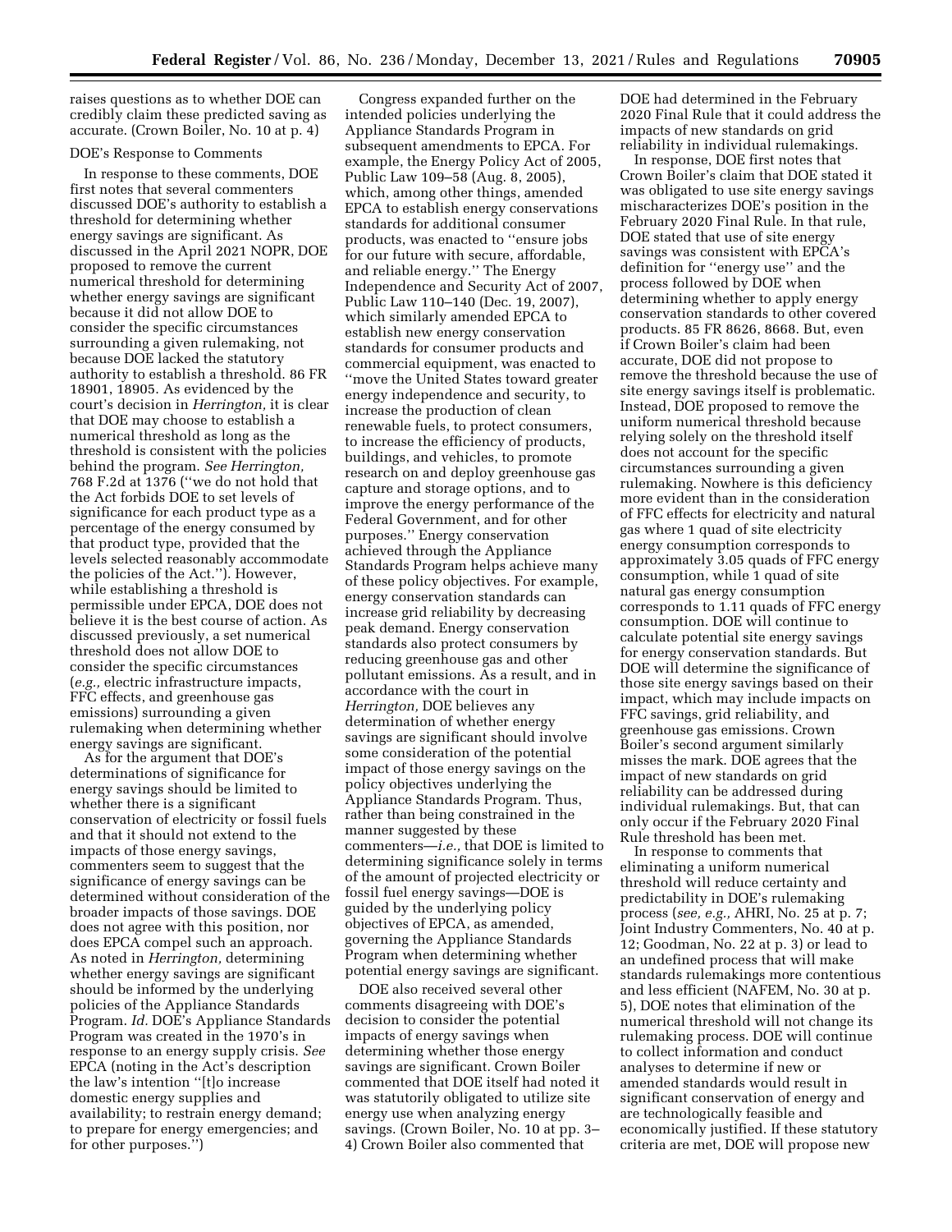raises questions as to whether DOE can credibly claim these predicted saving as accurate. (Crown Boiler, No. 10 at p. 4)

DOE's Response to Comments

In response to these comments, DOE first notes that several commenters discussed DOE's authority to establish a threshold for determining whether energy savings are significant. As discussed in the April 2021 NOPR, DOE proposed to remove the current numerical threshold for determining whether energy savings are significant because it did not allow DOE to consider the specific circumstances surrounding a given rulemaking, not because DOE lacked the statutory authority to establish a threshold. 86 FR 18901, 18905. As evidenced by the court's decision in *Herrington,* it is clear that DOE may choose to establish a numerical threshold as long as the threshold is consistent with the policies behind the program. *See Herrington,* 768 F.2d at 1376 (''we do not hold that the Act forbids DOE to set levels of significance for each product type as a percentage of the energy consumed by that product type, provided that the levels selected reasonably accommodate the policies of the Act.''). However, while establishing a threshold is permissible under EPCA, DOE does not believe it is the best course of action. As discussed previously, a set numerical threshold does not allow DOE to consider the specific circumstances (*e.g.,* electric infrastructure impacts, FFC effects, and greenhouse gas emissions) surrounding a given rulemaking when determining whether energy savings are significant.

As for the argument that DOE's determinations of significance for energy savings should be limited to whether there is a significant conservation of electricity or fossil fuels and that it should not extend to the impacts of those energy savings, commenters seem to suggest that the significance of energy savings can be determined without consideration of the broader impacts of those savings. DOE does not agree with this position, nor does EPCA compel such an approach. As noted in *Herrington,* determining whether energy savings are significant should be informed by the underlying policies of the Appliance Standards Program. *Id.* DOE's Appliance Standards Program was created in the 1970's in response to an energy supply crisis. *See* EPCA (noting in the Act's description the law's intention ''[t]o increase domestic energy supplies and availability; to restrain energy demand; to prepare for energy emergencies; and for other purposes.'')

Congress expanded further on the intended policies underlying the Appliance Standards Program in subsequent amendments to EPCA. For example, the Energy Policy Act of 2005, Public Law 109–58 (Aug. 8, 2005), which, among other things, amended EPCA to establish energy conservations standards for additional consumer products, was enacted to ''ensure jobs for our future with secure, affordable, and reliable energy.'' The Energy Independence and Security Act of 2007, Public Law 110–140 (Dec. 19, 2007), which similarly amended EPCA to establish new energy conservation standards for consumer products and commercial equipment, was enacted to ''move the United States toward greater energy independence and security, to increase the production of clean renewable fuels, to protect consumers, to increase the efficiency of products, buildings, and vehicles, to promote research on and deploy greenhouse gas capture and storage options, and to improve the energy performance of the Federal Government, and for other purposes.'' Energy conservation achieved through the Appliance Standards Program helps achieve many of these policy objectives. For example, energy conservation standards can increase grid reliability by decreasing peak demand. Energy conservation standards also protect consumers by reducing greenhouse gas and other pollutant emissions. As a result, and in accordance with the court in *Herrington,* DOE believes any determination of whether energy savings are significant should involve some consideration of the potential impact of those energy savings on the policy objectives underlying the Appliance Standards Program. Thus, rather than being constrained in the manner suggested by these commenters—*i.e.,* that DOE is limited to determining significance solely in terms of the amount of projected electricity or fossil fuel energy savings—DOE is guided by the underlying policy objectives of EPCA, as amended, governing the Appliance Standards Program when determining whether potential energy savings are significant.

DOE also received several other comments disagreeing with DOE's decision to consider the potential impacts of energy savings when determining whether those energy savings are significant. Crown Boiler commented that DOE itself had noted it was statutorily obligated to utilize site energy use when analyzing energy savings. (Crown Boiler, No. 10 at pp. 3–4) Crown Boiler also commented that DOE had determined in the February 2020 Final Rule that it could address the impacts of new standards on grid reliability in individual rulemakings.

In response, DOE first notes that Crown Boiler's claim that DOE stated it was obligated to use site energy savings mischaracterizes DOE's position in the February 2020 Final Rule. In that rule, DOE stated that use of site energy savings was consistent with EPCA's definition for ''energy use'' and the process followed by DOE when determining whether to apply energy conservation standards to other covered products. 85 FR 8626, 8668. But, even if Crown Boiler's claim had been accurate, DOE did not propose to remove the threshold because the use of site energy savings itself is problematic. Instead, DOE proposed to remove the uniform numerical threshold because relying solely on the threshold itself does not account for the specific circumstances surrounding a given rulemaking. Nowhere is this deficiency more evident than in the consideration of FFC effects for electricity and natural gas where 1 quad of site electricity energy consumption corresponds to approximately 3.05 quads of FFC energy consumption, while 1 quad of site natural gas energy consumption corresponds to 1.11 quads of FFC energy consumption. DOE will continue to calculate potential site energy savings for energy conservation standards. But DOE will determine the significance of those site energy savings based on their impact, which may include impacts on FFC savings, grid reliability, and greenhouse gas emissions. Crown Boiler's second argument similarly misses the mark. DOE agrees that the impact of new standards on grid reliability can be addressed during individual rulemakings. But, that can only occur if the February 2020 Final Rule threshold has been met.

In response to comments that eliminating a uniform numerical threshold will reduce certainty and predictability in DOE's rulemaking process (*see, e.g.,* AHRI, No. 25 at p. 7; Joint Industry Commenters, No. 40 at p. 12; Goodman, No. 22 at p. 3) or lead to an undefined process that will make standards rulemakings more contentious and less efficient (NAFEM, No. 30 at p. 5), DOE notes that elimination of the numerical threshold will not change its rulemaking process. DOE will continue to collect information and conduct analyses to determine if new or amended standards would result in significant conservation of energy and are technologically feasible and economically justified. If these statutory criteria are met, DOE will propose new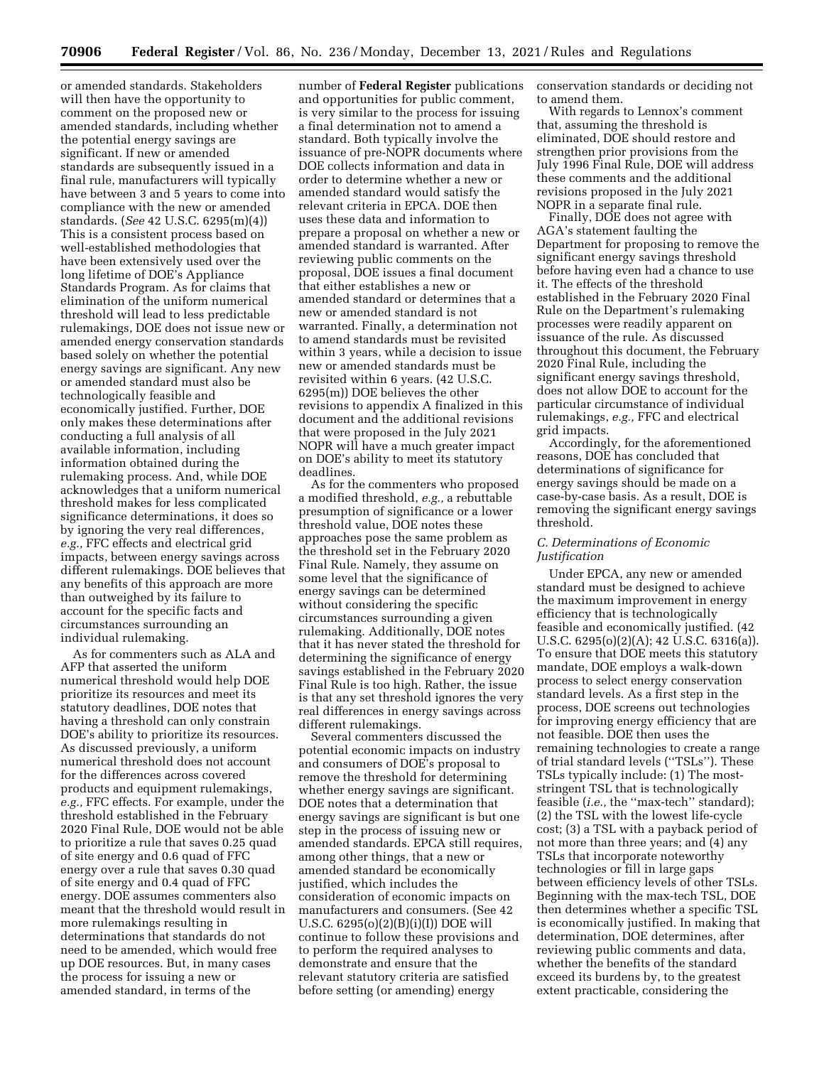or amended standards. Stakeholders will then have the opportunity to comment on the proposed new or amended standards, including whether the potential energy savings are significant. If new or amended standards are subsequently issued in a final rule, manufacturers will typically have between 3 and 5 years to come into compliance with the new or amended standards. (*See* 42 U.S.C. 6295(m)(4)) This is a consistent process based on well-established methodologies that have been extensively used over the long lifetime of DOE's Appliance Standards Program. As for claims that elimination of the uniform numerical threshold will lead to less predictable rulemakings, DOE does not issue new or amended energy conservation standards based solely on whether the potential energy savings are significant. Any new or amended standard must also be technologically feasible and economically justified. Further, DOE only makes these determinations after conducting a full analysis of all available information, including information obtained during the rulemaking process. And, while DOE acknowledges that a uniform numerical threshold makes for less complicated significance determinations, it does so by ignoring the very real differences, *e.g.,* FFC effects and electrical grid impacts, between energy savings across different rulemakings. DOE believes that any benefits of this approach are more than outweighed by its failure to account for the specific facts and circumstances surrounding an individual rulemaking.

As for commenters such as ALA and AFP that asserted the uniform numerical threshold would help DOE prioritize its resources and meet its statutory deadlines, DOE notes that having a threshold can only constrain DOE's ability to prioritize its resources. As discussed previously, a uniform numerical threshold does not account for the differences across covered products and equipment rulemakings, *e.g.,* FFC effects. For example, under the threshold established in the February 2020 Final Rule, DOE would not be able to prioritize a rule that saves 0.25 quad of site energy and 0.6 quad of FFC energy over a rule that saves 0.30 quad of site energy and 0.4 quad of FFC energy. DOE assumes commenters also meant that the threshold would result in more rulemakings resulting in determinations that standards do not need to be amended, which would free up DOE resources. But, in many cases the process for issuing a new or amended standard, in terms of the number of **Federal Register** publications and opportunities for public comment, is very similar to the process for issuing a final determination not to amend a standard. Both typically involve the issuance of pre-NOPR documents where DOE collects information and data in order to determine whether a new or amended standard would satisfy the relevant criteria in EPCA. DOE then uses these data and information to prepare a proposal on whether a new or amended standard is warranted. After reviewing public comments on the proposal, DOE issues a final document that either establishes a new or amended standard or determines that a new or amended standard is not warranted. Finally, a determination not to amend standards must be revisited within 3 years, while a decision to issue new or amended standards must be revisited within 6 years. (42 U.S.C. 6295(m)) DOE believes the other revisions to appendix A finalized in this document and the additional revisions that were proposed in the July 2021 NOPR will have a much greater impact on DOE's ability to meet its statutory deadlines.

As for the commenters who proposed a modified threshold, *e.g.,* a rebuttable presumption of significance or a lower threshold value, DOE notes these approaches pose the same problem as the threshold set in the February 2020 Final Rule. Namely, they assume on some level that the significance of energy savings can be determined without considering the specific circumstances surrounding a given rulemaking. Additionally, DOE notes that it has never stated the threshold for determining the significance of energy savings established in the February 2020 Final Rule is too high. Rather, the issue is that any set threshold ignores the very real differences in energy savings across different rulemakings.

Several commenters discussed the potential economic impacts on industry and consumers of DOE's proposal to remove the threshold for determining whether energy savings are significant. DOE notes that a determination that energy savings are significant is but one step in the process of issuing new or amended standards. EPCA still requires, among other things, that a new or amended standard be economically justified, which includes the consideration of economic impacts on manufacturers and consumers. (See 42 U.S.C. 6295(o)(2)(B)(i)(I)) DOE will continue to follow these provisions and to perform the required analyses to demonstrate and ensure that the relevant statutory criteria are satisfied before setting (or amending) energy conservation standards or deciding not to amend them.

With regards to Lennox's comment that, assuming the threshold is eliminated, DOE should restore and strengthen prior provisions from the July 1996 Final Rule, DOE will address these comments and the additional revisions proposed in the July 2021 NOPR in a separate final rule.

Finally, DOE does not agree with AGA's statement faulting the Department for proposing to remove the significant energy savings threshold before having even had a chance to use it. The effects of the threshold established in the February 2020 Final Rule on the Department's rulemaking processes were readily apparent on issuance of the rule. As discussed throughout this document, the February 2020 Final Rule, including the significant energy savings threshold, does not allow DOE to account for the particular circumstance of individual rulemakings, *e.g.,* FFC and electrical grid impacts.

Accordingly, for the aforementioned reasons, DOE has concluded that determinations of significance for energy savings should be made on a case-by-case basis. As a result, DOE is removing the significant energy savings threshold.

### *C. Determinations of Economic Justification*

Under EPCA, any new or amended standard must be designed to achieve the maximum improvement in energy efficiency that is technologically feasible and economically justified. (42 U.S.C. 6295(o)(2)(A); 42 U.S.C. 6316(a)). To ensure that DOE meets this statutory mandate, DOE employs a walk-down process to select energy conservation standard levels. As a first step in the process, DOE screens out technologies for improving energy efficiency that are not feasible. DOE then uses the remaining technologies to create a range of trial standard levels (''TSLs''). These TSLs typically include: (1) The most-stringent TSL that is technologically feasible (*i.e.,* the ''max-tech'' standard); (2) the TSL with the lowest life-cycle cost; (3) a TSL with a payback period of not more than three years; and (4) any TSLs that incorporate noteworthy technologies or fill in large gaps between efficiency levels of other TSLs. Beginning with the max-tech TSL, DOE then determines whether a specific TSL is economically justified. In making that determination, DOE determines, after reviewing public comments and data, whether the benefits of the standard exceed its burdens by, to the greatest extent practicable, considering the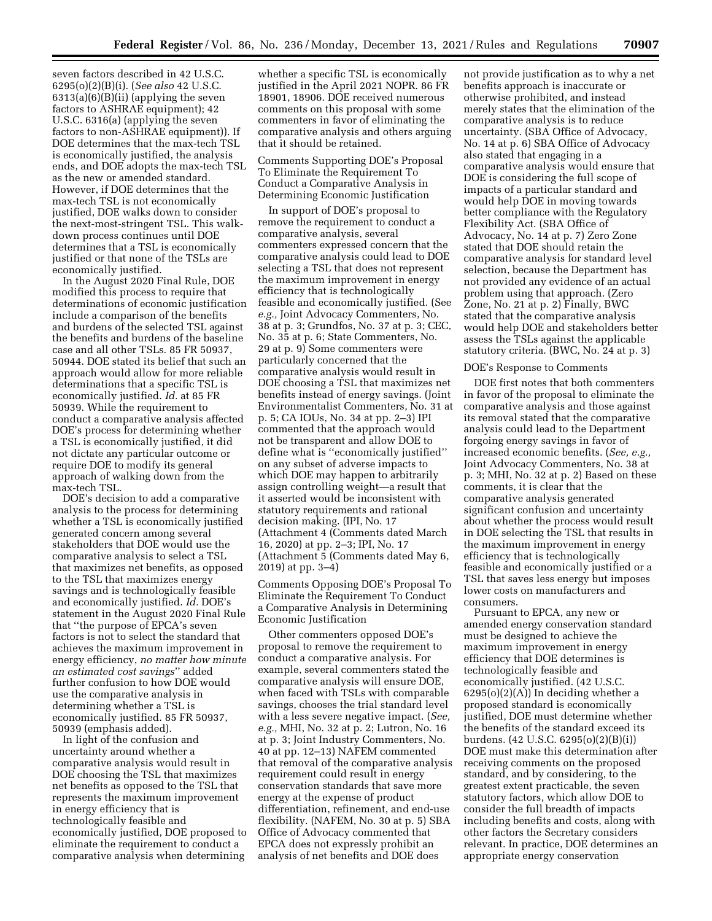seven factors described in 42 U.S.C. 6295(o)(2)(B)(i). (*See also* 42 U.S.C. 6313(a)(6)(B)(ii) (applying the seven factors to ASHRAE equipment); 42 U.S.C. 6316(a) (applying the seven factors to non-ASHRAE equipment)). If DOE determines that the max-tech TSL is economically justified, the analysis ends, and DOE adopts the max-tech TSL as the new or amended standard. However, if DOE determines that the max-tech TSL is not economically justified, DOE walks down to consider the next-most-stringent TSL. This walk-down process continues until DOE determines that a TSL is economically justified or that none of the TSLs are economically justified.

In the August 2020 Final Rule, DOE modified this process to require that determinations of economic justification include a comparison of the benefits and burdens of the selected TSL against the benefits and burdens of the baseline case and all other TSLs. 85 FR 50937, 50944. DOE stated its belief that such an approach would allow for more reliable determinations that a specific TSL is economically justified. *Id.* at 85 FR 50939. While the requirement to conduct a comparative analysis affected DOE's process for determining whether a TSL is economically justified, it did not dictate any particular outcome or require DOE to modify its general approach of walking down from the max-tech TSL.

DOE's decision to add a comparative analysis to the process for determining whether a TSL is economically justified generated concern among several stakeholders that DOE would use the comparative analysis to select a TSL that maximizes net benefits, as opposed to the TSL that maximizes energy savings and is technologically feasible and economically justified. *Id.* DOE's statement in the August 2020 Final Rule that ''the purpose of EPCA's seven factors is not to select the standard that achieves the maximum improvement in energy efficiency, *no matter how minute an estimated cost savings*'' added further confusion to how DOE would use the comparative analysis in determining whether a TSL is economically justified. 85 FR 50937, 50939 (emphasis added).

In light of the confusion and uncertainty around whether a comparative analysis would result in DOE choosing the TSL that maximizes net benefits as opposed to the TSL that represents the maximum improvement in energy efficiency that is technologically feasible and economically justified, DOE proposed to eliminate the requirement to conduct a comparative analysis when determining whether a specific TSL is economically justified in the April 2021 NOPR. 86 FR 18901, 18906. DOE received numerous comments on this proposal with some commenters in favor of eliminating the comparative analysis and others arguing that it should be retained.

Comments Supporting DOE's Proposal To Eliminate the Requirement To Conduct a Comparative Analysis in Determining Economic Justification

In support of DOE's proposal to remove the requirement to conduct a comparative analysis, several commenters expressed concern that the comparative analysis could lead to DOE selecting a TSL that does not represent the maximum improvement in energy efficiency that is technologically feasible and economically justified. (See *e.g.,* Joint Advocacy Commenters, No. 38 at p. 3; Grundfos, No. 37 at p. 3; CEC, No. 35 at p. 6; State Commenters, No. 29 at p. 9) Some commenters were particularly concerned that the comparative analysis would result in DOE choosing a TSL that maximizes net benefits instead of energy savings. (Joint Environmentalist Commenters, No. 31 at p. 5; CA IOUs, No. 34 at pp. 2–3) IPI commented that the approach would not be transparent and allow DOE to define what is ''economically justified'' on any subset of adverse impacts to which DOE may happen to arbitrarily assign controlling weight—a result that it asserted would be inconsistent with statutory requirements and rational decision making. (IPI, No. 17 (Attachment 4 (Comments dated March 16, 2020) at pp. 2–3; IPI, No. 17 (Attachment 5 (Comments dated May 6, 2019) at pp. 3–4)

Comments Opposing DOE's Proposal To Eliminate the Requirement To Conduct a Comparative Analysis in Determining Economic Justification

Other commenters opposed DOE's proposal to remove the requirement to conduct a comparative analysis. For example, several commenters stated the comparative analysis will ensure DOE, when faced with TSLs with comparable savings, chooses the trial standard level with a less severe negative impact. (*See, e.g.,* MHI, No. 32 at p. 2; Lutron, No. 16 at p. 3; Joint Industry Commenters, No. 40 at pp. 12–13) NAFEM commented that removal of the comparative analysis requirement could result in energy conservation standards that save more energy at the expense of product differentiation, refinement, and end-use flexibility. (NAFEM, No. 30 at p. 5) SBA Office of Advocacy commented that EPCA does not expressly prohibit an analysis of net benefits and DOE does not provide justification as to why a net benefits approach is inaccurate or otherwise prohibited, and instead merely states that the elimination of the comparative analysis is to reduce uncertainty. (SBA Office of Advocacy, No. 14 at p. 6) SBA Office of Advocacy also stated that engaging in a comparative analysis would ensure that DOE is considering the full scope of impacts of a particular standard and would help DOE in moving towards better compliance with the Regulatory Flexibility Act. (SBA Office of Advocacy, No. 14 at p. 7) Zero Zone stated that DOE should retain the comparative analysis for standard level selection, because the Department has not provided any evidence of an actual problem using that approach. (Zero Zone, No. 21 at p. 2) Finally, BWC stated that the comparative analysis would help DOE and stakeholders better assess the TSLs against the applicable statutory criteria. (BWC, No. 24 at p. 3)

DOE's Response to Comments

DOE first notes that both commenters in favor of the proposal to eliminate the comparative analysis and those against its removal stated that the comparative analysis could lead to the Department forgoing energy savings in favor of increased economic benefits. (*See, e.g.,* Joint Advocacy Commenters, No. 38 at p. 3; MHI, No. 32 at p. 2) Based on these comments, it is clear that the comparative analysis generated significant confusion and uncertainty about whether the process would result in DOE selecting the TSL that results in the maximum improvement in energy efficiency that is technologically feasible and economically justified or a TSL that saves less energy but imposes lower costs on manufacturers and consumers.

Pursuant to EPCA, any new or amended energy conservation standard must be designed to achieve the maximum improvement in energy efficiency that DOE determines is technologically feasible and economically justified. (42 U.S.C. 6295(o)(2)(A)) In deciding whether a proposed standard is economically justified, DOE must determine whether the benefits of the standard exceed its burdens. (42 U.S.C. 6295(o)(2)(B)(i)) DOE must make this determination after receiving comments on the proposed standard, and by considering, to the greatest extent practicable, the seven statutory factors, which allow DOE to consider the full breadth of impacts including benefits and costs, along with other factors the Secretary considers relevant. In practice, DOE determines an appropriate energy conservation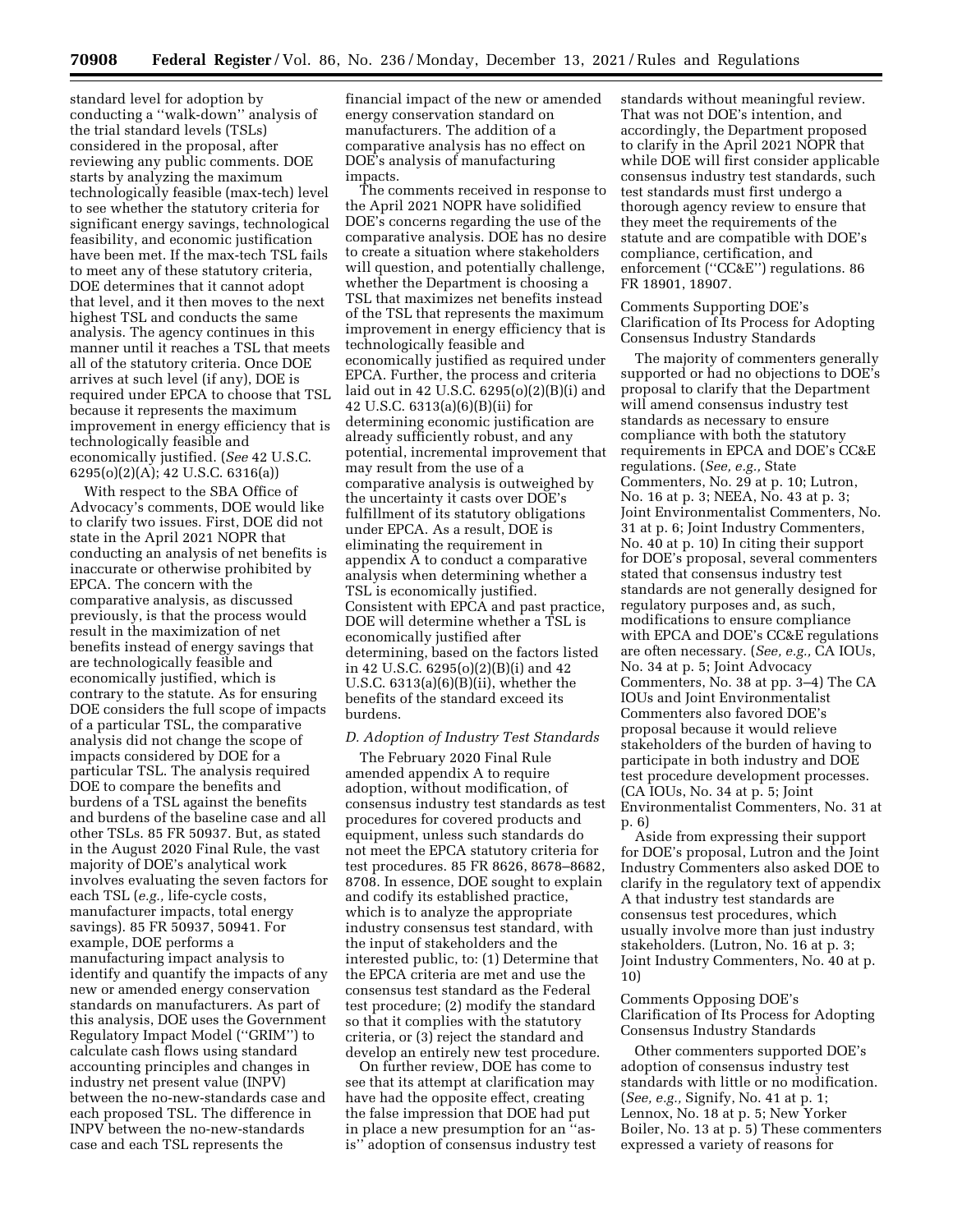standard level for adoption by conducting a ''walk-down'' analysis of the trial standard levels (TSLs) considered in the proposal, after reviewing any public comments. DOE starts by analyzing the maximum technologically feasible (max-tech) level to see whether the statutory criteria for significant energy savings, technological feasibility, and economic justification have been met. If the max-tech TSL fails to meet any of these statutory criteria, DOE determines that it cannot adopt that level, and it then moves to the next highest TSL and conducts the same analysis. The agency continues in this manner until it reaches a TSL that meets all of the statutory criteria. Once DOE arrives at such level (if any), DOE is required under EPCA to choose that TSL because it represents the maximum improvement in energy efficiency that is technologically feasible and economically justified. (*See* 42 U.S.C. 6295(o)(2)(A); 42 U.S.C. 6316(a))

With respect to the SBA Office of Advocacy's comments, DOE would like to clarify two issues. First, DOE did not state in the April 2021 NOPR that conducting an analysis of net benefits is inaccurate or otherwise prohibited by EPCA. The concern with the comparative analysis, as discussed previously, is that the process would result in the maximization of net benefits instead of energy savings that are technologically feasible and economically justified, which is contrary to the statute. As for ensuring DOE considers the full scope of impacts of a particular TSL, the comparative analysis did not change the scope of impacts considered by DOE for a particular TSL. The analysis required DOE to compare the benefits and burdens of a TSL against the benefits and burdens of the baseline case and all other TSLs. 85 FR 50937. But, as stated in the August 2020 Final Rule, the vast majority of DOE's analytical work involves evaluating the seven factors for each TSL (*e.g.,* life-cycle costs, manufacturer impacts, total energy savings). 85 FR 50937, 50941. For example, DOE performs a manufacturing impact analysis to identify and quantify the impacts of any new or amended energy conservation standards on manufacturers. As part of this analysis, DOE uses the Government Regulatory Impact Model (''GRIM'') to calculate cash flows using standard accounting principles and changes in industry net present value (INPV) between the no-new-standards case and each proposed TSL. The difference in INPV between the no-new-standards case and each TSL represents the financial impact of the new or amended energy conservation standard on manufacturers. The addition of a comparative analysis has no effect on DOE's analysis of manufacturing impacts.

The comments received in response to the April 2021 NOPR have solidified DOE's concerns regarding the use of the comparative analysis. DOE has no desire to create a situation where stakeholders will question, and potentially challenge, whether the Department is choosing a TSL that maximizes net benefits instead of the TSL that represents the maximum improvement in energy efficiency that is technologically feasible and economically justified as required under EPCA. Further, the process and criteria laid out in 42 U.S.C. 6295(o)(2)(B)(i) and 42 U.S.C. 6313(a)(6)(B)(ii) for determining economic justification are already sufficiently robust, and any potential, incremental improvement that may result from the use of a comparative analysis is outweighed by the uncertainty it casts over DOE's fulfillment of its statutory obligations under EPCA. As a result, DOE is eliminating the requirement in appendix A to conduct a comparative analysis when determining whether a TSL is economically justified. Consistent with EPCA and past practice, DOE will determine whether a TSL is economically justified after determining, based on the factors listed in 42 U.S.C. 6295(o)(2)(B)(i) and 42 U.S.C. 6313(a)(6)(B)(ii), whether the benefits of the standard exceed its burdens.

### *D. Adoption of Industry Test Standards*

The February 2020 Final Rule amended appendix A to require adoption, without modification, of consensus industry test standards as test procedures for covered products and equipment, unless such standards do not meet the EPCA statutory criteria for test procedures. 85 FR 8626, 8678–8682, 8708. In essence, DOE sought to explain and codify its established practice, which is to analyze the appropriate industry consensus test standard, with the input of stakeholders and the interested public, to: (1) Determine that the EPCA criteria are met and use the consensus test standard as the Federal test procedure; (2) modify the standard so that it complies with the statutory criteria, or (3) reject the standard and develop an entirely new test procedure.

On further review, DOE has come to see that its attempt at clarification may have had the opposite effect, creating the false impression that DOE had put in place a new presumption for an ''as-is'' adoption of consensus industry test standards without meaningful review. That was not DOE's intention, and accordingly, the Department proposed to clarify in the April 2021 NOPR that while DOE will first consider applicable consensus industry test standards, such test standards must first undergo a thorough agency review to ensure that they meet the requirements of the statute and are compatible with DOE's compliance, certification, and enforcement (''CC&E'') regulations. 86 FR 18901, 18907.

#### Comments Supporting DOE's Clarification of Its Process for Adopting Consensus Industry Standards

The majority of commenters generally supported or had no objections to DOE's proposal to clarify that the Department will amend consensus industry test standards as necessary to ensure compliance with both the statutory requirements in EPCA and DOE's CC&E regulations. (*See, e.g.,* State Commenters, No. 29 at p. 10; Lutron, No. 16 at p. 3; NEEA, No. 43 at p. 3; Joint Environmentalist Commenters, No. 31 at p. 6; Joint Industry Commenters, No. 40 at p. 10) In citing their support for DOE's proposal, several commenters stated that consensus industry test standards are not generally designed for regulatory purposes and, as such, modifications to ensure compliance with EPCA and DOE's CC&E regulations are often necessary. (*See, e.g.,* CA IOUs, No. 34 at p. 5; Joint Advocacy Commenters, No. 38 at pp. 3–4) The CA IOUs and Joint Environmentalist Commenters also favored DOE's proposal because it would relieve stakeholders of the burden of having to participate in both industry and DOE test procedure development processes. (CA IOUs, No. 34 at p. 5; Joint Environmentalist Commenters, No. 31 at p. 6)

Aside from expressing their support for DOE's proposal, Lutron and the Joint Industry Commenters also asked DOE to clarify in the regulatory text of appendix A that industry test standards are consensus test procedures, which usually involve more than just industry stakeholders. (Lutron, No. 16 at p. 3; Joint Industry Commenters, No. 40 at p. 10)

#### Comments Opposing DOE's Clarification of Its Process for Adopting Consensus Industry Standards

Other commenters supported DOE's adoption of consensus industry test standards with little or no modification. (*See, e.g.,* Signify, No. 41 at p. 1; Lennox, No. 18 at p. 5; New Yorker Boiler, No. 13 at p. 5) These commenters expressed a variety of reasons for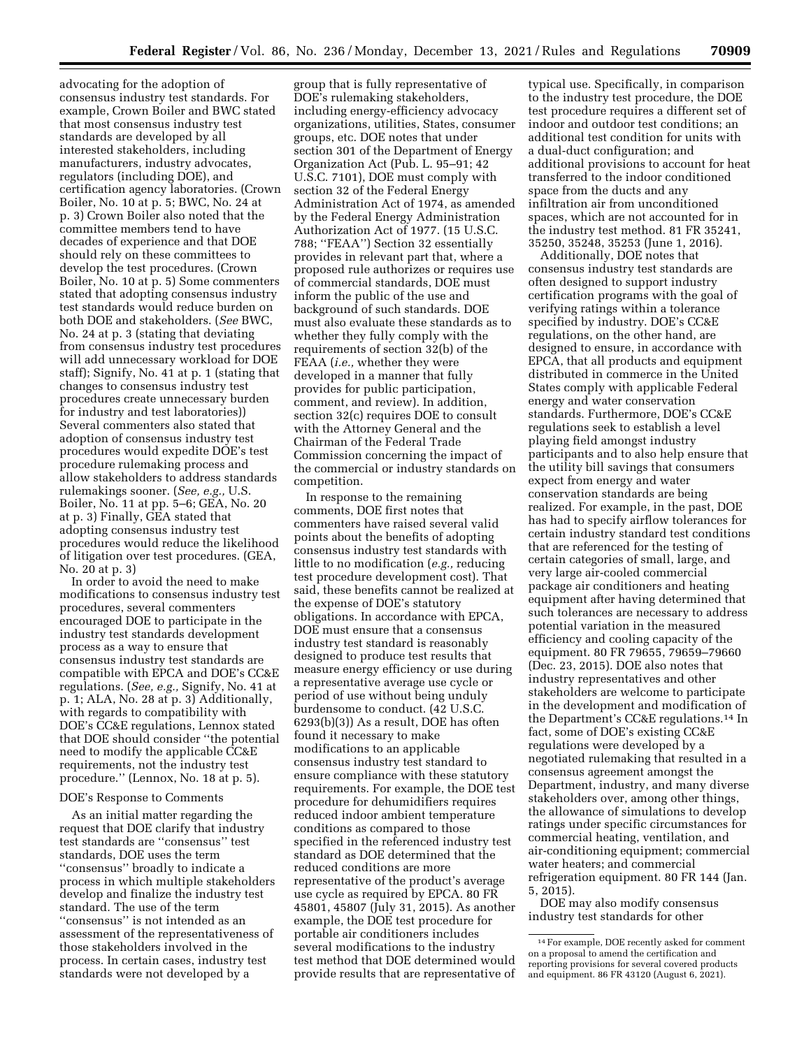advocating for the adoption of consensus industry test standards. For example, Crown Boiler and BWC stated that most consensus industry test standards are developed by all interested stakeholders, including manufacturers, industry advocates, regulators (including DOE), and certification agency laboratories. (Crown Boiler, No. 10 at p. 5; BWC, No. 24 at p. 3) Crown Boiler also noted that the committee members tend to have decades of experience and that DOE should rely on these committees to develop the test procedures. (Crown Boiler, No. 10 at p. 5) Some commenters stated that adopting consensus industry test standards would reduce burden on both DOE and stakeholders. (*See* BWC, No. 24 at p. 3 (stating that deviating from consensus industry test procedures will add unnecessary workload for DOE staff); Signify, No. 41 at p. 1 (stating that changes to consensus industry test procedures create unnecessary burden for industry and test laboratories)) Several commenters also stated that adoption of consensus industry test procedures would expedite DOE's test procedure rulemaking process and allow stakeholders to address standards rulemakings sooner. (*See, e.g.,* U.S. Boiler, No. 11 at pp. 5–6; GEA, No. 20 at p. 3) Finally, GEA stated that adopting consensus industry test procedures would reduce the likelihood of litigation over test procedures. (GEA, No. 20 at p. 3)

In order to avoid the need to make modifications to consensus industry test procedures, several commenters encouraged DOE to participate in the industry test standards development process as a way to ensure that consensus industry test standards are compatible with EPCA and DOE's CC&E regulations. (*See, e.g.,* Signify, No. 41 at p. 1; ALA, No. 28 at p. 3) Additionally, with regards to compatibility with DOE's CC&E regulations, Lennox stated that DOE should consider "the potential need to modify the applicable CC&E requirements, not the industry test procedure." (Lennox, No. 18 at p. 5).

DOE's Response to Comments

As an initial matter regarding the request that DOE clarify that industry test standards are "consensus" test standards, DOE uses the term "consensus" broadly to indicate a process in which multiple stakeholders develop and finalize the industry test standard. The use of the term "consensus" is not intended as an assessment of the representativeness of those stakeholders involved in the process. In certain cases, industry test standards were not developed by a group that is fully representative of DOE's rulemaking stakeholders, including energy-efficiency advocacy organizations, utilities, States, consumer groups, etc. DOE notes that under section 301 of the Department of Energy Organization Act (Pub. L. 95–91; 42 U.S.C. 7101), DOE must comply with section 32 of the Federal Energy Administration Act of 1974, as amended by the Federal Energy Administration Authorization Act of 1977. (15 U.S.C. 788; "FEAA") Section 32 essentially provides in relevant part that, where a proposed rule authorizes or requires use of commercial standards, DOE must inform the public of the use and background of such standards. DOE must also evaluate these standards as to whether they fully comply with the requirements of section 32(b) of the FEAA (*i.e.,* whether they were developed in a manner that fully provides for public participation, comment, and review). In addition, section 32(c) requires DOE to consult with the Attorney General and the Chairman of the Federal Trade Commission concerning the impact of the commercial or industry standards on competition.

In response to the remaining comments, DOE first notes that commenters have raised several valid points about the benefits of adopting consensus industry test standards with little to no modification (*e.g.,* reducing test procedure development cost). That said, these benefits cannot be realized at the expense of DOE's statutory obligations. In accordance with EPCA, DOE must ensure that a consensus industry test standard is reasonably designed to produce test results that measure energy efficiency or use during a representative average use cycle or period of use without being unduly burdensome to conduct. (42 U.S.C. 6293(b)(3)) As a result, DOE has often found it necessary to make modifications to an applicable consensus industry test standard to ensure compliance with these statutory requirements. For example, the DOE test procedure for dehumidifiers requires reduced indoor ambient temperature conditions as compared to those specified in the referenced industry test standard as DOE determined that the reduced conditions are more representative of the product's average use cycle as required by EPCA. 80 FR 45801, 45807 (July 31, 2015). As another example, the DOE test procedure for portable air conditioners includes several modifications to the industry test method that DOE determined would provide results that are representative of typical use. Specifically, in comparison to the industry test procedure, the DOE test procedure requires a different set of indoor and outdoor test conditions; an additional test condition for units with a dual-duct configuration; and additional provisions to account for heat transferred to the indoor conditioned space from the ducts and any infiltration air from unconditioned spaces, which are not accounted for in the industry test method. 81 FR 35241, 35250, 35248, 35253 (June 1, 2016).

Additionally, DOE notes that consensus industry test standards are often designed to support industry certification programs with the goal of verifying ratings within a tolerance specified by industry. DOE's CC&E regulations, on the other hand, are designed to ensure, in accordance with EPCA, that all products and equipment distributed in commerce in the United States comply with applicable Federal energy and water conservation standards. Furthermore, DOE's CC&E regulations seek to establish a level playing field amongst industry participants and to also help ensure that the utility bill savings that consumers expect from energy and water conservation standards are being realized. For example, in the past, DOE has had to specify airflow tolerances for certain industry standard test conditions that are referenced for the testing of certain categories of small, large, and very large air-cooled commercial package air conditioners and heating equipment after having determined that such tolerances are necessary to address potential variation in the measured efficiency and cooling capacity of the equipment. 80 FR 79655, 79659–79660 (Dec. 23, 2015). DOE also notes that industry representatives and other stakeholders are welcome to participate in the development and modification of the Department's CC&E regulations.[14] In fact, some of DOE's existing CC&E regulations were developed by a negotiated rulemaking that resulted in a consensus agreement amongst the Department, industry, and many diverse stakeholders over, among other things, the allowance of simulations to develop ratings under specific circumstances for commercial heating, ventilation, and air-conditioning equipment; commercial water heaters; and commercial refrigeration equipment. 80 FR 144 (Jan. 5, 2015).

DOE may also modify consensus industry test standards for other

[14] For example, DOE recently asked for comment on a proposal to amend the certification and reporting provisions for several covered products and equipment. 86 FR 43120 (August 6, 2021).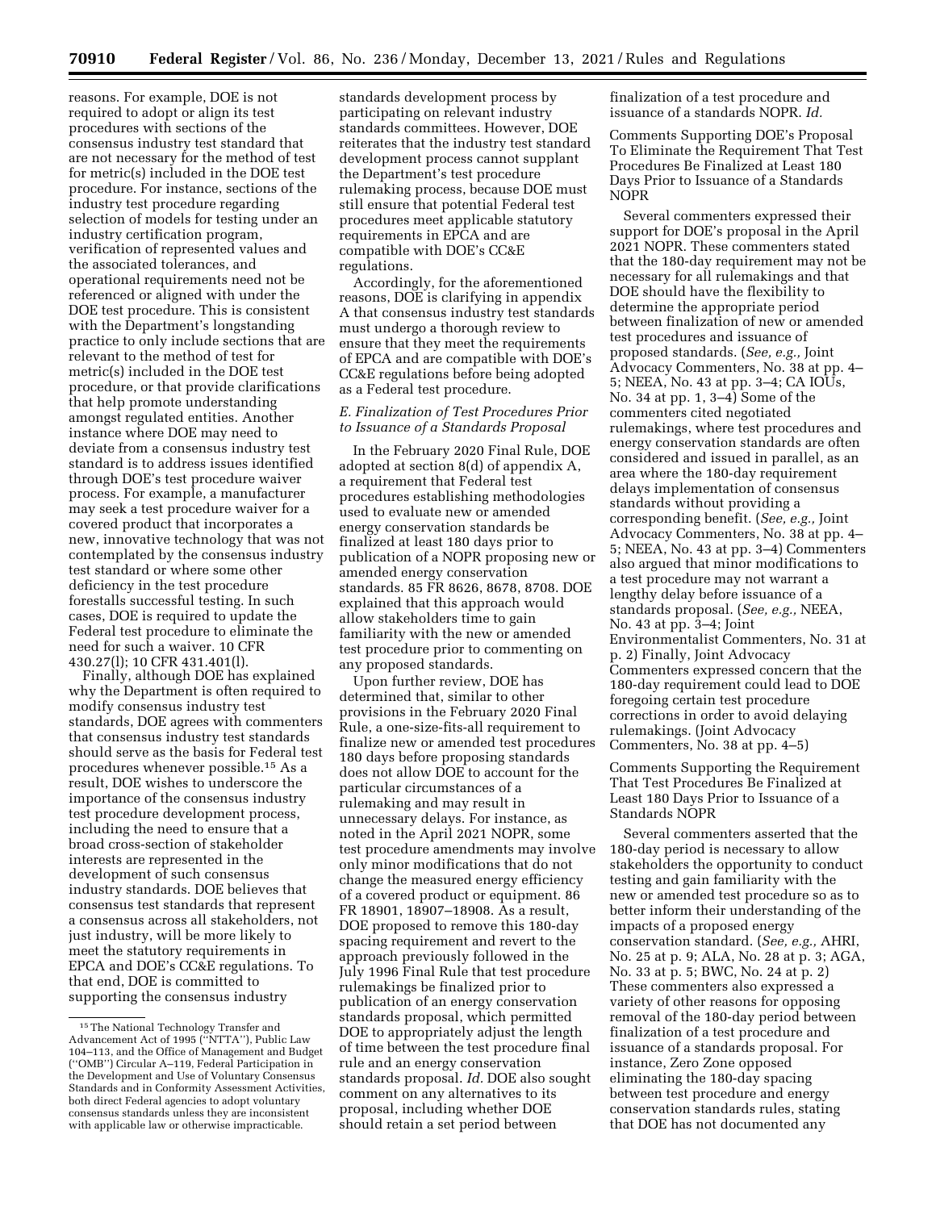reasons. For example, DOE is not required to adopt or align its test procedures with sections of the consensus industry test standard that are not necessary for the method of test for metric(s) included in the DOE test procedure. For instance, sections of the industry test procedure regarding selection of models for testing under an industry certification program, verification of represented values and the associated tolerances, and operational requirements need not be referenced or aligned with under the DOE test procedure. This is consistent with the Department's longstanding practice to only include sections that are relevant to the method of test for metric(s) included in the DOE test procedure, or that provide clarifications that help promote understanding amongst regulated entities. Another instance where DOE may need to deviate from a consensus industry test standard is to address issues identified through DOE's test procedure waiver process. For example, a manufacturer may seek a test procedure waiver for a covered product that incorporates a new, innovative technology that was not contemplated by the consensus industry test standard or where some other deficiency in the test procedure forestalls successful testing. In such cases, DOE is required to update the Federal test procedure to eliminate the need for such a waiver. 10 CFR 430.27(l); 10 CFR 431.401(l).

Finally, although DOE has explained why the Department is often required to modify consensus industry test standards, DOE agrees with commenters that consensus industry test standards should serve as the basis for Federal test procedures whenever possible.[15] As a result, DOE wishes to underscore the importance of the consensus industry test procedure development process, including the need to ensure that a broad cross-section of stakeholder interests are represented in the development of such consensus industry standards. DOE believes that consensus test standards that represent a consensus across all stakeholders, not just industry, will be more likely to meet the statutory requirements in EPCA and DOE's CC&E regulations. To that end, DOE is committed to supporting the consensus industry standards development process by participating on relevant industry standards committees. However, DOE reiterates that the industry test standard development process cannot supplant the Department's test procedure rulemaking process, because DOE must still ensure that potential Federal test procedures meet applicable statutory requirements in EPCA and are compatible with DOE's CC&E regulations.

Accordingly, for the aforementioned reasons, DOE is clarifying in appendix A that consensus industry test standards must undergo a thorough review to ensure that they meet the requirements of EPCA and are compatible with DOE's CC&E regulations before being adopted as a Federal test procedure.

### *E. Finalization of Test Procedures Prior to Issuance of a Standards Proposal*

In the February 2020 Final Rule, DOE adopted at section 8(d) of appendix A, a requirement that Federal test procedures establishing methodologies used to evaluate new or amended energy conservation standards be finalized at least 180 days prior to publication of a NOPR proposing new or amended energy conservation standards. 85 FR 8626, 8678, 8708. DOE explained that this approach would allow stakeholders time to gain familiarity with the new or amended test procedure prior to commenting on any proposed standards.

Upon further review, DOE has determined that, similar to other provisions in the February 2020 Final Rule, a one-size-fits-all requirement to finalize new or amended test procedures 180 days before proposing standards does not allow DOE to account for the particular circumstances of a rulemaking and may result in unnecessary delays. For instance, as noted in the April 2021 NOPR, some test procedure amendments may involve only minor modifications that do not change the measured energy efficiency of a covered product or equipment. 86 FR 18901, 18907–18908. As a result, DOE proposed to remove this 180-day spacing requirement and revert to the approach previously followed in the July 1996 Final Rule that test procedure rulemakings be finalized prior to publication of an energy conservation standards proposal, which permitted DOE to appropriately adjust the length of time between the test procedure final rule and an energy conservation standards proposal. *Id.* DOE also sought comment on any alternatives to its proposal, including whether DOE should retain a set period between finalization of a test procedure and issuance of a standards NOPR. *Id.*

#### Comments Supporting DOE's Proposal To Eliminate the Requirement That Test Procedures Be Finalized at Least 180 Days Prior to Issuance of a Standards NOPR

Several commenters expressed their support for DOE's proposal in the April 2021 NOPR. These commenters stated that the 180-day requirement may not be necessary for all rulemakings and that DOE should have the flexibility to determine the appropriate period between finalization of new or amended test procedures and issuance of proposed standards. (*See, e.g.,* Joint Advocacy Commenters, No. 38 at pp. 4–5; NEEA, No. 43 at pp. 3–4; CA IOUs, No. 34 at pp. 1, 3–4) Some of the commenters cited negotiated rulemakings, where test procedures and energy conservation standards are often considered and issued in parallel, as an area where the 180-day requirement delays implementation of consensus standards without providing a corresponding benefit. (*See, e.g.,* Joint Advocacy Commenters, No. 38 at pp. 4–5; NEEA, No. 43 at pp. 3–4) Commenters also argued that minor modifications to a test procedure may not warrant a lengthy delay before issuance of a standards proposal. (*See, e.g.,* NEEA, No. 43 at pp. 3–4; Joint Environmentalist Commenters, No. 31 at p. 2) Finally, Joint Advocacy Commenters expressed concern that the 180-day requirement could lead to DOE foregoing certain test procedure corrections in order to avoid delaying rulemakings. (Joint Advocacy Commenters, No. 38 at pp. 4–5)

#### Comments Supporting the Requirement That Test Procedures Be Finalized at Least 180 Days Prior to Issuance of a Standards NOPR

Several commenters asserted that the 180-day period is necessary to allow stakeholders the opportunity to conduct testing and gain familiarity with the new or amended test procedure so as to better inform their understanding of the impacts of a proposed energy conservation standard. (*See, e.g.,* AHRI, No. 25 at p. 9; ALA, No. 28 at p. 3; AGA, No. 33 at p. 5; BWC, No. 24 at p. 2) These commenters also expressed a variety of other reasons for opposing removal of the 180-day period between finalization of a test procedure and issuance of a standards proposal. For instance, Zero Zone opposed eliminating the 180-day spacing between test procedure and energy conservation standards rules, stating that DOE has not documented any

[15] The National Technology Transfer and Advancement Act of 1995 (''NTTA''), Public Law 104–113, and the Office of Management and Budget (''OMB'') Circular A–119, Federal Participation in the Development and Use of Voluntary Consensus Standards and in Conformity Assessment Activities, both direct Federal agencies to adopt voluntary consensus standards unless they are inconsistent with applicable law or otherwise impracticable.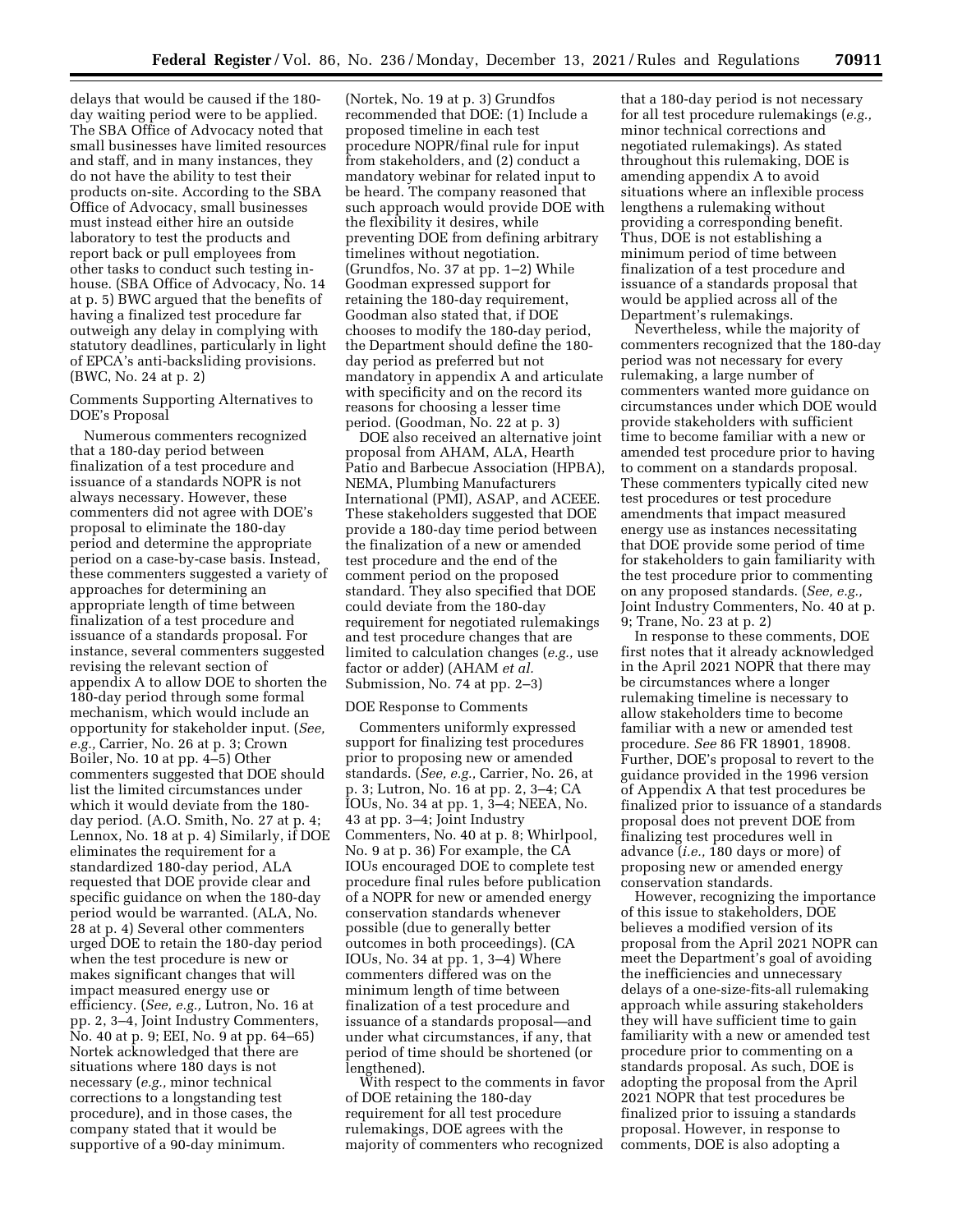delays that would be caused if the 180-day waiting period were to be applied. The SBA Office of Advocacy noted that small businesses have limited resources and staff, and in many instances, they do not have the ability to test their products on-site. According to the SBA Office of Advocacy, small businesses must instead either hire an outside laboratory to test the products and report back or pull employees from other tasks to conduct such testing in-house. (SBA Office of Advocacy, No. 14 at p. 5) BWC argued that the benefits of having a finalized test procedure far outweigh any delay in complying with statutory deadlines, particularly in light of EPCA's anti-backsliding provisions. (BWC, No. 24 at p. 2)

Comments Supporting Alternatives to DOE's Proposal

Numerous commenters recognized that a 180-day period between finalization of a test procedure and issuance of a standards NOPR is not always necessary. However, these commenters did not agree with DOE's proposal to eliminate the 180-day period and determine the appropriate period on a case-by-case basis. Instead, these commenters suggested a variety of approaches for determining an appropriate length of time between finalization of a test procedure and issuance of a standards proposal. For instance, several commenters suggested revising the relevant section of appendix A to allow DOE to shorten the 180-day period through some formal mechanism, which would include an opportunity for stakeholder input. (*See, e.g.,* Carrier, No. 26 at p. 3; Crown Boiler, No. 10 at pp. 4–5) Other commenters suggested that DOE should list the limited circumstances under which it would deviate from the 180-day period. (A.O. Smith, No. 27 at p. 4; Lennox, No. 18 at p. 4) Similarly, if DOE eliminates the requirement for a standardized 180-day period, ALA requested that DOE provide clear and specific guidance on when the 180-day period would be warranted. (ALA, No. 28 at p. 4) Several other commenters urged DOE to retain the 180-day period when the test procedure is new or makes significant changes that will impact measured energy use or efficiency. (*See, e.g.,* Lutron, No. 16 at pp. 2, 3–4, Joint Industry Commenters, No. 40 at p. 9; EEI, No. 9 at pp. 64–65) Nortek acknowledged that there are situations where 180 days is not necessary (*e.g.,* minor technical corrections to a longstanding test procedure), and in those cases, the company stated that it would be supportive of a 90-day minimum. (Nortek, No. 19 at p. 3) Grundfos recommended that DOE: (1) Include a proposed timeline in each test procedure NOPR/final rule for input from stakeholders, and (2) conduct a mandatory webinar for related input to be heard. The company reasoned that such approach would provide DOE with the flexibility it desires, while preventing DOE from defining arbitrary timelines without negotiation. (Grundfos, No. 37 at pp. 1–2) While Goodman expressed support for retaining the 180-day requirement, Goodman also stated that, if DOE chooses to modify the 180-day period, the Department should define the 180-day period as preferred but not mandatory in appendix A and articulate with specificity and on the record its reasons for choosing a lesser time period. (Goodman, No. 22 at p. 3)

DOE also received an alternative joint proposal from AHAM, ALA, Hearth Patio and Barbecue Association (HPBA), NEMA, Plumbing Manufacturers International (PMI), ASAP, and ACEEE. These stakeholders suggested that DOE provide a 180-day time period between the finalization of a new or amended test procedure and the end of the comment period on the proposed standard. They also specified that DOE could deviate from the 180-day requirement for negotiated rulemakings and test procedure changes that are limited to calculation changes (*e.g.,* use factor or adder) (AHAM *et al.* Submission, No. 74 at pp. 2–3)

DOE Response to Comments

Commenters uniformly expressed support for finalizing test procedures prior to proposing new or amended standards. (*See, e.g.,* Carrier, No. 26, at p. 3; Lutron, No. 16 at pp. 2, 3–4; CA IOUs, No. 34 at pp. 1, 3–4; NEEA, No. 43 at pp. 3–4; Joint Industry Commenters, No. 40 at p. 8; Whirlpool, No. 9 at p. 36) For example, the CA IOUs encouraged DOE to complete test procedure final rules before publication of a NOPR for new or amended energy conservation standards whenever possible (due to generally better outcomes in both proceedings). (CA IOUs, No. 34 at pp. 1, 3–4) Where commenters differed was on the minimum length of time between finalization of a test procedure and issuance of a standards proposal—and under what circumstances, if any, that period of time should be shortened (or lengthened).

With respect to the comments in favor of DOE retaining the 180-day requirement for all test procedure rulemakings, DOE agrees with the majority of commenters who recognized that a 180-day period is not necessary for all test procedure rulemakings (*e.g.,* minor technical corrections and negotiated rulemakings). As stated throughout this rulemaking, DOE is amending appendix A to avoid situations where an inflexible process lengthens a rulemaking without providing a corresponding benefit. Thus, DOE is not establishing a minimum period of time between finalization of a test procedure and issuance of a standards proposal that would be applied across all of the Department's rulemakings.

Nevertheless, while the majority of commenters recognized that the 180-day period was not necessary for every rulemaking, a large number of commenters wanted more guidance on circumstances under which DOE would provide stakeholders with sufficient time to become familiar with a new or amended test procedure prior to having to comment on a standards proposal. These commenters typically cited new test procedures or test procedure amendments that impact measured energy use as instances necessitating that DOE provide some period of time for stakeholders to gain familiarity with the test procedure prior to commenting on any proposed standards. (*See, e.g.,* Joint Industry Commenters, No. 40 at p. 9; Trane, No. 23 at p. 2)

In response to these comments, DOE first notes that it already acknowledged in the April 2021 NOPR that there may be circumstances where a longer rulemaking timeline is necessary to allow stakeholders time to become familiar with a new or amended test procedure. *See* 86 FR 18901, 18908. Further, DOE's proposal to revert to the guidance provided in the 1996 version of Appendix A that test procedures be finalized prior to issuance of a standards proposal does not prevent DOE from finalizing test procedures well in advance (*i.e.,* 180 days or more) of proposing new or amended energy conservation standards.

However, recognizing the importance of this issue to stakeholders, DOE believes a modified version of its proposal from the April 2021 NOPR can meet the Department's goal of avoiding the inefficiencies and unnecessary delays of a one-size-fits-all rulemaking approach while assuring stakeholders they will have sufficient time to gain familiarity with a new or amended test procedure prior to commenting on a standards proposal. As such, DOE is adopting the proposal from the April 2021 NOPR that test procedures be finalized prior to issuing a standards proposal. However, in response to comments, DOE is also adopting a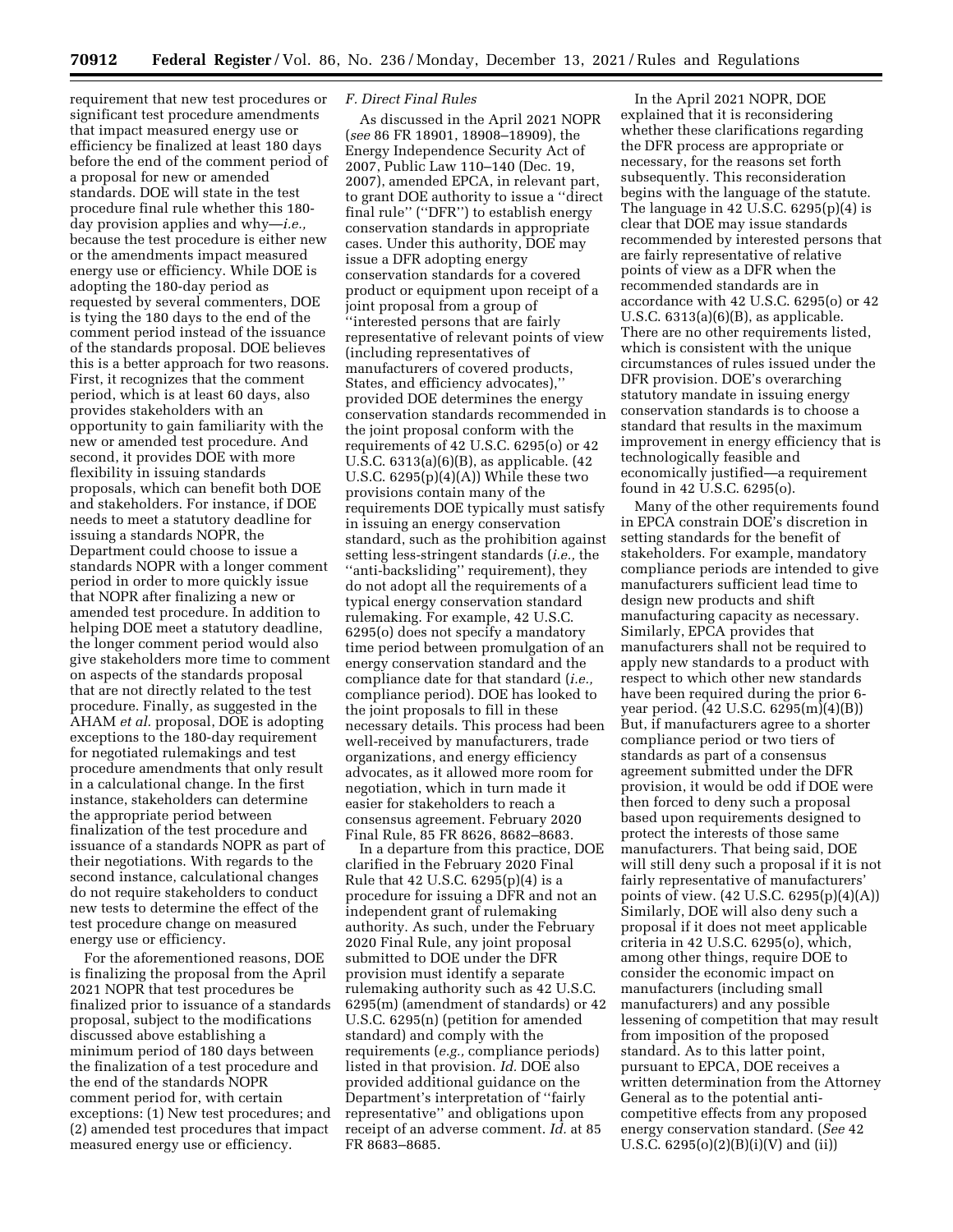requirement that new test procedures or significant test procedure amendments that impact measured energy use or efficiency be finalized at least 180 days before the end of the comment period of a proposal for new or amended standards. DOE will state in the test procedure final rule whether this 180-day provision applies and why—*i.e.,* because the test procedure is either new or the amendments impact measured energy use or efficiency. While DOE is adopting the 180-day period as requested by several commenters, DOE is tying the 180 days to the end of the comment period instead of the issuance of the standards proposal. DOE believes this is a better approach for two reasons. First, it recognizes that the comment period, which is at least 60 days, also provides stakeholders with an opportunity to gain familiarity with the new or amended test procedure. And second, it provides DOE with more flexibility in issuing standards proposals, which can benefit both DOE and stakeholders. For instance, if DOE needs to meet a statutory deadline for issuing a standards NOPR, the Department could choose to issue a standards NOPR with a longer comment period in order to more quickly issue that NOPR after finalizing a new or amended test procedure. In addition to helping DOE meet a statutory deadline, the longer comment period would also give stakeholders more time to comment on aspects of the standards proposal that are not directly related to the test procedure. Finally, as suggested in the AHAM *et al.* proposal, DOE is adopting exceptions to the 180-day requirement for negotiated rulemakings and test procedure amendments that only result in a calculational change. In the first instance, stakeholders can determine the appropriate period between finalization of the test procedure and issuance of a standards NOPR as part of their negotiations. With regards to the second instance, calculational changes do not require stakeholders to conduct new tests to determine the effect of the test procedure change on measured energy use or efficiency.

For the aforementioned reasons, DOE is finalizing the proposal from the April 2021 NOPR that test procedures be finalized prior to issuance of a standards proposal, subject to the modifications discussed above establishing a minimum period of 180 days between the finalization of a test procedure and the end of the standards NOPR comment period for, with certain exceptions: (1) New test procedures; and (2) amended test procedures that impact measured energy use or efficiency.

### *F. Direct Final Rules*

As discussed in the April 2021 NOPR (*see* 86 FR 18901, 18908–18909), the Energy Independence Security Act of 2007, Public Law 110–140 (Dec. 19, 2007), amended EPCA, in relevant part, to grant DOE authority to issue a ''direct final rule'' (''DFR'') to establish energy conservation standards in appropriate cases. Under this authority, DOE may issue a DFR adopting energy conservation standards for a covered product or equipment upon receipt of a joint proposal from a group of ''interested persons that are fairly representative of relevant points of view (including representatives of manufacturers of covered products, States, and efficiency advocates),'' provided DOE determines the energy conservation standards recommended in the joint proposal conform with the requirements of 42 U.S.C. 6295(o) or 42 U.S.C. 6313(a)(6)(B), as applicable. (42 U.S.C. 6295(p)(4)(A)) While these two provisions contain many of the requirements DOE typically must satisfy in issuing an energy conservation standard, such as the prohibition against setting less-stringent standards (*i.e.,* the ''anti-backsliding'' requirement), they do not adopt all the requirements of a typical energy conservation standard rulemaking. For example, 42 U.S.C. 6295(o) does not specify a mandatory time period between promulgation of an energy conservation standard and the compliance date for that standard (*i.e.,* compliance period). DOE has looked to the joint proposals to fill in these necessary details. This process had been well-received by manufacturers, trade organizations, and energy efficiency advocates, as it allowed more room for negotiation, which in turn made it easier for stakeholders to reach a consensus agreement. February 2020 Final Rule, 85 FR 8626, 8682–8683.

In a departure from this practice, DOE clarified in the February 2020 Final Rule that 42 U.S.C. 6295(p)(4) is a procedure for issuing a DFR and not an independent grant of rulemaking authority. As such, under the February 2020 Final Rule, any joint proposal submitted to DOE under the DFR provision must identify a separate rulemaking authority such as 42 U.S.C. 6295(m) (amendment of standards) or 42 U.S.C. 6295(n) (petition for amended standard) and comply with the requirements (*e.g.,* compliance periods) listed in that provision. *Id.* DOE also provided additional guidance on the Department's interpretation of ''fairly representative'' and obligations upon receipt of an adverse comment. *Id.* at 85 FR 8683–8685.

In the April 2021 NOPR, DOE explained that it is reconsidering whether these clarifications regarding the DFR process are appropriate or necessary, for the reasons set forth subsequently. This reconsideration begins with the language of the statute. The language in 42 U.S.C. 6295(p)(4) is clear that DOE may issue standards recommended by interested persons that are fairly representative of relative points of view as a DFR when the recommended standards are in accordance with 42 U.S.C. 6295(o) or 42 U.S.C. 6313(a)(6)(B), as applicable. There are no other requirements listed, which is consistent with the unique circumstances of rules issued under the DFR provision. DOE's overarching statutory mandate in issuing energy conservation standards is to choose a standard that results in the maximum improvement in energy efficiency that is technologically feasible and economically justified—a requirement found in 42 U.S.C. 6295(o).

Many of the other requirements found in EPCA constrain DOE's discretion in setting standards for the benefit of stakeholders. For example, mandatory compliance periods are intended to give manufacturers sufficient lead time to design new products and shift manufacturing capacity as necessary. Similarly, EPCA provides that manufacturers shall not be required to apply new standards to a product with respect to which other new standards have been required during the prior 6-year period. (42 U.S.C. 6295(m)(4)(B)) But, if manufacturers agree to a shorter compliance period or two tiers of standards as part of a consensus agreement submitted under the DFR provision, it would be odd if DOE were then forced to deny such a proposal based upon requirements designed to protect the interests of those same manufacturers. That being said, DOE will still deny such a proposal if it is not fairly representative of manufacturers' points of view. (42 U.S.C. 6295(p)(4)(A)) Similarly, DOE will also deny such a proposal if it does not meet applicable criteria in 42 U.S.C. 6295(o), which, among other things, require DOE to consider the economic impact on manufacturers (including small manufacturers) and any possible lessening of competition that may result from imposition of the proposed standard. As to this latter point, pursuant to EPCA, DOE receives a written determination from the Attorney General as to the potential anti-competitive effects from any proposed energy conservation standard. (*See* 42 U.S.C. 6295(o)(2)(B)(i)(V) and (ii))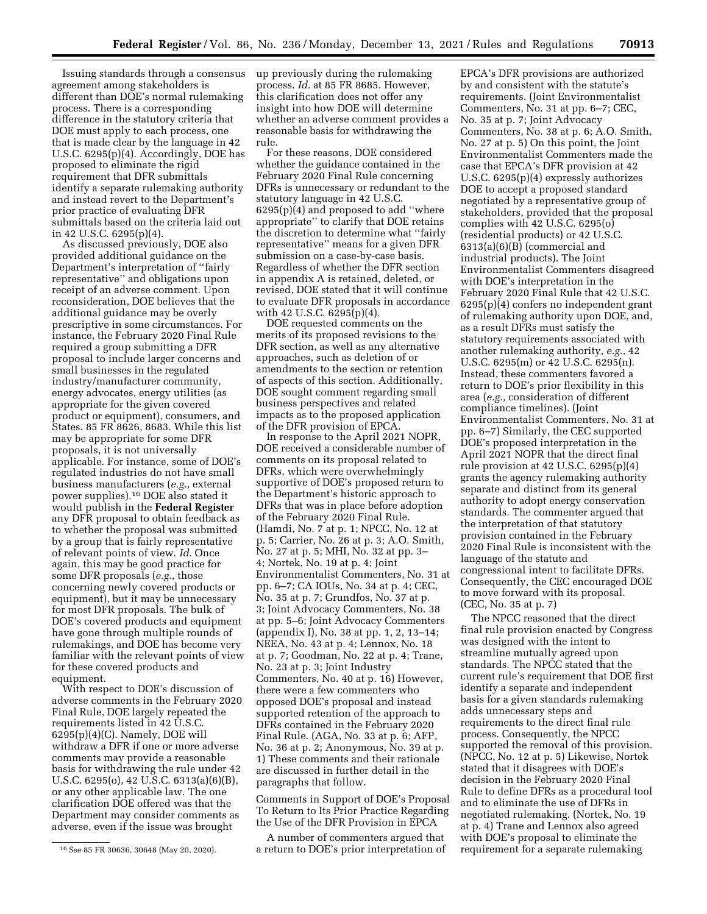Issuing standards through a consensus agreement among stakeholders is different than DOE's normal rulemaking process. There is a corresponding difference in the statutory criteria that DOE must apply to each process, one that is made clear by the language in 42 U.S.C. 6295(p)(4). Accordingly, DOE has proposed to eliminate the rigid requirement that DFR submittals identify a separate rulemaking authority and instead revert to the Department's prior practice of evaluating DFR submittals based on the criteria laid out in 42 U.S.C. 6295(p)(4).

As discussed previously, DOE also provided additional guidance on the Department's interpretation of ''fairly representative'' and obligations upon receipt of an adverse comment. Upon reconsideration, DOE believes that the additional guidance may be overly prescriptive in some circumstances. For instance, the February 2020 Final Rule required a group submitting a DFR proposal to include larger concerns and small businesses in the regulated industry/manufacturer community, energy advocates, energy utilities (as appropriate for the given covered product or equipment), consumers, and States. 85 FR 8626, 8683. While this list may be appropriate for some DFR proposals, it is not universally applicable. For instance, some of DOE's regulated industries do not have small business manufacturers (*e.g.,* external power supplies).[16] DOE also stated it would publish in the **Federal Register** any DFR proposal to obtain feedback as to whether the proposal was submitted by a group that is fairly representative of relevant points of view. *Id.* Once again, this may be good practice for some DFR proposals (*e.g.,* those concerning newly covered products or equipment), but it may be unnecessary for most DFR proposals. The bulk of DOE's covered products and equipment have gone through multiple rounds of rulemakings, and DOE has become very familiar with the relevant points of view for these covered products and equipment.

With respect to DOE's discussion of adverse comments in the February 2020 Final Rule, DOE largely repeated the requirements listed in 42 U.S.C. 6295(p)(4)(C). Namely, DOE will withdraw a DFR if one or more adverse comments may provide a reasonable basis for withdrawing the rule under 42 U.S.C. 6295(o), 42 U.S.C. 6313(a)(6)(B), or any other applicable law. The one clarification DOE offered was that the Department may consider comments as adverse, even if the issue was brought up previously during the rulemaking process. *Id.* at 85 FR 8685. However, this clarification does not offer any insight into how DOE will determine whether an adverse comment provides a reasonable basis for withdrawing the rule.

For these reasons, DOE considered whether the guidance contained in the February 2020 Final Rule concerning DFRs is unnecessary or redundant to the statutory language in 42 U.S.C. 6295(p)(4) and proposed to add ''where appropriate'' to clarify that DOE retains the discretion to determine what ''fairly representative'' means for a given DFR submission on a case-by-case basis. Regardless of whether the DFR section in appendix A is retained, deleted, or revised, DOE stated that it will continue to evaluate DFR proposals in accordance with 42 U.S.C. 6295(p)(4).

DOE requested comments on the merits of its proposed revisions to the DFR section, as well as any alternative approaches, such as deletion of or amendments to the section or retention of aspects of this section. Additionally, DOE sought comment regarding small business perspectives and related impacts as to the proposed application of the DFR provision of EPCA.

In response to the April 2021 NOPR, DOE received a considerable number of comments on its proposal related to DFRs, which were overwhelmingly supportive of DOE's proposed return to the Department's historic approach to DFRs that was in place before adoption of the February 2020 Final Rule. (Hamdi, No. 7 at p. 1; NPCC, No. 12 at p. 5; Carrier, No. 26 at p. 3; A.O. Smith, No. 27 at p. 5; MHI, No. 32 at pp. 3–4; Nortek, No. 19 at p. 4; Joint Environmentalist Commenters, No. 31 at pp. 6–7; CA IOUs, No. 34 at p. 4; CEC, No. 35 at p. 7; Grundfos, No. 37 at p. 3; Joint Advocacy Commenters, No. 38 at pp. 5–6; Joint Advocacy Commenters (appendix I), No. 38 at pp. 1, 2, 13–14; NEEA, No. 43 at p. 4; Lennox, No. 18 at p. 7; Goodman, No. 22 at p. 4; Trane, No. 23 at p. 3; Joint Industry Commenters, No. 40 at p. 16) However, there were a few commenters who opposed DOE's proposal and instead supported retention of the approach to DFRs contained in the February 2020 Final Rule. (AGA, No. 33 at p. 6; AFP, No. 36 at p. 2; Anonymous, No. 39 at p. 1) These comments and their rationale are discussed in further detail in the paragraphs that follow.

### Comments in Support of DOE's Proposal To Return to Its Prior Practice Regarding the Use of the DFR Provision in EPCA

A number of commenters argued that a return to DOE's prior interpretation of EPCA's DFR provisions are authorized by and consistent with the statute's requirements. (Joint Environmentalist Commenters, No. 31 at pp. 6–7; CEC, No. 35 at p. 7; Joint Advocacy Commenters, No. 38 at p. 6; A.O. Smith, No. 27 at p. 5) On this point, the Joint Environmentalist Commenters made the case that EPCA's DFR provision at 42 U.S.C. 6295(p)(4) expressly authorizes DOE to accept a proposed standard negotiated by a representative group of stakeholders, provided that the proposal complies with 42 U.S.C. 6295(o) (residential products) or 42 U.S.C. 6313(a)(6)(B) (commercial and industrial products). The Joint Environmentalist Commenters disagreed with DOE's interpretation in the February 2020 Final Rule that 42 U.S.C. 6295(p)(4) confers no independent grant of rulemaking authority upon DOE, and, as a result DFRs must satisfy the statutory requirements associated with another rulemaking authority, *e.g.,* 42 U.S.C. 6295(m) or 42 U.S.C. 6295(n). Instead, these commenters favored a return to DOE's prior flexibility in this area (*e.g.,* consideration of different compliance timelines). (Joint Environmentalist Commenters, No. 31 at pp. 6–7) Similarly, the CEC supported DOE's proposed interpretation in the April 2021 NOPR that the direct final rule provision at 42 U.S.C. 6295(p)(4) grants the agency rulemaking authority separate and distinct from its general authority to adopt energy conservation standards. The commenter argued that the interpretation of that statutory provision contained in the February 2020 Final Rule is inconsistent with the language of the statute and congressional intent to facilitate DFRs. Consequently, the CEC encouraged DOE to move forward with its proposal. (CEC, No. 35 at p. 7)

The NPCC reasoned that the direct final rule provision enacted by Congress was designed with the intent to streamline mutually agreed upon standards. The NPCC stated that the current rule's requirement that DOE first identify a separate and independent basis for a given standards rulemaking adds unnecessary steps and requirements to the direct final rule process. Consequently, the NPCC supported the removal of this provision. (NPCC, No. 12 at p. 5) Likewise, Nortek stated that it disagrees with DOE's decision in the February 2020 Final Rule to define DFRs as a procedural tool and to eliminate the use of DFRs in negotiated rulemaking. (Nortek, No. 19 at p. 4) Trane and Lennox also agreed with DOE's proposal to eliminate the requirement for a separate rulemaking

[16] *See* 85 FR 30636, 30648 (May 20, 2020).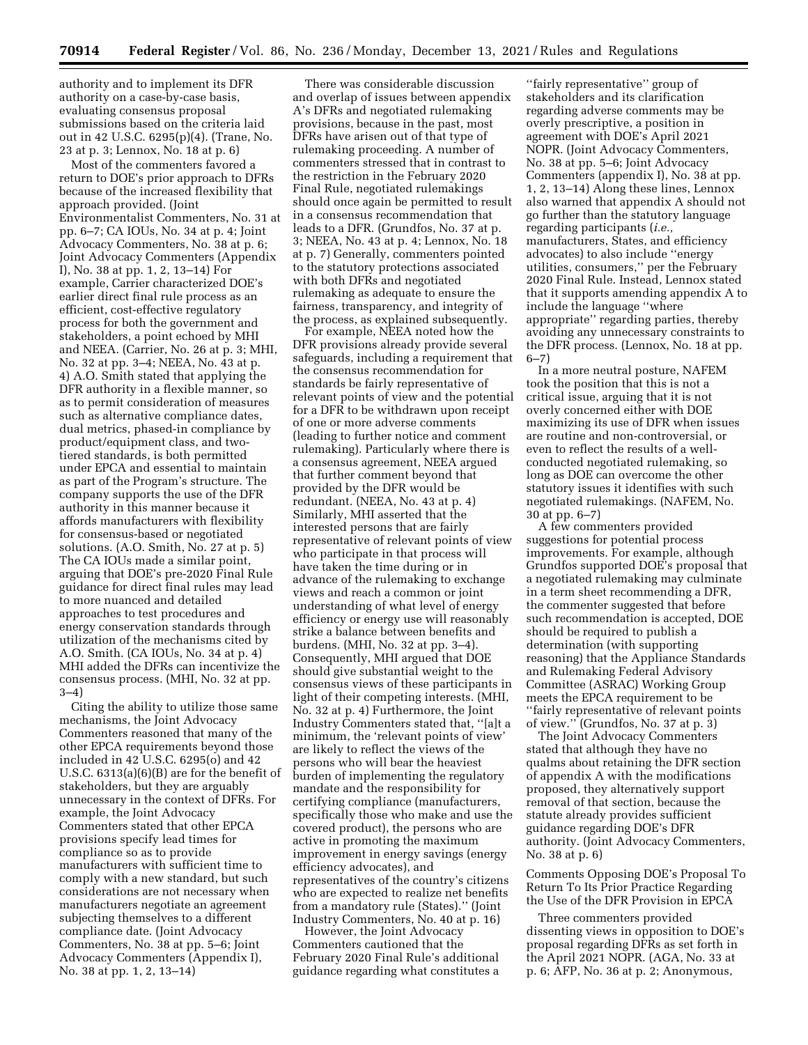authority and to implement its DFR authority on a case-by-case basis, evaluating consensus proposal submissions based on the criteria laid out in 42 U.S.C. 6295(p)(4). (Trane, No. 23 at p. 3; Lennox, No. 18 at p. 6)

Most of the commenters favored a return to DOE's prior approach to DFRs because of the increased flexibility that approach provided. (Joint Environmentalist Commenters, No. 31 at pp. 6–7; CA IOUs, No. 34 at p. 4; Joint Advocacy Commenters, No. 38 at p. 6; Joint Advocacy Commenters (Appendix I), No. 38 at pp. 1, 2, 13–14) For example, Carrier characterized DOE's earlier direct final rule process as an efficient, cost-effective regulatory process for both the government and stakeholders, a point echoed by MHI and NEEA. (Carrier, No. 26 at p. 3; MHI, No. 32 at pp. 3–4; NEEA, No. 43 at p. 4) A.O. Smith stated that applying the DFR authority in a flexible manner, so as to permit consideration of measures such as alternative compliance dates, dual metrics, phased-in compliance by product/equipment class, and two-tiered standards, is both permitted under EPCA and essential to maintain as part of the Program's structure. The company supports the use of the DFR authority in this manner because it affords manufacturers with flexibility for consensus-based or negotiated solutions. (A.O. Smith, No. 27 at p. 5) The CA IOUs made a similar point, arguing that DOE's pre-2020 Final Rule guidance for direct final rules may lead to more nuanced and detailed approaches to test procedures and energy conservation standards through utilization of the mechanisms cited by A.O. Smith. (CA IOUs, No. 34 at p. 4) MHI added the DFRs can incentivize the consensus process. (MHI, No. 32 at pp. 3–4)

Citing the ability to utilize those same mechanisms, the Joint Advocacy Commenters reasoned that many of the other EPCA requirements beyond those included in 42 U.S.C. 6295(o) and 42 U.S.C. 6313(a)(6)(B) are for the benefit of stakeholders, but they are arguably unnecessary in the context of DFRs. For example, the Joint Advocacy Commenters stated that other EPCA provisions specify lead times for compliance so as to provide manufacturers with sufficient time to comply with a new standard, but such considerations are not necessary when manufacturers negotiate an agreement subjecting themselves to a different compliance date. (Joint Advocacy Commenters, No. 38 at pp. 5–6; Joint Advocacy Commenters (Appendix I), No. 38 at pp. 1, 2, 13–14)

There was considerable discussion and overlap of issues between appendix A's DFRs and negotiated rulemaking provisions, because in the past, most DFRs have arisen out of that type of rulemaking proceeding. A number of commenters stressed that in contrast to the restriction in the February 2020 Final Rule, negotiated rulemakings should once again be permitted to result in a consensus recommendation that leads to a DFR. (Grundfos, No. 37 at p. 3; NEEA, No. 43 at p. 4; Lennox, No. 18 at p. 7) Generally, commenters pointed to the statutory protections associated with both DFRs and negotiated rulemaking as adequate to ensure the fairness, transparency, and integrity of the process, as explained subsequently.

For example, NEEA noted how the DFR provisions already provide several safeguards, including a requirement that the consensus recommendation for standards be fairly representative of relevant points of view and the potential for a DFR to be withdrawn upon receipt of one or more adverse comments (leading to further notice and comment rulemaking). Particularly where there is a consensus agreement, NEEA argued that further comment beyond that provided by the DFR would be redundant. (NEEA, No. 43 at p. 4) Similarly, MHI asserted that the interested persons that are fairly representative of relevant points of view who participate in that process will have taken the time during or in advance of the rulemaking to exchange views and reach a common or joint understanding of what level of energy efficiency or energy use will reasonably strike a balance between benefits and burdens. (MHI, No. 32 at pp. 3–4). Consequently, MHI argued that DOE should give substantial weight to the consensus views of these participants in light of their competing interests. (MHI, No. 32 at p. 4) Furthermore, the Joint Industry Commenters stated that, ''[a]t a minimum, the 'relevant points of view' are likely to reflect the views of the persons who will bear the heaviest burden of implementing the regulatory mandate and the responsibility for certifying compliance (manufacturers, specifically those who make and use the covered product), the persons who are active in promoting the maximum improvement in energy savings (energy efficiency advocates), and representatives of the country's citizens who are expected to realize net benefits from a mandatory rule (States).'' (Joint Industry Commenters, No. 40 at p. 16)

However, the Joint Advocacy Commenters cautioned that the February 2020 Final Rule's additional guidance regarding what constitutes a ''fairly representative'' group of stakeholders and its clarification regarding adverse comments may be overly prescriptive, a position in agreement with DOE's April 2021 NOPR. (Joint Advocacy Commenters, No. 38 at pp. 5–6; Joint Advocacy Commenters (appendix I), No. 38 at pp. 1, 2, 13–14) Along these lines, Lennox also warned that appendix A should not go further than the statutory language regarding participants (*i.e.,* manufacturers, States, and efficiency advocates) to also include ''energy utilities, consumers,'' per the February 2020 Final Rule. Instead, Lennox stated that it supports amending appendix A to include the language ''where appropriate'' regarding parties, thereby avoiding any unnecessary constraints to the DFR process. (Lennox, No. 18 at pp. 6–7)

In a more neutral posture, NAFEM took the position that this is not a critical issue, arguing that it is not overly concerned either with DOE maximizing its use of DFR when issues are routine and non-controversial, or even to reflect the results of a well-conducted negotiated rulemaking, so long as DOE can overcome the other statutory issues it identifies with such negotiated rulemakings. (NAFEM, No. 30 at pp. 6–7)

A few commenters provided suggestions for potential process improvements. For example, although Grundfos supported DOE's proposal that a negotiated rulemaking may culminate in a term sheet recommending a DFR, the commenter suggested that before such recommendation is accepted, DOE should be required to publish a determination (with supporting reasoning) that the Appliance Standards and Rulemaking Federal Advisory Committee (ASRAC) Working Group meets the EPCA requirement to be ''fairly representative of relevant points of view.'' (Grundfos, No. 37 at p. 3)

The Joint Advocacy Commenters stated that although they have no qualms about retaining the DFR section of appendix A with the modifications proposed, they alternatively support removal of that section, because the statute already provides sufficient guidance regarding DOE's DFR authority. (Joint Advocacy Commenters, No. 38 at p. 6)

Comments Opposing DOE's Proposal To Return To Its Prior Practice Regarding the Use of the DFR Provision in EPCA

Three commenters provided dissenting views in opposition to DOE's proposal regarding DFRs as set forth in the April 2021 NOPR. (AGA, No. 33 at p. 6; AFP, No. 36 at p. 2; Anonymous,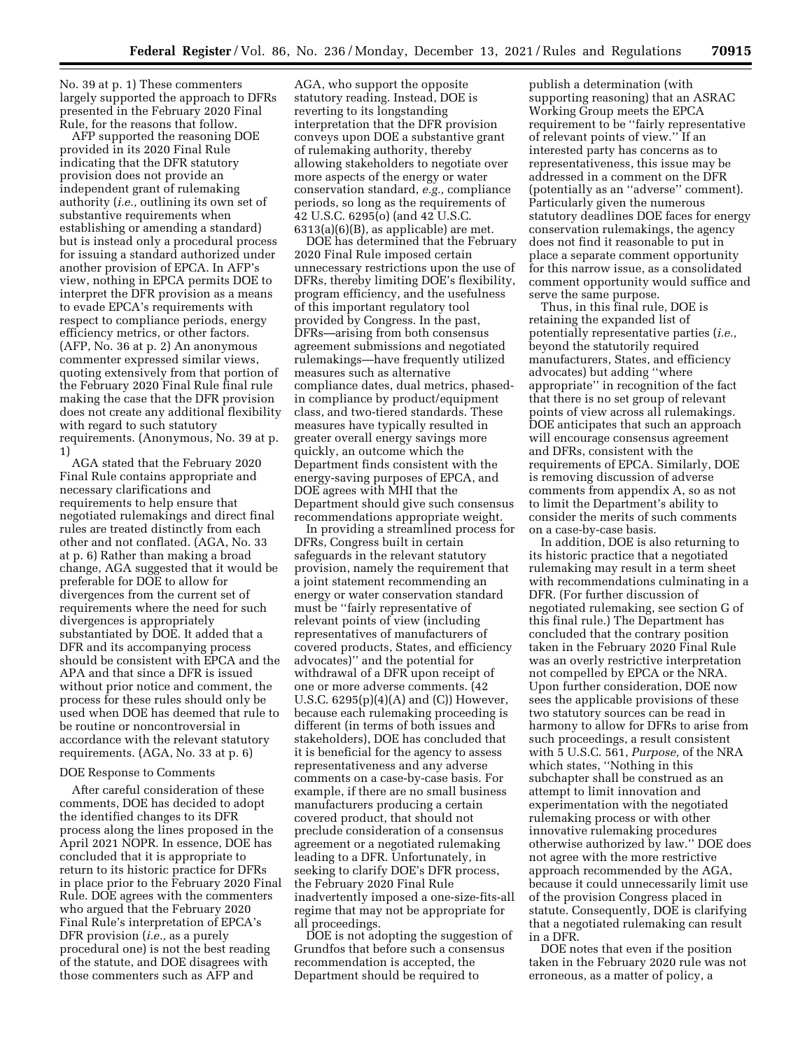No. 39 at p. 1) These commenters largely supported the approach to DFRs presented in the February 2020 Final Rule, for the reasons that follow.

AFP supported the reasoning DOE provided in its 2020 Final Rule indicating that the DFR statutory provision does not provide an independent grant of rulemaking authority (*i.e.,* outlining its own set of substantive requirements when establishing or amending a standard) but is instead only a procedural process for issuing a standard authorized under another provision of EPCA. In AFP's view, nothing in EPCA permits DOE to interpret the DFR provision as a means to evade EPCA's requirements with respect to compliance periods, energy efficiency metrics, or other factors. (AFP, No. 36 at p. 2) An anonymous commenter expressed similar views, quoting extensively from that portion of the February 2020 Final Rule final rule making the case that the DFR provision does not create any additional flexibility with regard to such statutory requirements. (Anonymous, No. 39 at p. 1)

AGA stated that the February 2020 Final Rule contains appropriate and necessary clarifications and requirements to help ensure that negotiated rulemakings and direct final rules are treated distinctly from each other and not conflated. (AGA, No. 33 at p. 6) Rather than making a broad change, AGA suggested that it would be preferable for DOE to allow for divergences from the current set of requirements where the need for such divergences is appropriately substantiated by DOE. It added that a DFR and its accompanying process should be consistent with EPCA and the APA and that since a DFR is issued without prior notice and comment, the process for these rules should only be used when DOE has deemed that rule to be routine or noncontroversial in accordance with the relevant statutory requirements. (AGA, No. 33 at p. 6)

DOE Response to Comments

After careful consideration of these comments, DOE has decided to adopt the identified changes to its DFR process along the lines proposed in the April 2021 NOPR. In essence, DOE has concluded that it is appropriate to return to its historic practice for DFRs in place prior to the February 2020 Final Rule. DOE agrees with the commenters who argued that the February 2020 Final Rule's interpretation of EPCA's DFR provision (*i.e.,* as a purely procedural one) is not the best reading of the statute, and DOE disagrees with those commenters such as AFP and AGA, who support the opposite statutory reading. Instead, DOE is reverting to its longstanding interpretation that the DFR provision conveys upon DOE a substantive grant of rulemaking authority, thereby allowing stakeholders to negotiate over more aspects of the energy or water conservation standard, *e.g.,* compliance periods, so long as the requirements of 42 U.S.C. 6295(o) (and 42 U.S.C. 6313(a)(6)(B), as applicable) are met.

DOE has determined that the February 2020 Final Rule imposed certain unnecessary restrictions upon the use of DFRs, thereby limiting DOE's flexibility, program efficiency, and the usefulness of this important regulatory tool provided by Congress. In the past, DFRs—arising from both consensus agreement submissions and negotiated rulemakings—have frequently utilized measures such as alternative compliance dates, dual metrics, phased-in compliance by product/equipment class, and two-tiered standards. These measures have typically resulted in greater overall energy savings more quickly, an outcome which the Department finds consistent with the energy-saving purposes of EPCA, and DOE agrees with MHI that the Department should give such consensus recommendations appropriate weight.

In providing a streamlined process for DFRs, Congress built in certain safeguards in the relevant statutory provision, namely the requirement that a joint statement recommending an energy or water conservation standard must be "fairly representative of relevant points of view (including representatives of manufacturers of covered products, States, and efficiency advocates)" and the potential for withdrawal of a DFR upon receipt of one or more adverse comments. (42 U.S.C. 6295(p)(4)(A) and (C)) However, because each rulemaking proceeding is different (in terms of both issues and stakeholders), DOE has concluded that it is beneficial for the agency to assess representativeness and any adverse comments on a case-by-case basis. For example, if there are no small business manufacturers producing a certain covered product, that should not preclude consideration of a consensus agreement or a negotiated rulemaking leading to a DFR. Unfortunately, in seeking to clarify DOE's DFR process, the February 2020 Final Rule inadvertently imposed a one-size-fits-all regime that may not be appropriate for all proceedings.

DOE is not adopting the suggestion of Grundfos that before such a consensus recommendation is accepted, the Department should be required to publish a determination (with supporting reasoning) that an ASRAC Working Group meets the EPCA requirement to be "fairly representative of relevant points of view." If an interested party has concerns as to representativeness, this issue may be addressed in a comment on the DFR (potentially as an "adverse" comment). Particularly given the numerous statutory deadlines DOE faces for energy conservation rulemakings, the agency does not find it reasonable to put in place a separate comment opportunity for this narrow issue, as a consolidated comment opportunity would suffice and serve the same purpose.

Thus, in this final rule, DOE is retaining the expanded list of potentially representative parties (*i.e.,* beyond the statutorily required manufacturers, States, and efficiency advocates) but adding "where appropriate" in recognition of the fact that there is no set group of relevant points of view across all rulemakings. DOE anticipates that such an approach will encourage consensus agreement and DFRs, consistent with the requirements of EPCA. Similarly, DOE is removing discussion of adverse comments from appendix A, so as not to limit the Department's ability to consider the merits of such comments on a case-by-case basis.

In addition, DOE is also returning to its historic practice that a negotiated rulemaking may result in a term sheet with recommendations culminating in a DFR. (For further discussion of negotiated rulemaking, see section G of this final rule.) The Department has concluded that the contrary position taken in the February 2020 Final Rule was an overly restrictive interpretation not compelled by EPCA or the NRA. Upon further consideration, DOE now sees the applicable provisions of these two statutory sources can be read in harmony to allow for DFRs to arise from such proceedings, a result consistent with 5 U.S.C. 561, *Purpose,* of the NRA which states, "Nothing in this subchapter shall be construed as an attempt to limit innovation and experimentation with the negotiated rulemaking process or with other innovative rulemaking procedures otherwise authorized by law." DOE does not agree with the more restrictive approach recommended by the AGA, because it could unnecessarily limit use of the provision Congress placed in statute. Consequently, DOE is clarifying that a negotiated rulemaking can result in a DFR.

DOE notes that even if the position taken in the February 2020 rule was not erroneous, as a matter of policy, a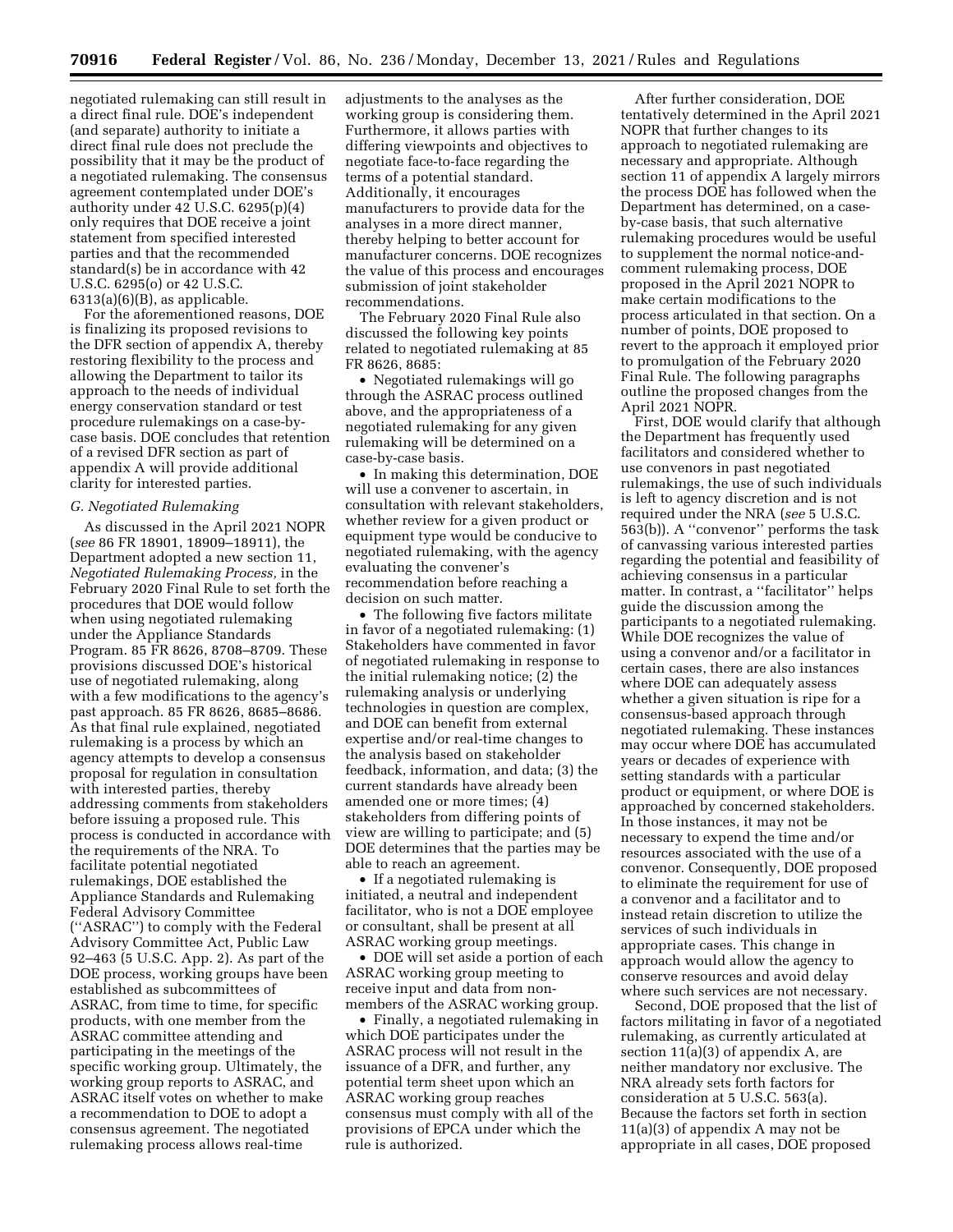negotiated rulemaking can still result in a direct final rule. DOE's independent (and separate) authority to initiate a direct final rule does not preclude the possibility that it may be the product of a negotiated rulemaking. The consensus agreement contemplated under DOE's authority under 42 U.S.C. 6295(p)(4) only requires that DOE receive a joint statement from specified interested parties and that the recommended standard(s) be in accordance with 42 U.S.C. 6295(o) or 42 U.S.C. 6313(a)(6)(B), as applicable.

For the aforementioned reasons, DOE is finalizing its proposed revisions to the DFR section of appendix A, thereby restoring flexibility to the process and allowing the Department to tailor its approach to the needs of individual energy conservation standard or test procedure rulemakings on a case-by-case basis. DOE concludes that retention of a revised DFR section as part of appendix A will provide additional clarity for interested parties.

### G. Negotiated Rulemaking

As discussed in the April 2021 NOPR (*see* 86 FR 18901, 18909–18911), the Department adopted a new section 11, *Negotiated Rulemaking Process,* in the February 2020 Final Rule to set forth the procedures that DOE would follow when using negotiated rulemaking under the Appliance Standards Program. 85 FR 8626, 8708–8709. These provisions discussed DOE's historical use of negotiated rulemaking, along with a few modifications to the agency's past approach. 85 FR 8626, 8685–8686. As that final rule explained, negotiated rulemaking is a process by which an agency attempts to develop a consensus proposal for regulation in consultation with interested parties, thereby addressing comments from stakeholders before issuing a proposed rule. This process is conducted in accordance with the requirements of the NRA. To facilitate potential negotiated rulemakings, DOE established the Appliance Standards and Rulemaking Federal Advisory Committee (''ASRAC'') to comply with the Federal Advisory Committee Act, Public Law 92–463 (5 U.S.C. App. 2). As part of the DOE process, working groups have been established as subcommittees of ASRAC, from time to time, for specific products, with one member from the ASRAC committee attending and participating in the meetings of the specific working group. Ultimately, the working group reports to ASRAC, and ASRAC itself votes on whether to make a recommendation to DOE to adopt a consensus agreement. The negotiated rulemaking process allows real-time adjustments to the analyses as the working group is considering them. Furthermore, it allows parties with differing viewpoints and objectives to negotiate face-to-face regarding the terms of a potential standard. Additionally, it encourages manufacturers to provide data for the analyses in a more direct manner, thereby helping to better account for manufacturer concerns. DOE recognizes the value of this process and encourages submission of joint stakeholder recommendations.

The February 2020 Final Rule also discussed the following key points related to negotiated rulemaking at 85 FR 8626, 8685:

- Negotiated rulemakings will go through the ASRAC process outlined above, and the appropriateness of a negotiated rulemaking for any given rulemaking will be determined on a case-by-case basis.
- In making this determination, DOE will use a convener to ascertain, in consultation with relevant stakeholders, whether review for a given product or equipment type would be conducive to negotiated rulemaking, with the agency evaluating the convener's recommendation before reaching a decision on such matter.
- The following five factors militate in favor of a negotiated rulemaking: (1) Stakeholders have commented in favor of negotiated rulemaking in response to the initial rulemaking notice; (2) the rulemaking analysis or underlying technologies in question are complex, and DOE can benefit from external expertise and/or real-time changes to the analysis based on stakeholder feedback, information, and data; (3) the current standards have already been amended one or more times; (4) stakeholders from differing points of view are willing to participate; and (5) DOE determines that the parties may be able to reach an agreement.
- If a negotiated rulemaking is initiated, a neutral and independent facilitator, who is not a DOE employee or consultant, shall be present at all ASRAC working group meetings.
- DOE will set aside a portion of each ASRAC working group meeting to receive input and data from non-members of the ASRAC working group.
- Finally, a negotiated rulemaking in which DOE participates under the ASRAC process will not result in the issuance of a DFR, and further, any potential term sheet upon which an ASRAC working group reaches consensus must comply with all of the provisions of EPCA under which the rule is authorized.

After further consideration, DOE tentatively determined in the April 2021 NOPR that further changes to its approach to negotiated rulemaking are necessary and appropriate. Although section 11 of appendix A largely mirrors the process DOE has followed when the Department has determined, on a case-by-case basis, that such alternative rulemaking procedures would be useful to supplement the normal notice-and-comment rulemaking process, DOE proposed in the April 2021 NOPR to make certain modifications to the process articulated in that section. On a number of points, DOE proposed to revert to the approach it employed prior to promulgation of the February 2020 Final Rule. The following paragraphs outline the proposed changes from the April 2021 NOPR.

First, DOE would clarify that although the Department has frequently used facilitators and considered whether to use convenors in past negotiated rulemakings, the use of such individuals is left to agency discretion and is not required under the NRA (*see* 5 U.S.C. 563(b)). A ''convenor'' performs the task of canvassing various interested parties regarding the potential and feasibility of achieving consensus in a particular matter. In contrast, a ''facilitator'' helps guide the discussion among the participants to a negotiated rulemaking. While DOE recognizes the value of using a convenor and/or a facilitator in certain cases, there are also instances where DOE can adequately assess whether a given situation is ripe for a consensus-based approach through negotiated rulemaking. These instances may occur where DOE has accumulated years or decades of experience with setting standards with a particular product or equipment, or where DOE is approached by concerned stakeholders. In those instances, it may not be necessary to expend the time and/or resources associated with the use of a convenor. Consequently, DOE proposed to eliminate the requirement for use of a convenor and a facilitator and to instead retain discretion to utilize the services of such individuals in appropriate cases. This change in approach would allow the agency to conserve resources and avoid delay where such services are not necessary.

Second, DOE proposed that the list of factors militating in favor of a negotiated rulemaking, as currently articulated at section 11(a)(3) of appendix A, are neither mandatory nor exclusive. The NRA already sets forth factors for consideration at 5 U.S.C. 563(a). Because the factors set forth in section 11(a)(3) of appendix A may not be appropriate in all cases, DOE proposed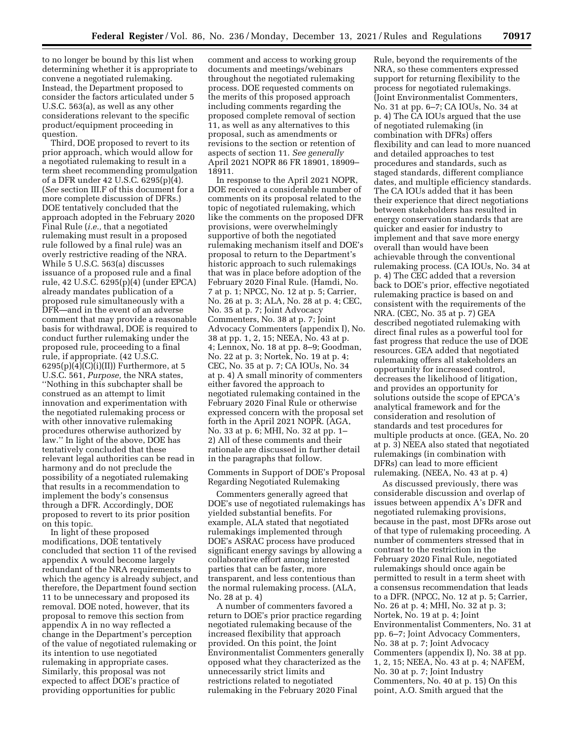to no longer be bound by this list when determining whether it is appropriate to convene a negotiated rulemaking. Instead, the Department proposed to consider the factors articulated under 5 U.S.C. 563(a), as well as any other considerations relevant to the specific product/equipment proceeding in question.

Third, DOE proposed to revert to its prior approach, which would allow for a negotiated rulemaking to result in a term sheet recommending promulgation of a DFR under 42 U.S.C. 6295(p)(4). (*See* section III.F of this document for a more complete discussion of DFRs.) DOE tentatively concluded that the approach adopted in the February 2020 Final Rule (*i.e.,* that a negotiated rulemaking must result in a proposed rule followed by a final rule) was an overly restrictive reading of the NRA. While 5 U.S.C. 563(a) discusses issuance of a proposed rule and a final rule, 42 U.S.C. 6295(p)(4) (under EPCA) already mandates publication of a proposed rule simultaneously with a DFR—and in the event of an adverse comment that may provide a reasonable basis for withdrawal, DOE is required to conduct further rulemaking under the proposed rule, proceeding to a final rule, if appropriate. (42 U.S.C. 6295(p)(4)(C)(i)(II)) Furthermore, at 5 U.S.C. 561, *Purpose,* the NRA states, ''Nothing in this subchapter shall be construed as an attempt to limit innovation and experimentation with the negotiated rulemaking process or with other innovative rulemaking procedures otherwise authorized by law.'' In light of the above, DOE has tentatively concluded that these relevant legal authorities can be read in harmony and do not preclude the possibility of a negotiated rulemaking that results in a recommendation to implement the body's consensus through a DFR. Accordingly, DOE proposed to revert to its prior position on this topic.

In light of these proposed modifications, DOE tentatively concluded that section 11 of the revised appendix A would become largely redundant of the NRA requirements to which the agency is already subject, and therefore, the Department found section 11 to be unnecessary and proposed its removal. DOE noted, however, that its proposal to remove this section from appendix A in no way reflected a change in the Department's perception of the value of negotiated rulemaking or its intention to use negotiated rulemaking in appropriate cases. Similarly, this proposal was not expected to affect DOE's practice of providing opportunities for public comment and access to working group documents and meetings/webinars throughout the negotiated rulemaking process. DOE requested comments on the merits of this proposed approach including comments regarding the proposed complete removal of section 11, as well as any alternatives to this proposal, such as amendments or revisions to the section or retention of aspects of section 11. *See generally* April 2021 NOPR 86 FR 18901, 18909–18911.

In response to the April 2021 NOPR, DOE received a considerable number of comments on its proposal related to the topic of negotiated rulemaking, which like the comments on the proposed DFR provisions, were overwhelmingly supportive of both the negotiated rulemaking mechanism itself and DOE's proposal to return to the Department's historic approach to such rulemakings that was in place before adoption of the February 2020 Final Rule. (Hamdi, No. 7 at p. 1; NPCC, No. 12 at p. 5; Carrier, No. 26 at p. 3; ALA, No. 28 at p. 4; CEC, No. 35 at p. 7; Joint Advocacy Commenters, No. 38 at p. 7; Joint Advocacy Commenters (appendix I), No. 38 at pp. 1, 2, 15; NEEA, No. 43 at p. 4; Lennox, No. 18 at pp. 8–9; Goodman, No. 22 at p. 3; Nortek, No. 19 at p. 4; CEC, No. 35 at p. 7; CA IOUs, No. 34 at p. 4) A small minority of commenters either favored the approach to negotiated rulemaking contained in the February 2020 Final Rule or otherwise expressed concern with the proposal set forth in the April 2021 NOPR. (AGA, No. 33 at p. 6; MHI, No. 32 at pp. 1–2) All of these comments and their rationale are discussed in further detail in the paragraphs that follow.

Comments in Support of DOE's Proposal Regarding Negotiated Rulemaking

Commenters generally agreed that DOE's use of negotiated rulemakings has yielded substantial benefits. For example, ALA stated that negotiated rulemakings implemented through DOE's ASRAC process have produced significant energy savings by allowing a collaborative effort among interested parties that can be faster, more transparent, and less contentious than the normal rulemaking process. (ALA, No. 28 at p. 4)

A number of commenters favored a return to DOE's prior practice regarding negotiated rulemaking because of the increased flexibility that approach provided. On this point, the Joint Environmentalist Commenters generally opposed what they characterized as the unnecessarily strict limits and restrictions related to negotiated rulemaking in the February 2020 Final Rule, beyond the requirements of the NRA, so these commenters expressed support for returning flexibility to the process for negotiated rulemakings. (Joint Environmentalist Commenters, No. 31 at pp. 6–7; CA IOUs, No. 34 at p. 4) The CA IOUs argued that the use of negotiated rulemaking (in combination with DFRs) offers flexibility and can lead to more nuanced and detailed approaches to test procedures and standards, such as staged standards, different compliance dates, and multiple efficiency standards. The CA IOUs added that it has been their experience that direct negotiations between stakeholders has resulted in energy conservation standards that are quicker and easier for industry to implement and that save more energy overall than would have been achievable through the conventional rulemaking process. (CA IOUs, No. 34 at p. 4) The CEC added that a reversion back to DOE's prior, effective negotiated rulemaking practice is based on and consistent with the requirements of the NRA. (CEC, No. 35 at p. 7) GEA described negotiated rulemaking with direct final rules as a powerful tool for fast progress that reduce the use of DOE resources. GEA added that negotiated rulemaking offers all stakeholders an opportunity for increased control, decreases the likelihood of litigation, and provides an opportunity for solutions outside the scope of EPCA's analytical framework and for the consideration and resolution of standards and test procedures for multiple products at once. (GEA, No. 20 at p. 3) NEEA also stated that negotiated rulemakings (in combination with DFRs) can lead to more efficient rulemaking. (NEEA, No. 43 at p. 4)

As discussed previously, there was considerable discussion and overlap of issues between appendix A's DFR and negotiated rulemaking provisions, because in the past, most DFRs arose out of that type of rulemaking proceeding. A number of commenters stressed that in contrast to the restriction in the February 2020 Final Rule, negotiated rulemakings should once again be permitted to result in a term sheet with a consensus recommendation that leads to a DFR. (NPCC, No. 12 at p. 5; Carrier, No. 26 at p. 4; MHI, No. 32 at p. 3; Nortek, No. 19 at p. 4; Joint Environmentalist Commenters, No. 31 at pp. 6–7; Joint Advocacy Commenters, No. 38 at p. 7; Joint Advocacy Commenters (appendix I), No. 38 at pp. 1, 2, 15; NEEA, No. 43 at p. 4; NAFEM, No. 30 at p. 7; Joint Industry Commenters, No. 40 at p. 15) On this point, A.O. Smith argued that the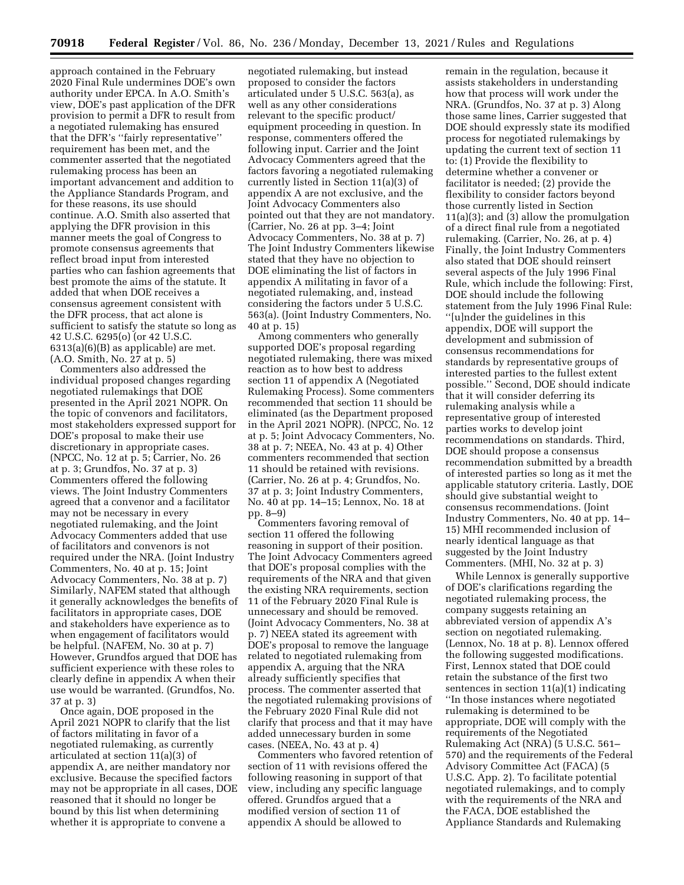approach contained in the February 2020 Final Rule undermines DOE's own authority under EPCA. In A.O. Smith's view, DOE's past application of the DFR provision to permit a DFR to result from a negotiated rulemaking has ensured that the DFR's ''fairly representative'' requirement has been met, and the commenter asserted that the negotiated rulemaking process has been an important advancement and addition to the Appliance Standards Program, and for these reasons, its use should continue. A.O. Smith also asserted that applying the DFR provision in this manner meets the goal of Congress to promote consensus agreements that reflect broad input from interested parties who can fashion agreements that best promote the aims of the statute. It added that when DOE receives a consensus agreement consistent with the DFR process, that act alone is sufficient to satisfy the statute so long as 42 U.S.C. 6295(o) (or 42 U.S.C. 6313(a)(6)(B) as applicable) are met. (A.O. Smith, No. 27 at p. 5)

Commenters also addressed the individual proposed changes regarding negotiated rulemakings that DOE presented in the April 2021 NOPR. On the topic of convenors and facilitators, most stakeholders expressed support for DOE's proposal to make their use discretionary in appropriate cases. (NPCC, No. 12 at p. 5; Carrier, No. 26 at p. 3; Grundfos, No. 37 at p. 3) Commenters offered the following views. The Joint Industry Commenters agreed that a convenor and a facilitator may not be necessary in every negotiated rulemaking, and the Joint Advocacy Commenters added that use of facilitators and convenors is not required under the NRA. (Joint Industry Commenters, No. 40 at p. 15; Joint Advocacy Commenters, No. 38 at p. 7) Similarly, NAFEM stated that although it generally acknowledges the benefits of facilitators in appropriate cases, DOE and stakeholders have experience as to when engagement of facilitators would be helpful. (NAFEM, No. 30 at p. 7) However, Grundfos argued that DOE has sufficient experience with these roles to clearly define in appendix A when their use would be warranted. (Grundfos, No. 37 at p. 3)

Once again, DOE proposed in the April 2021 NOPR to clarify that the list of factors militating in favor of a negotiated rulemaking, as currently articulated at section 11(a)(3) of appendix A, are neither mandatory nor exclusive. Because the specified factors may not be appropriate in all cases, DOE reasoned that it should no longer be bound by this list when determining whether it is appropriate to convene a negotiated rulemaking, but instead proposed to consider the factors articulated under 5 U.S.C. 563(a), as well as any other considerations relevant to the specific product/equipment proceeding in question. In response, commenters offered the following input. Carrier and the Joint Advocacy Commenters agreed that the factors favoring a negotiated rulemaking currently listed in Section 11(a)(3) of appendix A are not exclusive, and the Joint Advocacy Commenters also pointed out that they are not mandatory. (Carrier, No. 26 at pp. 3–4; Joint Advocacy Commenters, No. 38 at p. 7) The Joint Industry Commenters likewise stated that they have no objection to DOE eliminating the list of factors in appendix A militating in favor of a negotiated rulemaking, and, instead considering the factors under 5 U.S.C. 563(a). (Joint Industry Commenters, No. 40 at p. 15)

Among commenters who generally supported DOE's proposal regarding negotiated rulemaking, there was mixed reaction as to how best to address section 11 of appendix A (Negotiated Rulemaking Process). Some commenters recommended that section 11 should be eliminated (as the Department proposed in the April 2021 NOPR). (NPCC, No. 12 at p. 5; Joint Advocacy Commenters, No. 38 at p. 7; NEEA, No. 43 at p. 4) Other commenters recommended that section 11 should be retained with revisions. (Carrier, No. 26 at p. 4; Grundfos, No. 37 at p. 3; Joint Industry Commenters, No. 40 at pp. 14–15; Lennox, No. 18 at pp. 8–9)

Commenters favoring removal of section 11 offered the following reasoning in support of their position. The Joint Advocacy Commenters agreed that DOE's proposal complies with the requirements of the NRA and that given the existing NRA requirements, section 11 of the February 2020 Final Rule is unnecessary and should be removed. (Joint Advocacy Commenters, No. 38 at p. 7) NEEA stated its agreement with DOE's proposal to remove the language related to negotiated rulemaking from appendix A, arguing that the NRA already sufficiently specifies that process. The commenter asserted that the negotiated rulemaking provisions of the February 2020 Final Rule did not clarify that process and that it may have added unnecessary burden in some cases. (NEEA, No. 43 at p. 4)

Commenters who favored retention of section of 11 with revisions offered the following reasoning in support of that view, including any specific language offered. Grundfos argued that a modified version of section 11 of appendix A should be allowed to remain in the regulation, because it assists stakeholders in understanding how that process will work under the NRA. (Grundfos, No. 37 at p. 3) Along those same lines, Carrier suggested that DOE should expressly state its modified process for negotiated rulemakings by updating the current text of section 11 to: (1) Provide the flexibility to determine whether a convener or facilitator is needed; (2) provide the flexibility to consider factors beyond those currently listed in Section 11(a)(3); and (3) allow the promulgation of a direct final rule from a negotiated rulemaking. (Carrier, No. 26, at p. 4) Finally, the Joint Industry Commenters also stated that DOE should reinsert several aspects of the July 1996 Final Rule, which include the following: First, DOE should include the following statement from the July 1996 Final Rule: ''[u]nder the guidelines in this appendix, DOE will support the development and submission of consensus recommendations for standards by representative groups of interested parties to the fullest extent possible.'' Second, DOE should indicate that it will consider deferring its rulemaking analysis while a representative group of interested parties works to develop joint recommendations on standards. Third, DOE should propose a consensus recommendation submitted by a breadth of interested parties so long as it met the applicable statutory criteria. Lastly, DOE should give substantial weight to consensus recommendations. (Joint Industry Commenters, No. 40 at pp. 14–15) MHI recommended inclusion of nearly identical language as that suggested by the Joint Industry Commenters. (MHI, No. 32 at p. 3)

While Lennox is generally supportive of DOE's clarifications regarding the negotiated rulemaking process, the company suggests retaining an abbreviated version of appendix A's section on negotiated rulemaking. (Lennox, No. 18 at p. 8). Lennox offered the following suggested modifications. First, Lennox stated that DOE could retain the substance of the first two sentences in section 11(a)(1) indicating ''In those instances where negotiated rulemaking is determined to be appropriate, DOE will comply with the requirements of the Negotiated Rulemaking Act (NRA) (5 U.S.C. 561–570) and the requirements of the Federal Advisory Committee Act (FACA) (5 U.S.C. App. 2). To facilitate potential negotiated rulemakings, and to comply with the requirements of the NRA and the FACA, DOE established the Appliance Standards and Rulemaking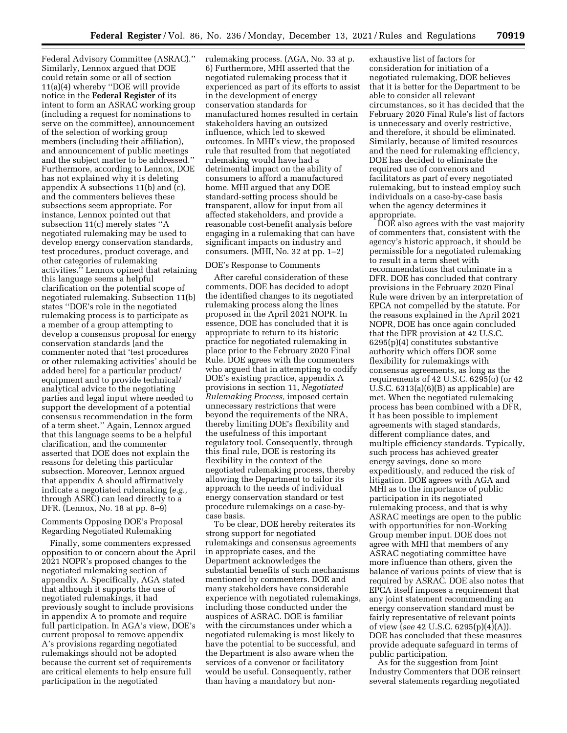Federal Advisory Committee (ASRAC).'' Similarly, Lennox argued that DOE could retain some or all of section 11(a)(4) whereby ''DOE will provide notice in the **Federal Register** of its intent to form an ASRAC working group (including a request for nominations to serve on the committee), announcement of the selection of working group members (including their affiliation), and announcement of public meetings and the subject matter to be addressed.'' Furthermore, according to Lennox, DOE has not explained why it is deleting appendix A subsections 11(b) and (c), and the commenters believes these subsections seem appropriate. For instance, Lennox pointed out that subsection 11(c) merely states ''A negotiated rulemaking may be used to develop energy conservation standards, test procedures, product coverage, and other categories of rulemaking activities.'' Lennox opined that retaining this language seems a helpful clarification on the potential scope of negotiated rulemaking. Subsection 11(b) states ''DOE's role in the negotiated rulemaking process is to participate as a member of a group attempting to develop a consensus proposal for energy conservation standards [and the commenter noted that 'test procedures or other rulemaking activities' should be added here] for a particular product/equipment and to provide technical/analytical advice to the negotiating parties and legal input where needed to support the development of a potential consensus recommendation in the form of a term sheet.'' Again, Lennox argued that this language seems to be a helpful clarification, and the commenter asserted that DOE does not explain the reasons for deleting this particular subsection. Moreover, Lennox argued that appendix A should affirmatively indicate a negotiated rulemaking (*e.g.,* through ASRC) can lead directly to a DFR. (Lennox, No. 18 at pp. 8–9)

Comments Opposing DOE's Proposal Regarding Negotiated Rulemaking

Finally, some commenters expressed opposition to or concern about the April 2021 NOPR's proposed changes to the negotiated rulemaking section of appendix A. Specifically, AGA stated that although it supports the use of negotiated rulemakings, it had previously sought to include provisions in appendix A to promote and require full participation. In AGA's view, DOE's current proposal to remove appendix A's provisions regarding negotiated rulemakings should not be adopted because the current set of requirements are critical elements to help ensure full participation in the negotiated rulemaking process. (AGA, No. 33 at p. 6) Furthermore, MHI asserted that the negotiated rulemaking process that it experienced as part of its efforts to assist in the development of energy conservation standards for manufactured homes resulted in certain stakeholders having an outsized influence, which led to skewed outcomes. In MHI's view, the proposed rule that resulted from that negotiated rulemaking would have had a detrimental impact on the ability of consumers to afford a manufactured home. MHI argued that any DOE standard-setting process should be transparent, allow for input from all affected stakeholders, and provide a reasonable cost-benefit analysis before engaging in a rulemaking that can have significant impacts on industry and consumers. (MHI, No. 32 at pp. 1–2)

DOE's Response to Comments

After careful consideration of these comments, DOE has decided to adopt the identified changes to its negotiated rulemaking process along the lines proposed in the April 2021 NOPR. In essence, DOE has concluded that it is appropriate to return to its historic practice for negotiated rulemaking in place prior to the February 2020 Final Rule. DOE agrees with the commenters who argued that in attempting to codify DOE's existing practice, appendix A provisions in section 11, *Negotiated Rulemaking Process,* imposed certain unnecessary restrictions that were beyond the requirements of the NRA, thereby limiting DOE's flexibility and the usefulness of this important regulatory tool. Consequently, through this final rule, DOE is restoring its flexibility in the context of the negotiated rulemaking process, thereby allowing the Department to tailor its approach to the needs of individual energy conservation standard or test procedure rulemakings on a case-by-case basis.

To be clear, DOE hereby reiterates its strong support for negotiated rulemakings and consensus agreements in appropriate cases, and the Department acknowledges the substantial benefits of such mechanisms mentioned by commenters. DOE and many stakeholders have considerable experience with negotiated rulemakings, including those conducted under the auspices of ASRAC. DOE is familiar with the circumstances under which a negotiated rulemaking is most likely to have the potential to be successful, and the Department is also aware when the services of a convenor or facilitatory would be useful. Consequently, rather than having a mandatory but non-exhaustive list of factors for consideration for initiation of a negotiated rulemaking, DOE believes that it is better for the Department to be able to consider all relevant circumstances, so it has decided that the February 2020 Final Rule's list of factors is unnecessary and overly restrictive, and therefore, it should be eliminated. Similarly, because of limited resources and the need for rulemaking efficiency, DOE has decided to eliminate the required use of convenors and facilitators as part of every negotiated rulemaking, but to instead employ such individuals on a case-by-case basis when the agency determines it appropriate.

DOE also agrees with the vast majority of commenters that, consistent with the agency's historic approach, it should be permissible for a negotiated rulemaking to result in a term sheet with recommendations that culminate in a DFR. DOE has concluded that contrary provisions in the February 2020 Final Rule were driven by an interpretation of EPCA not compelled by the statute. For the reasons explained in the April 2021 NOPR, DOE has once again concluded that the DFR provision at 42 U.S.C. 6295(p)(4) constitutes substantive authority which offers DOE some flexibility for rulemakings with consensus agreements, as long as the requirements of 42 U.S.C. 6295(o) (or 42 U.S.C. 6313(a)(6)(B) as applicable) are met. When the negotiated rulemaking process has been combined with a DFR, it has been possible to implement agreements with staged standards, different compliance dates, and multiple efficiency standards. Typically, such process has achieved greater energy savings, done so more expeditiously, and reduced the risk of litigation. DOE agrees with AGA and MHI as to the importance of public participation in its negotiated rulemaking process, and that is why ASRAC meetings are open to the public with opportunities for non-Working Group member input. DOE does not agree with MHI that members of any ASRAC negotiating committee have more influence than others, given the balance of various points of view that is required by ASRAC. DOE also notes that EPCA itself imposes a requirement that any joint statement recommending an energy conservation standard must be fairly representative of relevant points of view (*see* 42 U.S.C. 6295(p)(4)(A)). DOE has concluded that these measures provide adequate safeguard in terms of public participation.

As for the suggestion from Joint Industry Commenters that DOE reinsert several statements regarding negotiated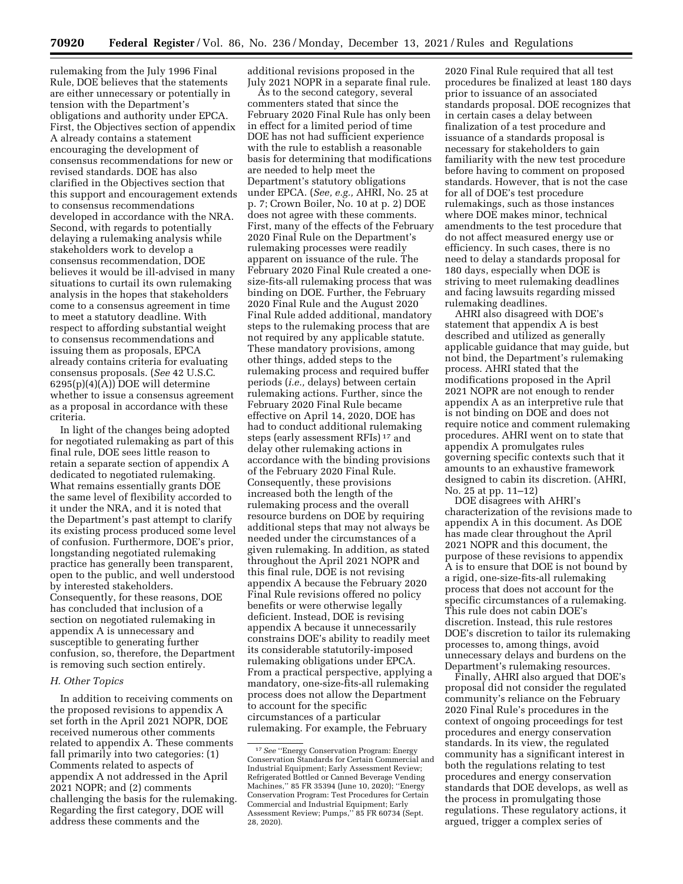rulemaking from the July 1996 Final Rule, DOE believes that the statements are either unnecessary or potentially in tension with the Department's obligations and authority under EPCA. First, the Objectives section of appendix A already contains a statement encouraging the development of consensus recommendations for new or revised standards. DOE has also clarified in the Objectives section that this support and encouragement extends to consensus recommendations developed in accordance with the NRA. Second, with regards to potentially delaying a rulemaking analysis while stakeholders work to develop a consensus recommendation, DOE believes it would be ill-advised in many situations to curtail its own rulemaking analysis in the hopes that stakeholders come to a consensus agreement in time to meet a statutory deadline. With respect to affording substantial weight to consensus recommendations and issuing them as proposals, EPCA already contains criteria for evaluating consensus proposals. (*See* 42 U.S.C. 6295(p)(4)(A)) DOE will determine whether to issue a consensus agreement as a proposal in accordance with these criteria.

In light of the changes being adopted for negotiated rulemaking as part of this final rule, DOE sees little reason to retain a separate section of appendix A dedicated to negotiated rulemaking. What remains essentially grants DOE the same level of flexibility accorded to it under the NRA, and it is noted that the Department's past attempt to clarify its existing process produced some level of confusion. Furthermore, DOE's prior, longstanding negotiated rulemaking practice has generally been transparent, open to the public, and well understood by interested stakeholders. Consequently, for these reasons, DOE has concluded that inclusion of a section on negotiated rulemaking in appendix A is unnecessary and susceptible to generating further confusion, so, therefore, the Department is removing such section entirely.

### *H. Other Topics*

In addition to receiving comments on the proposed revisions to appendix A set forth in the April 2021 NOPR, DOE received numerous other comments related to appendix A. These comments fall primarily into two categories: (1) Comments related to aspects of appendix A not addressed in the April 2021 NOPR; and (2) comments challenging the basis for the rulemaking. Regarding the first category, DOE will address these comments and the additional revisions proposed in the July 2021 NOPR in a separate final rule.

As to the second category, several commenters stated that since the February 2020 Final Rule has only been in effect for a limited period of time DOE has not had sufficient experience with the rule to establish a reasonable basis for determining that modifications are needed to help meet the Department's statutory obligations under EPCA. (*See, e.g.,* AHRI, No. 25 at p. 7; Crown Boiler, No. 10 at p. 2) DOE does not agree with these comments. First, many of the effects of the February 2020 Final Rule on the Department's rulemaking processes were readily apparent on issuance of the rule. The February 2020 Final Rule created a one-size-fits-all rulemaking process that was binding on DOE. Further, the February 2020 Final Rule and the August 2020 Final Rule added additional, mandatory steps to the rulemaking process that are not required by any applicable statute. These mandatory provisions, among other things, added steps to the rulemaking process and required buffer periods (*i.e.,* delays) between certain rulemaking actions. Further, since the February 2020 Final Rule became effective on April 14, 2020, DOE has had to conduct additional rulemaking steps (early assessment RFIs)[17] and delay other rulemaking actions in accordance with the binding provisions of the February 2020 Final Rule. Consequently, these provisions increased both the length of the rulemaking process and the overall resource burdens on DOE by requiring additional steps that may not always be needed under the circumstances of a given rulemaking. In addition, as stated throughout the April 2021 NOPR and this final rule, DOE is not revising appendix A because the February 2020 Final Rule revisions offered no policy benefits or were otherwise legally deficient. Instead, DOE is revising appendix A because it unnecessarily constrains DOE's ability to readily meet its considerable statutorily-imposed rulemaking obligations under EPCA. From a practical perspective, applying a mandatory, one-size-fits-all rulemaking process does not allow the Department to account for the specific circumstances of a particular rulemaking. For example, the February 2020 Final Rule required that all test procedures be finalized at least 180 days prior to issuance of an associated standards proposal. DOE recognizes that in certain cases a delay between finalization of a test procedure and issuance of a standards proposal is necessary for stakeholders to gain familiarity with the new test procedure before having to comment on proposed standards. However, that is not the case for all of DOE's test procedure rulemakings, such as those instances where DOE makes minor, technical amendments to the test procedure that do not affect measured energy use or efficiency. In such cases, there is no need to delay a standards proposal for 180 days, especially when DOE is striving to meet rulemaking deadlines and facing lawsuits regarding missed rulemaking deadlines.

AHRI also disagreed with DOE's statement that appendix A is best described and utilized as generally applicable guidance that may guide, but not bind, the Department's rulemaking process. AHRI stated that the modifications proposed in the April 2021 NOPR are not enough to render appendix A as an interpretive rule that is not binding on DOE and does not require notice and comment rulemaking procedures. AHRI went on to state that appendix A promulgates rules governing specific contexts such that it amounts to an exhaustive framework designed to cabin its discretion. (AHRI, No. 25 at pp. 11–12)

DOE disagrees with AHRI's characterization of the revisions made to appendix A in this document. As DOE has made clear throughout the April 2021 NOPR and this document, the purpose of these revisions to appendix A is to ensure that DOE is not bound by a rigid, one-size-fits-all rulemaking process that does not account for the specific circumstances of a rulemaking. This rule does not cabin DOE's discretion. Instead, this rule restores DOE's discretion to tailor its rulemaking processes to, among things, avoid unnecessary delays and burdens on the Department's rulemaking resources.

Finally, AHRI also argued that DOE's proposal did not consider the regulated community's reliance on the February 2020 Final Rule's procedures in the context of ongoing proceedings for test procedures and energy conservation standards. In its view, the regulated community has a significant interest in both the regulations relating to test procedures and energy conservation standards that DOE develops, as well as the process in promulgating those regulations. These regulatory actions, it argued, trigger a complex series of

---

[17] *See* "Energy Conservation Program: Energy Conservation Standards for Certain Commercial and Industrial Equipment; Early Assessment Review; Refrigerated Bottled or Canned Beverage Vending Machines," 85 FR 35394 (June 10, 2020); "Energy Conservation Program: Test Procedures for Certain Commercial and Industrial Equipment; Early Assessment Review; Pumps," 85 FR 60734 (Sept. 28, 2020).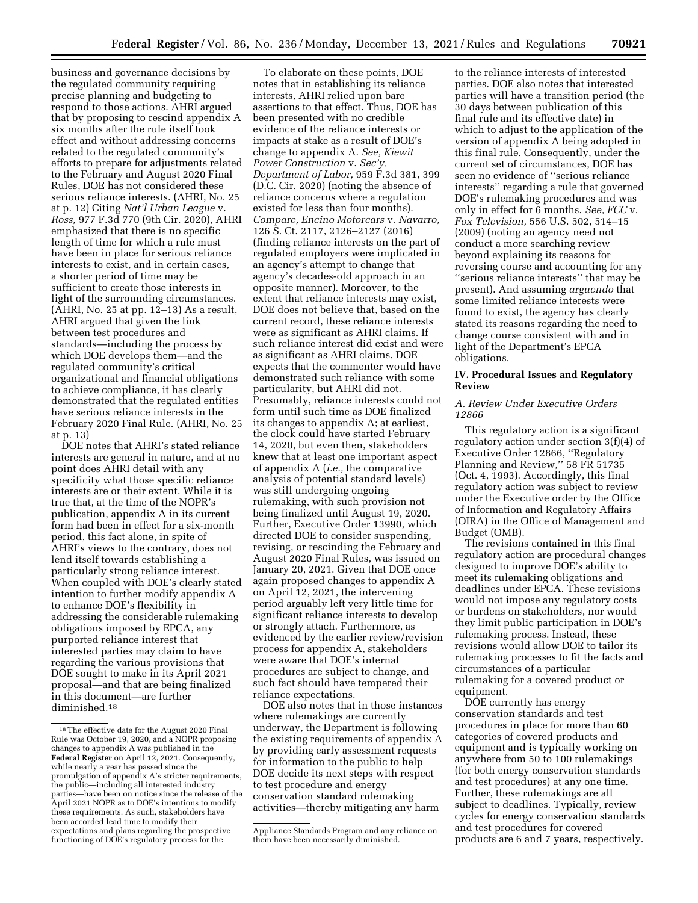business and governance decisions by the regulated community requiring precise planning and budgeting to respond to those actions. AHRI argued that by proposing to rescind appendix A six months after the rule itself took effect and without addressing concerns related to the regulated community's efforts to prepare for adjustments related to the February and August 2020 Final Rules, DOE has not considered these serious reliance interests. (AHRI, No. 25 at p. 12) Citing *Nat'l Urban League* v. *Ross,* 977 F.3d 770 (9th Cir. 2020), AHRI emphasized that there is no specific length of time for which a rule must have been in place for serious reliance interests to exist, and in certain cases, a shorter period of time may be sufficient to create those interests in light of the surrounding circumstances. (AHRI, No. 25 at pp. 12–13) As a result, AHRI argued that given the link between test procedures and standards—including the process by which DOE develops them—and the regulated community's critical organizational and financial obligations to achieve compliance, it has clearly demonstrated that the regulated entities have serious reliance interests in the February 2020 Final Rule. (AHRI, No. 25 at p. 13)

DOE notes that AHRI's stated reliance interests are general in nature, and at no point does AHRI detail with any specificity what those specific reliance interests are or their extent. While it is true that, at the time of the NOPR's publication, appendix A in its current form had been in effect for a six-month period, this fact alone, in spite of AHRI's views to the contrary, does not lend itself towards establishing a particularly strong reliance interest. When coupled with DOE's clearly stated intention to further modify appendix A to enhance DOE's flexibility in addressing the considerable rulemaking obligations imposed by EPCA, any purported reliance interest that interested parties may claim to have regarding the various provisions that DOE sought to make in its April 2021 proposal—and that are being finalized in this document—are further diminished.[18]

To elaborate on these points, DOE notes that in establishing its reliance interests, AHRI relied upon bare assertions to that effect. Thus, DOE has been presented with no credible evidence of the reliance interests or impacts at stake as a result of DOE's change to appendix A. *See, Kiewit Power Construction* v. *Sec'y, Department of Labor,* 959 F.3d 381, 399 (D.C. Cir. 2020) (noting the absence of reliance concerns where a regulation existed for less than four months). *Compare, Encino Motorcars* v. *Navarro,* 126 S. Ct. 2117, 2126–2127 (2016) (finding reliance interests on the part of regulated employers were implicated in an agency's attempt to change that agency's decades-old approach in an opposite manner). Moreover, to the extent that reliance interests may exist, DOE does not believe that, based on the current record, these reliance interests were as significant as AHRI claims. If such reliance interest did exist and were as significant as AHRI claims, DOE expects that the commenter would have demonstrated such reliance with some particularity, but AHRI did not. Presumably, reliance interests could not form until such time as DOE finalized its changes to appendix A; at earliest, the clock could have started February 14, 2020, but even then, stakeholders knew that at least one important aspect of appendix A (*i.e.,* the comparative analysis of potential standard levels) was still undergoing ongoing rulemaking, with such provision not being finalized until August 19, 2020. Further, Executive Order 13990, which directed DOE to consider suspending, revising, or rescinding the February and August 2020 Final Rules, was issued on January 20, 2021. Given that DOE once again proposed changes to appendix A on April 12, 2021, the intervening period arguably left very little time for significant reliance interests to develop or strongly attach. Furthermore, as evidenced by the earlier review/revision process for appendix A, stakeholders were aware that DOE's internal procedures are subject to change, and such fact should have tempered their reliance expectations.

DOE also notes that in those instances where rulemakings are currently underway, the Department is following the existing requirements of appendix A by providing early assessment requests for information to the public to help DOE decide its next steps with respect to test procedure and energy conservation standard rulemaking activities—thereby mitigating any harm to the reliance interests of interested parties. DOE also notes that interested parties will have a transition period (the 30 days between publication of this final rule and its effective date) in which to adjust to the application of the version of appendix A being adopted in this final rule. Consequently, under the current set of circumstances, DOE has seen no evidence of "serious reliance interests" regarding a rule that governed DOE's rulemaking procedures and was only in effect for 6 months. *See, FCC* v. *Fox Television,* 556 U.S. 502, 514–15 (2009) (noting an agency need not conduct a more searching review beyond explaining its reasons for reversing course and accounting for any "serious reliance interests" that may be present). And assuming *arguendo* that some limited reliance interests were found to exist, the agency has clearly stated its reasons regarding the need to change course consistent with and in light of the Department's EPCA obligations.

## IV. Procedural Issues and Regulatory Review

### A. Review Under Executive Orders 12866

This regulatory action is a significant regulatory action under section 3(f)(4) of Executive Order 12866, "Regulatory Planning and Review," 58 FR 51735 (Oct. 4, 1993). Accordingly, this final regulatory action was subject to review under the Executive order by the Office of Information and Regulatory Affairs (OIRA) in the Office of Management and Budget (OMB).

The revisions contained in this final regulatory action are procedural changes designed to improve DOE's ability to meet its rulemaking obligations and deadlines under EPCA. These revisions would not impose any regulatory costs or burdens on stakeholders, nor would they limit public participation in DOE's rulemaking process. Instead, these revisions would allow DOE to tailor its rulemaking processes to fit the facts and circumstances of a particular rulemaking for a covered product or equipment.

DOE currently has energy conservation standards and test procedures in place for more than 60 categories of covered products and equipment and is typically working on anywhere from 50 to 100 rulemakings (for both energy conservation standards and test procedures) at any one time. Further, these rulemakings are all subject to deadlines. Typically, review cycles for energy conservation standards and test procedures for covered products are 6 and 7 years, respectively.

---

[18] The effective date for the August 2020 Final Rule was October 19, 2020, and a NOPR proposing changes to appendix A was published in the **Federal Register** on April 12, 2021. Consequently, while nearly a year has passed since the promulgation of appendix A's stricter requirements, the public—including all interested industry parties—have been on notice since the release of the April 2021 NOPR as to DOE's intentions to modify these requirements. As such, stakeholders have been accorded lead time to modify their expectations and plans regarding the prospective functioning of DOE's regulatory process for the Appliance Standards Program and any reliance on them have been necessarily diminished.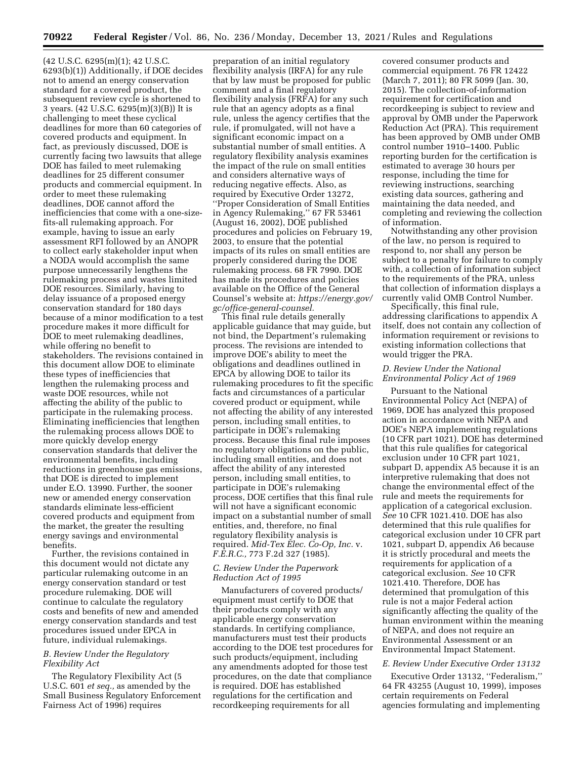(42 U.S.C. 6295(m)(1); 42 U.S.C. 6293(b)(1)) Additionally, if DOE decides not to amend an energy conservation standard for a covered product, the subsequent review cycle is shortened to 3 years. (42 U.S.C. 6295(m)(3)(B)) It is challenging to meet these cyclical deadlines for more than 60 categories of covered products and equipment. In fact, as previously discussed, DOE is currently facing two lawsuits that allege DOE has failed to meet rulemaking deadlines for 25 different consumer products and commercial equipment. In order to meet these rulemaking deadlines, DOE cannot afford the inefficiencies that come with a one-size-fits-all rulemaking approach. For example, having to issue an early assessment RFI followed by an ANOPR to collect early stakeholder input when a NODA would accomplish the same purpose unnecessarily lengthens the rulemaking process and wastes limited DOE resources. Similarly, having to delay issuance of a proposed energy conservation standard for 180 days because of a minor modification to a test procedure makes it more difficult for DOE to meet rulemaking deadlines, while offering no benefit to stakeholders. The revisions contained in this document allow DOE to eliminate these types of inefficiencies that lengthen the rulemaking process and waste DOE resources, while not affecting the ability of the public to participate in the rulemaking process. Eliminating inefficiencies that lengthen the rulemaking process allows DOE to more quickly develop energy conservation standards that deliver the environmental benefits, including reductions in greenhouse gas emissions, that DOE is directed to implement under E.O. 13990. Further, the sooner new or amended energy conservation standards eliminate less-efficient covered products and equipment from the market, the greater the resulting energy savings and environmental benefits.

Further, the revisions contained in this document would not dictate any particular rulemaking outcome in an energy conservation standard or test procedure rulemaking. DOE will continue to calculate the regulatory costs and benefits of new and amended energy conservation standards and test procedures issued under EPCA in future, individual rulemakings.

### B. Review Under the Regulatory Flexibility Act

The Regulatory Flexibility Act (5 U.S.C. 601 *et seq.*, as amended by the Small Business Regulatory Enforcement Fairness Act of 1996) requires preparation of an initial regulatory flexibility analysis (IRFA) for any rule that by law must be proposed for public comment and a final regulatory flexibility analysis (FRFA) for any such rule that an agency adopts as a final rule, unless the agency certifies that the rule, if promulgated, will not have a significant economic impact on a substantial number of small entities. A regulatory flexibility analysis examines the impact of the rule on small entities and considers alternative ways of reducing negative effects. Also, as required by Executive Order 13272, ''Proper Consideration of Small Entities in Agency Rulemaking,'' 67 FR 53461 (August 16, 2002), DOE published procedures and policies on February 19, 2003, to ensure that the potential impacts of its rules on small entities are properly considered during the DOE rulemaking process. 68 FR 7990. DOE has made its procedures and policies available on the Office of the General Counsel's website at: *https://energy.gov/gc/office-general-counsel.*

This final rule details generally applicable guidance that may guide, but not bind, the Department's rulemaking process. The revisions are intended to improve DOE's ability to meet the obligations and deadlines outlined in EPCA by allowing DOE to tailor its rulemaking procedures to fit the specific facts and circumstances of a particular covered product or equipment, while not affecting the ability of any interested person, including small entities, to participate in DOE's rulemaking process. Because this final rule imposes no regulatory obligations on the public, including small entities, and does not affect the ability of any interested person, including small entities, to participate in DOE's rulemaking process, DOE certifies that this final rule will not have a significant economic impact on a substantial number of small entities, and, therefore, no final regulatory flexibility analysis is required. *Mid-Tex Elec. Co-Op, Inc.* v. *F.E.R.C.,* 773 F.2d 327 (1985).

### C. Review Under the Paperwork Reduction Act of 1995

Manufacturers of covered products/equipment must certify to DOE that their products comply with any applicable energy conservation standards. In certifying compliance, manufacturers must test their products according to the DOE test procedures for such products/equipment, including any amendments adopted for those test procedures, on the date that compliance is required. DOE has established regulations for the certification and recordkeeping requirements for all covered consumer products and commercial equipment. 76 FR 12422 (March 7, 2011); 80 FR 5099 (Jan. 30, 2015). The collection-of-information requirement for certification and recordkeeping is subject to review and approval by OMB under the Paperwork Reduction Act (PRA). This requirement has been approved by OMB under OMB control number 1910–1400. Public reporting burden for the certification is estimated to average 30 hours per response, including the time for reviewing instructions, searching existing data sources, gathering and maintaining the data needed, and completing and reviewing the collection of information.

Notwithstanding any other provision of the law, no person is required to respond to, nor shall any person be subject to a penalty for failure to comply with, a collection of information subject to the requirements of the PRA, unless that collection of information displays a currently valid OMB Control Number.

Specifically, this final rule, addressing clarifications to appendix A itself, does not contain any collection of information requirement or revisions to existing information collections that would trigger the PRA.

### D. Review Under the National Environmental Policy Act of 1969

Pursuant to the National Environmental Policy Act (NEPA) of 1969, DOE has analyzed this proposed action in accordance with NEPA and DOE's NEPA implementing regulations (10 CFR part 1021). DOE has determined that this rule qualifies for categorical exclusion under 10 CFR part 1021, subpart D, appendix A5 because it is an interpretive rulemaking that does not change the environmental effect of the rule and meets the requirements for application of a categorical exclusion. *See* 10 CFR 1021.410. DOE has also determined that this rule qualifies for categorical exclusion under 10 CFR part 1021, subpart D, appendix A6 because it is strictly procedural and meets the requirements for application of a categorical exclusion. *See* 10 CFR 1021.410. Therefore, DOE has determined that promulgation of this rule is not a major Federal action significantly affecting the quality of the human environment within the meaning of NEPA, and does not require an Environmental Assessment or an Environmental Impact Statement.

### E. Review Under Executive Order 13132

Executive Order 13132, ''Federalism,'' 64 FR 43255 (August 10, 1999), imposes certain requirements on Federal agencies formulating and implementing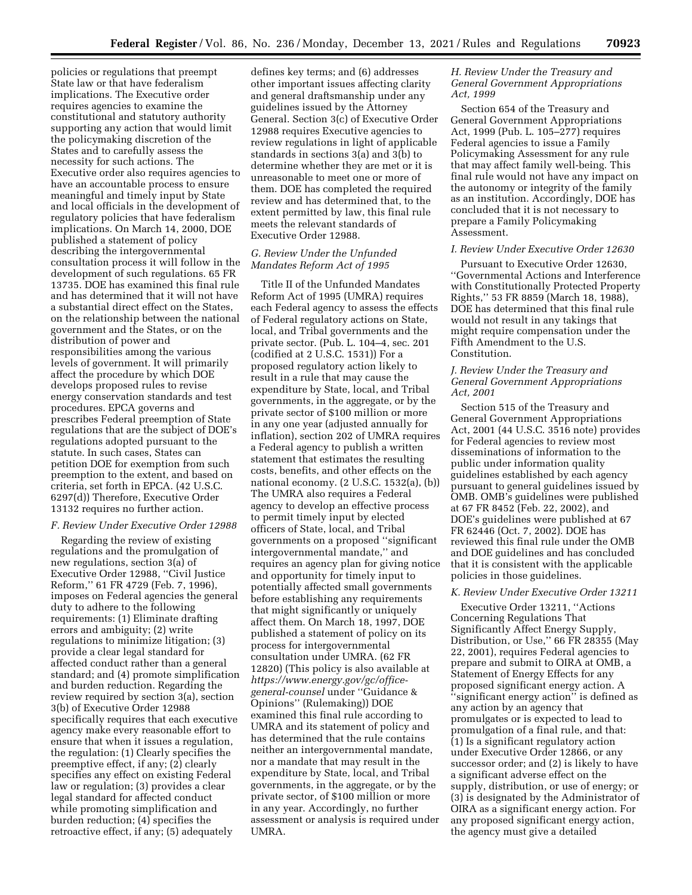policies or regulations that preempt State law or that have federalism implications. The Executive order requires agencies to examine the constitutional and statutory authority supporting any action that would limit the policymaking discretion of the States and to carefully assess the necessity for such actions. The Executive order also requires agencies to have an accountable process to ensure meaningful and timely input by State and local officials in the development of regulatory policies that have federalism implications. On March 14, 2000, DOE published a statement of policy describing the intergovernmental consultation process it will follow in the development of such regulations. 65 FR 13735. DOE has examined this final rule and has determined that it will not have a substantial direct effect on the States, on the relationship between the national government and the States, or on the distribution of power and responsibilities among the various levels of government. It will primarily affect the procedure by which DOE develops proposed rules to revise energy conservation standards and test procedures. EPCA governs and prescribes Federal preemption of State regulations that are the subject of DOE's regulations adopted pursuant to the statute. In such cases, States can petition DOE for exemption from such preemption to the extent, and based on criteria, set forth in EPCA. (42 U.S.C. 6297(d)) Therefore, Executive Order 13132 requires no further action.

### *F. Review Under Executive Order 12988*

Regarding the review of existing regulations and the promulgation of new regulations, section 3(a) of Executive Order 12988, ''Civil Justice Reform,'' 61 FR 4729 (Feb. 7, 1996), imposes on Federal agencies the general duty to adhere to the following requirements: (1) Eliminate drafting errors and ambiguity; (2) write regulations to minimize litigation; (3) provide a clear legal standard for affected conduct rather than a general standard; and (4) promote simplification and burden reduction. Regarding the review required by section 3(a), section 3(b) of Executive Order 12988 specifically requires that each executive agency make every reasonable effort to ensure that when it issues a regulation, the regulation: (1) Clearly specifies the preemptive effect, if any; (2) clearly specifies any effect on existing Federal law or regulation; (3) provides a clear legal standard for affected conduct while promoting simplification and burden reduction; (4) specifies the retroactive effect, if any; (5) adequately defines key terms; and (6) addresses other important issues affecting clarity and general draftsmanship under any guidelines issued by the Attorney General. Section 3(c) of Executive Order 12988 requires Executive agencies to review regulations in light of applicable standards in sections 3(a) and 3(b) to determine whether they are met or it is unreasonable to meet one or more of them. DOE has completed the required review and has determined that, to the extent permitted by law, this final rule meets the relevant standards of Executive Order 12988.

### *G. Review Under the Unfunded Mandates Reform Act of 1995*

Title II of the Unfunded Mandates Reform Act of 1995 (UMRA) requires each Federal agency to assess the effects of Federal regulatory actions on State, local, and Tribal governments and the private sector. (Pub. L. 104–4, sec. 201 (codified at 2 U.S.C. 1531)) For a proposed regulatory action likely to result in a rule that may cause the expenditure by State, local, and Tribal governments, in the aggregate, or by the private sector of $100 million or more in any one year (adjusted annually for inflation), section 202 of UMRA requires a Federal agency to publish a written statement that estimates the resulting costs, benefits, and other effects on the national economy. (2 U.S.C. 1532(a), (b)) The UMRA also requires a Federal agency to develop an effective process to permit timely input by elected officers of State, local, and Tribal governments on a proposed ''significant intergovernmental mandate,'' and requires an agency plan for giving notice and opportunity for timely input to potentially affected small governments before establishing any requirements that might significantly or uniquely affect them. On March 18, 1997, DOE published a statement of policy on its process for intergovernmental consultation under UMRA. (62 FR 12820) (This policy is also available at *https://www.energy.gov/gc/office-general-counsel* under ''Guidance & Opinions'' (Rulemaking)) DOE examined this final rule according to UMRA and its statement of policy and has determined that the rule contains neither an intergovernmental mandate, nor a mandate that may result in the expenditure by State, local, and Tribal governments, in the aggregate, or by the private sector, of $100 million or more in any year. Accordingly, no further assessment or analysis is required under UMRA.

### *H. Review Under the Treasury and General Government Appropriations Act, 1999*

Section 654 of the Treasury and General Government Appropriations Act, 1999 (Pub. L. 105–277) requires Federal agencies to issue a Family Policymaking Assessment for any rule that may affect family well-being. This final rule would not have any impact on the autonomy or integrity of the family as an institution. Accordingly, DOE has concluded that it is not necessary to prepare a Family Policymaking Assessment.

### *I. Review Under Executive Order 12630*

Pursuant to Executive Order 12630, ''Governmental Actions and Interference with Constitutionally Protected Property Rights,'' 53 FR 8859 (March 18, 1988), DOE has determined that this final rule would not result in any takings that might require compensation under the Fifth Amendment to the U.S. Constitution.

### *J. Review Under the Treasury and General Government Appropriations Act, 2001*

Section 515 of the Treasury and General Government Appropriations Act, 2001 (44 U.S.C. 3516 note) provides for Federal agencies to review most disseminations of information to the public under information quality guidelines established by each agency pursuant to general guidelines issued by OMB. OMB's guidelines were published at 67 FR 8452 (Feb. 22, 2002), and DOE's guidelines were published at 67 FR 62446 (Oct. 7, 2002). DOE has reviewed this final rule under the OMB and DOE guidelines and has concluded that it is consistent with the applicable policies in those guidelines.

### *K. Review Under Executive Order 13211*

Executive Order 13211, ''Actions Concerning Regulations That Significantly Affect Energy Supply, Distribution, or Use,'' 66 FR 28355 (May 22, 2001), requires Federal agencies to prepare and submit to OIRA at OMB, a Statement of Energy Effects for any proposed significant energy action. A ''significant energy action'' is defined as any action by an agency that promulgates or is expected to lead to promulgation of a final rule, and that: (1) Is a significant regulatory action under Executive Order 12866, or any successor order; and (2) is likely to have a significant adverse effect on the supply, distribution, or use of energy; or (3) is designated by the Administrator of OIRA as a significant energy action. For any proposed significant energy action, the agency must give a detailed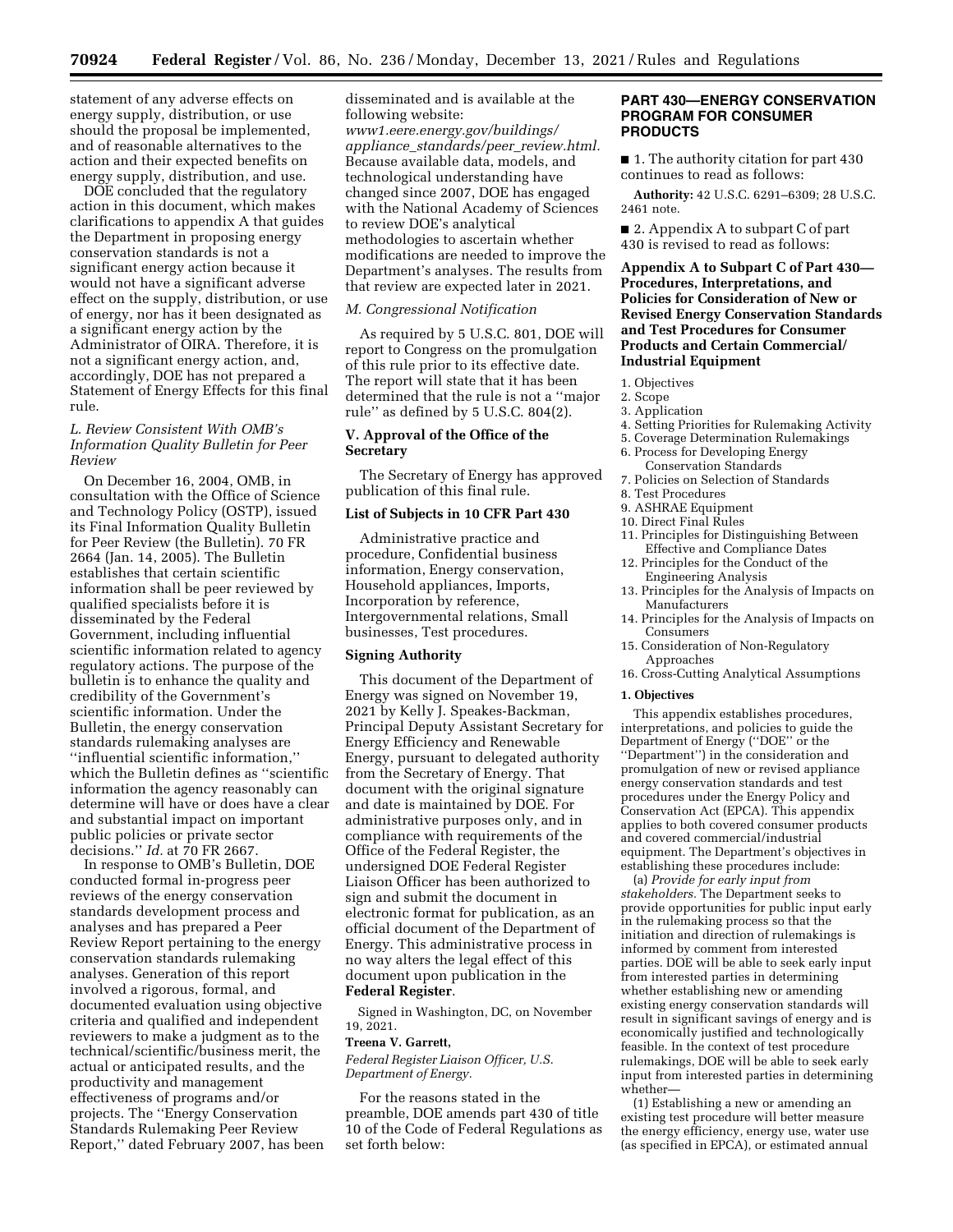statement of any adverse effects on energy supply, distribution, or use should the proposal be implemented, and of reasonable alternatives to the action and their expected benefits on energy supply, distribution, and use.

DOE concluded that the regulatory action in this document, which makes clarifications to appendix A that guides the Department in proposing energy conservation standards is not a significant energy action because it would not have a significant adverse effect on the supply, distribution, or use of energy, nor has it been designated as a significant energy action by the Administrator of OIRA. Therefore, it is not a significant energy action, and, accordingly, DOE has not prepared a Statement of Energy Effects for this final rule.

### *L. Review Consistent With OMB's Information Quality Bulletin for Peer Review*

On December 16, 2004, OMB, in consultation with the Office of Science and Technology Policy (OSTP), issued its Final Information Quality Bulletin for Peer Review (the Bulletin). 70 FR 2664 (Jan. 14, 2005). The Bulletin establishes that certain scientific information shall be peer reviewed by qualified specialists before it is disseminated by the Federal Government, including influential scientific information related to agency regulatory actions. The purpose of the bulletin is to enhance the quality and credibility of the Government's scientific information. Under the Bulletin, the energy conservation standards rulemaking analyses are ''influential scientific information,'' which the Bulletin defines as ''scientific information the agency reasonably can determine will have or does have a clear and substantial impact on important public policies or private sector decisions.'' *Id.* at 70 FR 2667.

In response to OMB's Bulletin, DOE conducted formal in-progress peer reviews of the energy conservation standards development process and analyses and has prepared a Peer Review Report pertaining to the energy conservation standards rulemaking analyses. Generation of this report involved a rigorous, formal, and documented evaluation using objective criteria and qualified and independent reviewers to make a judgment as to the technical/scientific/business merit, the actual or anticipated results, and the productivity and management effectiveness of programs and/or projects. The ''Energy Conservation Standards Rulemaking Peer Review Report,'' dated February 2007, has been disseminated and is available at the following website: *www1.eere.energy.gov/buildings/appliance_standards/peer_review.html.* Because available data, models, and technological understanding have changed since 2007, DOE has engaged with the National Academy of Sciences to review DOE's analytical methodologies to ascertain whether modifications are needed to improve the Department's analyses. The results from that review are expected later in 2021.

### *M. Congressional Notification*

As required by 5 U.S.C. 801, DOE will report to Congress on the promulgation of this rule prior to its effective date. The report will state that it has been determined that the rule is not a ''major rule'' as defined by 5 U.S.C. 804(2).

## V. Approval of the Office of the Secretary

The Secretary of Energy has approved publication of this final rule.

## List of Subjects in 10 CFR Part 430

Administrative practice and procedure, Confidential business information, Energy conservation, Household appliances, Imports, Incorporation by reference, Intergovernmental relations, Small businesses, Test procedures.

## Signing Authority

This document of the Department of Energy was signed on November 19, 2021 by Kelly J. Speakes-Backman, Principal Deputy Assistant Secretary for Energy Efficiency and Renewable Energy, pursuant to delegated authority from the Secretary of Energy. That document with the original signature and date is maintained by DOE. For administrative purposes only, and in compliance with requirements of the Office of the Federal Register, the undersigned DOE Federal Register Liaison Officer has been authorized to sign and submit the document in electronic format for publication, as an official document of the Department of Energy. This administrative process in no way alters the legal effect of this document upon publication in the **Federal Register**.

Signed in Washington, DC, on November 19, 2021.

**Treena V. Garrett,**

*Federal Register Liaison Officer, U.S. Department of Energy.*

For the reasons stated in the preamble, DOE amends part 430 of title 10 of the Code of Federal Regulations as set forth below:

## PART 430—ENERGY CONSERVATION PROGRAM FOR CONSUMER PRODUCTS

■ 1. The authority citation for part 430 continues to read as follows:

**Authority:** 42 U.S.C. 6291–6309; 28 U.S.C. 2461 note.

■ 2. Appendix A to subpart C of part 430 is revised to read as follows:

### Appendix A to Subpart C of Part 430—Procedures, Interpretations, and Policies for Consideration of New or Revised Energy Conservation Standards and Test Procedures for Consumer Products and Certain Commercial/Industrial Equipment

1. Objectives
2. Scope
3. Application
4. Setting Priorities for Rulemaking Activity
5. Coverage Determination Rulemakings
6. Process for Developing Energy Conservation Standards
7. Policies on Selection of Standards
8. Test Procedures
9. ASHRAE Equipment
10. Direct Final Rules
11. Principles for Distinguishing Between Effective and Compliance Dates
12. Principles for the Conduct of the Engineering Analysis
13. Principles for the Analysis of Impacts on Manufacturers
14. Principles for the Analysis of Impacts on Consumers
15. Consideration of Non-Regulatory Approaches
16. Cross-Cutting Analytical Assumptions

**1. Objectives**

This appendix establishes procedures, interpretations, and policies to guide the Department of Energy (''DOE'' or the ''Department'') in the consideration and promulgation of new or revised appliance energy conservation standards and test procedures under the Energy Policy and Conservation Act (EPCA). This appendix applies to both covered consumer products and covered commercial/industrial equipment. The Department's objectives in establishing these procedures include:

(a) *Provide for early input from stakeholders.* The Department seeks to provide opportunities for public input early in the rulemaking process so that the initiation and direction of rulemakings is informed by comment from interested parties. DOE will be able to seek early input from interested parties in determining whether establishing new or amending existing energy conservation standards will result in significant savings of energy and is economically justified and technologically feasible. In the context of test procedure rulemakings, DOE will be able to seek early input from interested parties in determining whether—

(1) Establishing a new or amending an existing test procedure will better measure the energy efficiency, energy use, water use (as specified in EPCA), or estimated annual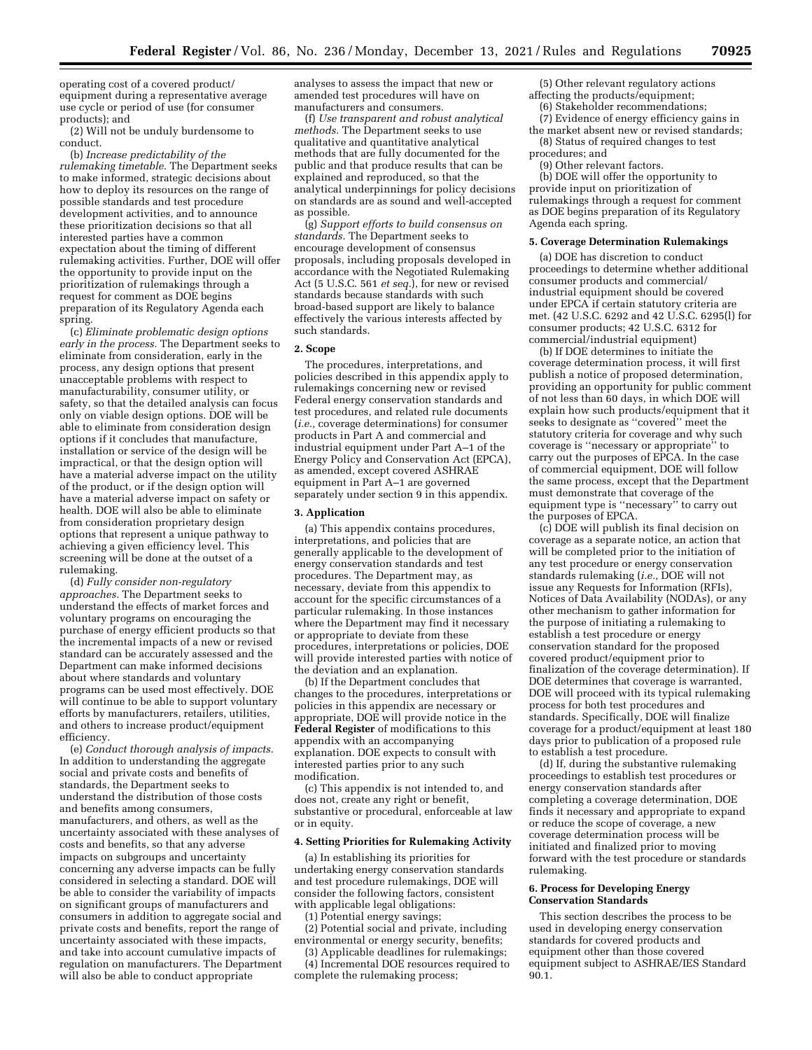operating cost of a covered product/equipment during a representative average use cycle or period of use (for consumer products); and

(2) Will not be unduly burdensome to conduct.

(b) *Increase predictability of the rulemaking timetable.* The Department seeks to make informed, strategic decisions about how to deploy its resources on the range of possible standards and test procedure development activities, and to announce these prioritization decisions so that all interested parties have a common expectation about the timing of different rulemaking activities. Further, DOE will offer the opportunity to provide input on the prioritization of rulemakings through a request for comment as DOE begins preparation of its Regulatory Agenda each spring.

(c) *Eliminate problematic design options early in the process.* The Department seeks to eliminate from consideration, early in the process, any design options that present unacceptable problems with respect to manufacturability, consumer utility, or safety, so that the detailed analysis can focus only on viable design options. DOE will be able to eliminate from consideration design options if it concludes that manufacture, installation or service of the design will be impractical, or that the design option will have a material adverse impact on the utility of the product, or if the design option will have a material adverse impact on safety or health. DOE will also be able to eliminate from consideration proprietary design options that represent a unique pathway to achieving a given efficiency level. This screening will be done at the outset of a rulemaking.

(d) *Fully consider non-regulatory approaches.* The Department seeks to understand the effects of market forces and voluntary programs on encouraging the purchase of energy efficient products so that the incremental impacts of a new or revised standard can be accurately assessed and the Department can make informed decisions about where standards and voluntary programs can be used most effectively. DOE will continue to be able to support voluntary efforts by manufacturers, retailers, utilities, and others to increase product/equipment efficiency.

(e) *Conduct thorough analysis of impacts.* In addition to understanding the aggregate social and private costs and benefits of standards, the Department seeks to understand the distribution of those costs and benefits among consumers, manufacturers, and others, as well as the uncertainty associated with these analyses of costs and benefits, so that any adverse impacts on subgroups and uncertainty concerning any adverse impacts can be fully considered in selecting a standard. DOE will be able to consider the variability of impacts on significant groups of manufacturers and consumers in addition to aggregate social and private costs and benefits, report the range of uncertainty associated with these impacts, and take into account cumulative impacts of regulation on manufacturers. The Department will also be able to conduct appropriate analyses to assess the impact that new or amended test procedures will have on manufacturers and consumers.

(f) *Use transparent and robust analytical methods.* The Department seeks to use qualitative and quantitative analytical methods that are fully documented for the public and that produce results that can be explained and reproduced, so that the analytical underpinnings for policy decisions on standards are as sound and well-accepted as possible.

(g) *Support efforts to build consensus on standards.* The Department seeks to encourage development of consensus proposals, including proposals developed in accordance with the Negotiated Rulemaking Act (5 U.S.C. 561 *et seq.*), for new or revised standards because standards with such broad-based support are likely to balance effectively the various interests affected by such standards.

**2. Scope**

The procedures, interpretations, and policies described in this appendix apply to rulemakings concerning new or revised Federal energy conservation standards and test procedures, and related rule documents (*i.e.,* coverage determinations) for consumer products in Part A and commercial and industrial equipment under Part A–1 of the Energy Policy and Conservation Act (EPCA), as amended, except covered ASHRAE equipment in Part A–1 are governed separately under section 9 in this appendix.

**3. Application**

(a) This appendix contains procedures, interpretations, and policies that are generally applicable to the development of energy conservation standards and test procedures. The Department may, as necessary, deviate from this appendix to account for the specific circumstances of a particular rulemaking. In those instances where the Department may find it necessary or appropriate to deviate from these procedures, interpretations or policies, DOE will provide interested parties with notice of the deviation and an explanation.

(b) If the Department concludes that changes to the procedures, interpretations or policies in this appendix are necessary or appropriate, DOE will provide notice in the **Federal Register** of modifications to this appendix with an accompanying explanation. DOE expects to consult with interested parties prior to any such modification.

(c) This appendix is not intended to, and does not, create any right or benefit, substantive or procedural, enforceable at law or in equity.

**4. Setting Priorities for Rulemaking Activity**

(a) In establishing its priorities for undertaking energy conservation standards and test procedure rulemakings, DOE will consider the following factors, consistent with applicable legal obligations:

(1) Potential energy savings;

(2) Potential social and private, including environmental or energy security, benefits;

(3) Applicable deadlines for rulemakings;

(4) Incremental DOE resources required to complete the rulemaking process;

(5) Other relevant regulatory actions affecting the products/equipment;

(6) Stakeholder recommendations;

(7) Evidence of energy efficiency gains in the market absent new or revised standards;

(8) Status of required changes to test procedures; and

(9) Other relevant factors.

(b) DOE will offer the opportunity to provide input on prioritization of rulemakings through a request for comment as DOE begins preparation of its Regulatory Agenda each spring.

**5. Coverage Determination Rulemakings**

(a) DOE has discretion to conduct proceedings to determine whether additional consumer products and commercial/industrial equipment should be covered under EPCA if certain statutory criteria are met. (42 U.S.C. 6292 and 42 U.S.C. 6295(l) for consumer products; 42 U.S.C. 6312 for commercial/industrial equipment)

(b) If DOE determines to initiate the coverage determination process, it will first publish a notice of proposed determination, providing an opportunity for public comment of not less than 60 days, in which DOE will explain how such products/equipment that it seeks to designate as ''covered'' meet the statutory criteria for coverage and why such coverage is ''necessary or appropriate'' to carry out the purposes of EPCA. In the case of commercial equipment, DOE will follow the same process, except that the Department must demonstrate that coverage of the equipment type is ''necessary'' to carry out the purposes of EPCA.

(c) DOE will publish its final decision on coverage as a separate notice, an action that will be completed prior to the initiation of any test procedure or energy conservation standards rulemaking (*i.e.,* DOE will not issue any Requests for Information (RFIs), Notices of Data Availability (NODAs), or any other mechanism to gather information for the purpose of initiating a rulemaking to establish a test procedure or energy conservation standard for the proposed covered product/equipment prior to finalization of the coverage determination). If DOE determines that coverage is warranted, DOE will proceed with its typical rulemaking process for both test procedures and standards. Specifically, DOE will finalize coverage for a product/equipment at least 180 days prior to publication of a proposed rule to establish a test procedure.

(d) If, during the substantive rulemaking proceedings to establish test procedures or energy conservation standards after completing a coverage determination, DOE finds it necessary and appropriate to expand or reduce the scope of coverage, a new coverage determination process will be initiated and finalized prior to moving forward with the test procedure or standards rulemaking.

**6. Process for Developing Energy Conservation Standards**

This section describes the process to be used in developing energy conservation standards for covered products and equipment other than those covered equipment subject to ASHRAE/IES Standard 90.1.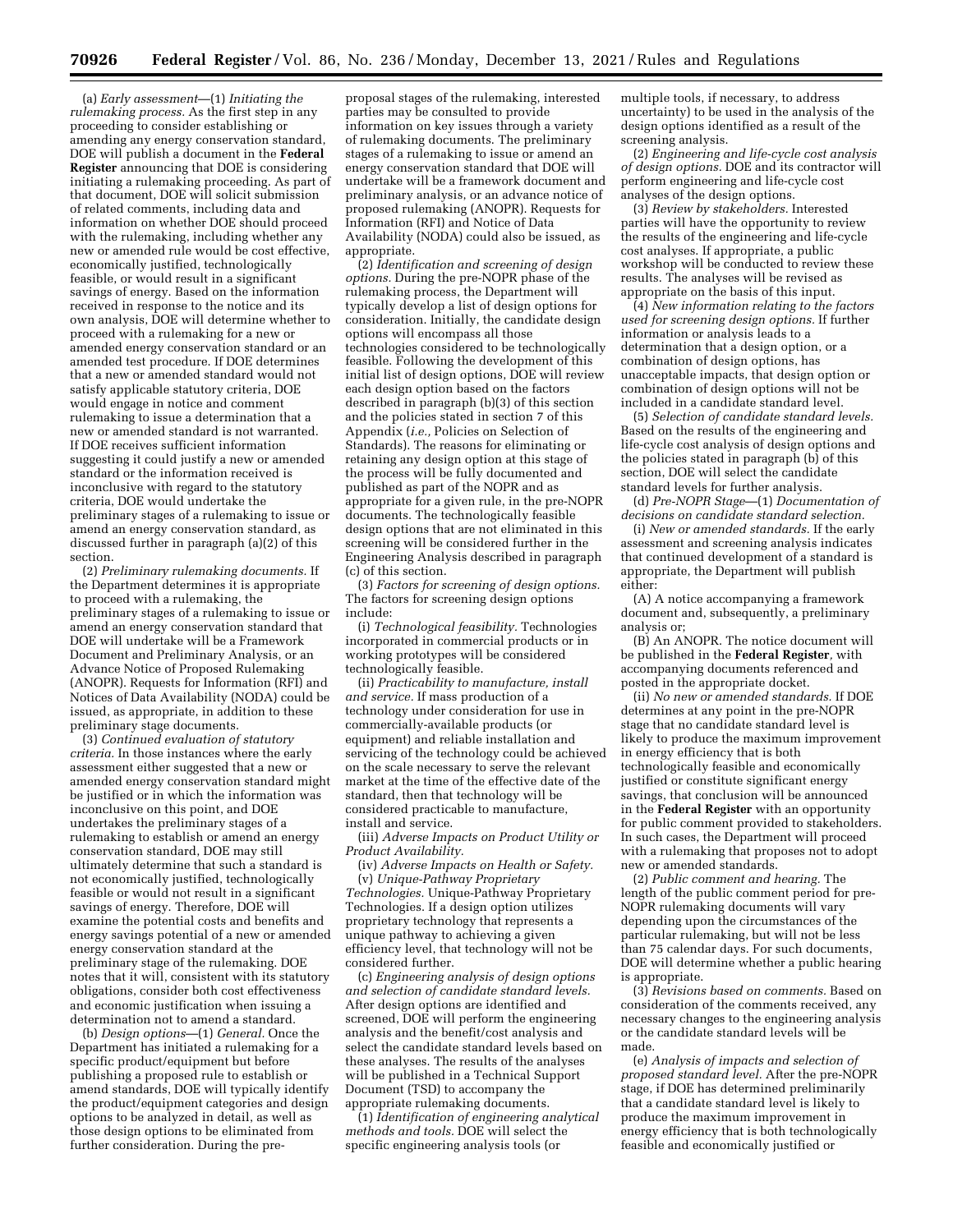(a) *Early assessment*—(1) *Initiating the rulemaking process.* As the first step in any proceeding to consider establishing or amending any energy conservation standard, DOE will publish a document in the **Federal Register** announcing that DOE is considering initiating a rulemaking proceeding. As part of that document, DOE will solicit submission of related comments, including data and information on whether DOE should proceed with the rulemaking, including whether any new or amended rule would be cost effective, economically justified, technologically feasible, or would result in a significant savings of energy. Based on the information received in response to the notice and its own analysis, DOE will determine whether to proceed with a rulemaking for a new or amended energy conservation standard or an amended test procedure. If DOE determines that a new or amended standard would not satisfy applicable statutory criteria, DOE would engage in notice and comment rulemaking to issue a determination that a new or amended standard is not warranted. If DOE receives sufficient information suggesting it could justify a new or amended standard or the information received is inconclusive with regard to the statutory criteria, DOE would undertake the preliminary stages of a rulemaking to issue or amend an energy conservation standard, as discussed further in paragraph (a)(2) of this section.

(2) *Preliminary rulemaking documents.* If the Department determines it is appropriate to proceed with a rulemaking, the preliminary stages of a rulemaking to issue or amend an energy conservation standard that DOE will undertake will be a Framework Document and Preliminary Analysis, or an Advance Notice of Proposed Rulemaking (ANOPR). Requests for Information (RFI) and Notices of Data Availability (NODA) could be issued, as appropriate, in addition to these preliminary stage documents.

(3) *Continued evaluation of statutory criteria.* In those instances where the early assessment either suggested that a new or amended energy conservation standard might be justified or in which the information was inconclusive on this point, and DOE undertakes the preliminary stages of a rulemaking to establish or amend an energy conservation standard, DOE may still ultimately determine that such a standard is not economically justified, technologically feasible or would not result in a significant savings of energy. Therefore, DOE will examine the potential costs and benefits and energy savings potential of a new or amended energy conservation standard at the preliminary stage of the rulemaking. DOE notes that it will, consistent with its statutory obligations, consider both cost effectiveness and economic justification when issuing a determination not to amend a standard.

(b) *Design options*—(1) *General.* Once the Department has initiated a rulemaking for a specific product/equipment but before publishing a proposed rule to establish or amend standards, DOE will typically identify the product/equipment categories and design options to be analyzed in detail, as well as those design options to be eliminated from further consideration. During the pre-proposal stages of the rulemaking, interested parties may be consulted to provide information on key issues through a variety of rulemaking documents. The preliminary stages of a rulemaking to issue or amend an energy conservation standard that DOE will undertake will be a framework document and preliminary analysis, or an advance notice of proposed rulemaking (ANOPR). Requests for Information (RFI) and Notice of Data Availability (NODA) could also be issued, as appropriate.

(2) *Identification and screening of design options.* During the pre-NOPR phase of the rulemaking process, the Department will typically develop a list of design options for consideration. Initially, the candidate design options will encompass all those technologies considered to be technologically feasible. Following the development of this initial list of design options, DOE will review each design option based on the factors described in paragraph (b)(3) of this section and the policies stated in section 7 of this Appendix (*i.e.,* Policies on Selection of Standards). The reasons for eliminating or retaining any design option at this stage of the process will be fully documented and published as part of the NOPR and as appropriate for a given rule, in the pre-NOPR documents. The technologically feasible design options that are not eliminated in this screening will be considered further in the Engineering Analysis described in paragraph (c) of this section.

(3) *Factors for screening of design options.* The factors for screening design options include:

(i) *Technological feasibility.* Technologies incorporated in commercial products or in working prototypes will be considered technologically feasible.

(ii) *Practicability to manufacture, install and service.* If mass production of a technology under consideration for use in commercially-available products (or equipment) and reliable installation and servicing of the technology could be achieved on the scale necessary to serve the relevant market at the time of the effective date of the standard, then that technology will be considered practicable to manufacture, install and service.

(iii) *Adverse Impacts on Product Utility or Product Availability.*

(iv) *Adverse Impacts on Health or Safety.*

(v) *Unique-Pathway Proprietary Technologies.* Unique-Pathway Proprietary Technologies. If a design option utilizes proprietary technology that represents a unique pathway to achieving a given efficiency level, that technology will not be considered further.

(c) *Engineering analysis of design options and selection of candidate standard levels.* After design options are identified and screened, DOE will perform the engineering analysis and the benefit/cost analysis and select the candidate standard levels based on these analyses. The results of the analyses will be published in a Technical Support Document (TSD) to accompany the appropriate rulemaking documents.

(1) *Identification of engineering analytical methods and tools.* DOE will select the specific engineering analysis tools (or multiple tools, if necessary, to address uncertainty) to be used in the analysis of the design options identified as a result of the screening analysis.

(2) *Engineering and life-cycle cost analysis of design options.* DOE and its contractor will perform engineering and life-cycle cost analyses of the design options.

(3) *Review by stakeholders.* Interested parties will have the opportunity to review the results of the engineering and life-cycle cost analyses. If appropriate, a public workshop will be conducted to review these results. The analyses will be revised as appropriate on the basis of this input.

(4) *New information relating to the factors used for screening design options.* If further information or analysis leads to a determination that a design option, or a combination of design options, has unacceptable impacts, that design option or combination of design options will not be included in a candidate standard level.

(5) *Selection of candidate standard levels.* Based on the results of the engineering and life-cycle cost analysis of design options and the policies stated in paragraph (b) of this section, DOE will select the candidate standard levels for further analysis.

(d) *Pre-NOPR Stage*—(1) *Documentation of decisions on candidate standard selection.*

(i) *New or amended standards.* If the early assessment and screening analysis indicates that continued development of a standard is appropriate, the Department will publish either:

(A) A notice accompanying a framework document and, subsequently, a preliminary analysis or;

(B) An ANOPR. The notice document will be published in the **Federal Register***,* with accompanying documents referenced and posted in the appropriate docket.

(ii) *No new or amended standards.* If DOE determines at any point in the pre-NOPR stage that no candidate standard level is likely to produce the maximum improvement in energy efficiency that is both technologically feasible and economically justified or constitute significant energy savings, that conclusion will be announced in the **Federal Register** with an opportunity for public comment provided to stakeholders. In such cases, the Department will proceed with a rulemaking that proposes not to adopt new or amended standards.

(2) *Public comment and hearing.* The length of the public comment period for pre-NOPR rulemaking documents will vary depending upon the circumstances of the particular rulemaking, but will not be less than 75 calendar days. For such documents, DOE will determine whether a public hearing is appropriate.

(3) *Revisions based on comments.* Based on consideration of the comments received, any necessary changes to the engineering analysis or the candidate standard levels will be made.

(e) *Analysis of impacts and selection of proposed standard level.* After the pre-NOPR stage, if DOE has determined preliminarily that a candidate standard level is likely to produce the maximum improvement in energy efficiency that is both technologically feasible and economically justified or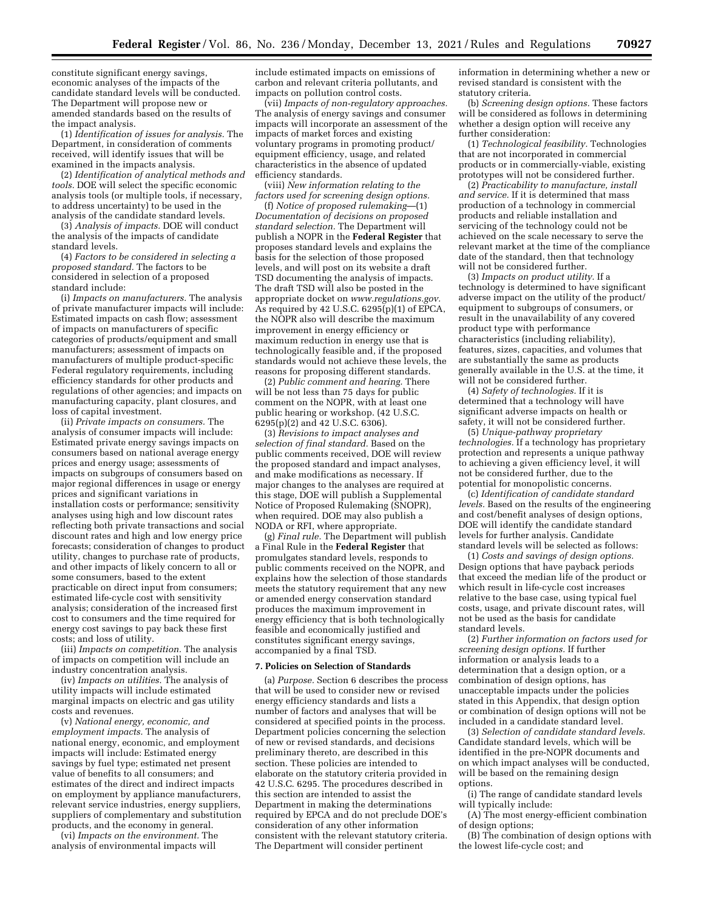constitute significant energy savings, economic analyses of the impacts of the candidate standard levels will be conducted. The Department will propose new or amended standards based on the results of the impact analysis.

(1) *Identification of issues for analysis.* The Department, in consideration of comments received, will identify issues that will be examined in the impacts analysis.

(2) *Identification of analytical methods and tools.* DOE will select the specific economic analysis tools (or multiple tools, if necessary, to address uncertainty) to be used in the analysis of the candidate standard levels.

(3) *Analysis of impacts.* DOE will conduct the analysis of the impacts of candidate standard levels.

(4) *Factors to be considered in selecting a proposed standard.* The factors to be considered in selection of a proposed standard include:

(i) *Impacts on manufacturers.* The analysis of private manufacturer impacts will include: Estimated impacts on cash flow; assessment of impacts on manufacturers of specific categories of products/equipment and small manufacturers; assessment of impacts on manufacturers of multiple product-specific Federal regulatory requirements, including efficiency standards for other products and regulations of other agencies; and impacts on manufacturing capacity, plant closures, and loss of capital investment.

(ii) *Private impacts on consumers.* The analysis of consumer impacts will include: Estimated private energy savings impacts on consumers based on national average energy prices and energy usage; assessments of impacts on subgroups of consumers based on major regional differences in usage or energy prices and significant variations in installation costs or performance; sensitivity analyses using high and low discount rates reflecting both private transactions and social discount rates and high and low energy price forecasts; consideration of changes to product utility, changes to purchase rate of products, and other impacts of likely concern to all or some consumers, based to the extent practicable on direct input from consumers; estimated life-cycle cost with sensitivity analysis; consideration of the increased first cost to consumers and the time required for energy cost savings to pay back these first costs; and loss of utility.

(iii) *Impacts on competition.* The analysis of impacts on competition will include an industry concentration analysis.

(iv) *Impacts on utilities.* The analysis of utility impacts will include estimated marginal impacts on electric and gas utility costs and revenues.

(v) *National energy, economic, and employment impacts.* The analysis of national energy, economic, and employment impacts will include: Estimated energy savings by fuel type; estimated net present value of benefits to all consumers; and estimates of the direct and indirect impacts on employment by appliance manufacturers, relevant service industries, energy suppliers, suppliers of complementary and substitution products, and the economy in general.

(vi) *Impacts on the environment.* The analysis of environmental impacts will include estimated impacts on emissions of carbon and relevant criteria pollutants, and impacts on pollution control costs.

(vii) *Impacts of non-regulatory approaches.* The analysis of energy savings and consumer impacts will incorporate an assessment of the impacts of market forces and existing voluntary programs in promoting product/equipment efficiency, usage, and related characteristics in the absence of updated efficiency standards.

(viii) *New information relating to the factors used for screening design options.*

(f) *Notice of proposed rulemaking*—(1) *Documentation of decisions on proposed standard selection.* The Department will publish a NOPR in the **Federal Register** that proposes standard levels and explains the basis for the selection of those proposed levels, and will post on its website a draft TSD documenting the analysis of impacts. The draft TSD will also be posted in the appropriate docket on *www.regulations.gov.* As required by 42 U.S.C. 6295(p)(1) of EPCA, the NOPR also will describe the maximum improvement in energy efficiency or maximum reduction in energy use that is technologically feasible and, if the proposed standards would not achieve these levels, the reasons for proposing different standards.

(2) *Public comment and hearing.* There will be not less than 75 days for public comment on the NOPR, with at least one public hearing or workshop. (42 U.S.C. 6295(p)(2) and 42 U.S.C. 6306).

(3) *Revisions to impact analyses and selection of final standard.* Based on the public comments received, DOE will review the proposed standard and impact analyses, and make modifications as necessary. If major changes to the analyses are required at this stage, DOE will publish a Supplemental Notice of Proposed Rulemaking (SNOPR), when required. DOE may also publish a NODA or RFI, where appropriate.

(g) *Final rule.* The Department will publish a Final Rule in the **Federal Register** that promulgates standard levels, responds to public comments received on the NOPR, and explains how the selection of those standards meets the statutory requirement that any new or amended energy conservation standard produces the maximum improvement in energy efficiency that is both technologically feasible and economically justified and constitutes significant energy savings, accompanied by a final TSD.

**7. Policies on Selection of Standards**

(a) *Purpose.* Section 6 describes the process that will be used to consider new or revised energy efficiency standards and lists a number of factors and analyses that will be considered at specified points in the process. Department policies concerning the selection of new or revised standards, and decisions preliminary thereto, are described in this section. These policies are intended to elaborate on the statutory criteria provided in 42 U.S.C. 6295. The procedures described in this section are intended to assist the Department in making the determinations required by EPCA and do not preclude DOE's consideration of any other information consistent with the relevant statutory criteria. The Department will consider pertinent information in determining whether a new or revised standard is consistent with the statutory criteria.

(b) *Screening design options.* These factors will be considered as follows in determining whether a design option will receive any further consideration:

(1) *Technological feasibility.* Technologies that are not incorporated in commercial products or in commercially-viable, existing prototypes will not be considered further.

(2) *Practicability to manufacture, install and service.* If it is determined that mass production of a technology in commercial products and reliable installation and servicing of the technology could not be achieved on the scale necessary to serve the relevant market at the time of the compliance date of the standard, then that technology will not be considered further.

(3) *Impacts on product utility.* If a technology is determined to have significant adverse impact on the utility of the product/equipment to subgroups of consumers, or result in the unavailability of any covered product type with performance characteristics (including reliability), features, sizes, capacities, and volumes that are substantially the same as products generally available in the U.S. at the time, it will not be considered further.

(4) *Safety of technologies.* If it is determined that a technology will have significant adverse impacts on health or safety, it will not be considered further.

(5) *Unique-pathway proprietary technologies.* If a technology has proprietary protection and represents a unique pathway to achieving a given efficiency level, it will not be considered further, due to the potential for monopolistic concerns.

(c) *Identification of candidate standard levels.* Based on the results of the engineering and cost/benefit analyses of design options, DOE will identify the candidate standard levels for further analysis. Candidate standard levels will be selected as follows:

(1) *Costs and savings of design options.* Design options that have payback periods that exceed the median life of the product or which result in life-cycle cost increases relative to the base case, using typical fuel costs, usage, and private discount rates, will not be used as the basis for candidate standard levels.

(2) *Further information on factors used for screening design options.* If further information or analysis leads to a determination that a design option, or a combination of design options, has unacceptable impacts under the policies stated in this Appendix, that design option or combination of design options will not be included in a candidate standard level.

(3) *Selection of candidate standard levels.* Candidate standard levels, which will be identified in the pre-NOPR documents and on which impact analyses will be conducted, will be based on the remaining design options.

(i) The range of candidate standard levels will typically include:

(A) The most energy-efficient combination of design options;

(B) The combination of design options with the lowest life-cycle cost; and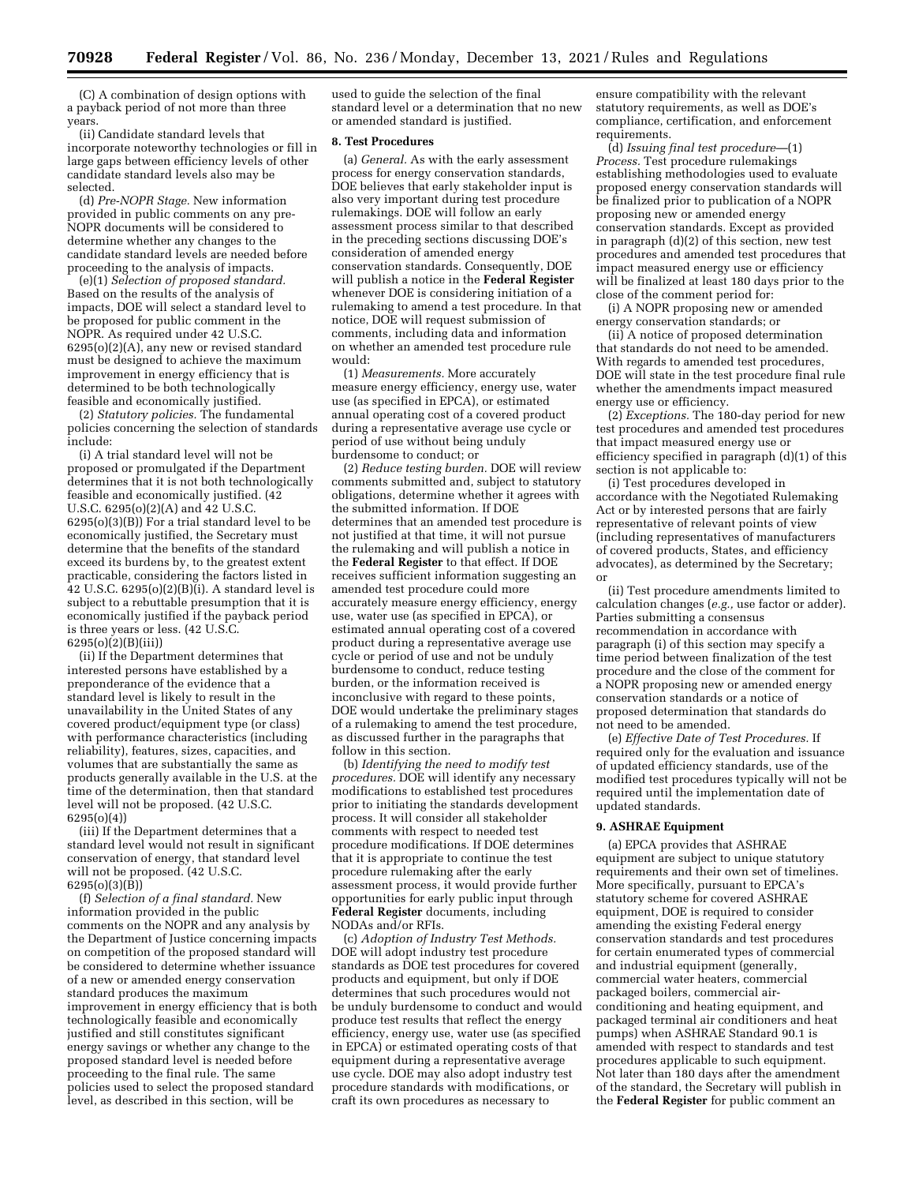(C) A combination of design options with a payback period of not more than three years.

(ii) Candidate standard levels that incorporate noteworthy technologies or fill in large gaps between efficiency levels of other candidate standard levels also may be selected.

(d) *Pre-NOPR Stage.* New information provided in public comments on any pre-NOPR documents will be considered to determine whether any changes to the candidate standard levels are needed before proceeding to the analysis of impacts.

(e)(1) *Selection of proposed standard.* Based on the results of the analysis of impacts, DOE will select a standard level to be proposed for public comment in the NOPR. As required under 42 U.S.C. 6295(o)(2)(A), any new or revised standard must be designed to achieve the maximum improvement in energy efficiency that is determined to be both technologically feasible and economically justified.

(2) *Statutory policies.* The fundamental policies concerning the selection of standards include:

(i) A trial standard level will not be proposed or promulgated if the Department determines that it is not both technologically feasible and economically justified. (42 U.S.C. 6295(o)(2)(A) and 42 U.S.C. 6295(o)(3)(B)) For a trial standard level to be economically justified, the Secretary must determine that the benefits of the standard exceed its burdens by, to the greatest extent practicable, considering the factors listed in 42 U.S.C. 6295(o)(2)(B)(i). A standard level is subject to a rebuttable presumption that it is economically justified if the payback period is three years or less. (42 U.S.C. 6295(o)(2)(B)(iii))

(ii) If the Department determines that interested persons have established by a preponderance of the evidence that a standard level is likely to result in the unavailability in the United States of any covered product/equipment type (or class) with performance characteristics (including reliability), features, sizes, capacities, and volumes that are substantially the same as products generally available in the U.S. at the time of the determination, then that standard level will not be proposed. (42 U.S.C. 6295(o)(4))

(iii) If the Department determines that a standard level would not result in significant conservation of energy, that standard level will not be proposed. (42 U.S.C. 6295(o)(3)(B))

(f) *Selection of a final standard.* New information provided in the public comments on the NOPR and any analysis by the Department of Justice concerning impacts on competition of the proposed standard will be considered to determine whether issuance of a new or amended energy conservation standard produces the maximum improvement in energy efficiency that is both technologically feasible and economically justified and still constitutes significant energy savings or whether any change to the proposed standard level is needed before proceeding to the final rule. The same policies used to select the proposed standard level, as described in this section, will be used to guide the selection of the final standard level or a determination that no new or amended standard is justified.

**8. Test Procedures**

(a) *General.* As with the early assessment process for energy conservation standards, DOE believes that early stakeholder input is also very important during test procedure rulemakings. DOE will follow an early assessment process similar to that described in the preceding sections discussing DOE's consideration of amended energy conservation standards. Consequently, DOE will publish a notice in the **Federal Register** whenever DOE is considering initiation of a rulemaking to amend a test procedure. In that notice, DOE will request submission of comments, including data and information on whether an amended test procedure rule would:

(1) *Measurements.* More accurately measure energy efficiency, energy use, water use (as specified in EPCA), or estimated annual operating cost of a covered product during a representative average use cycle or period of use without being unduly burdensome to conduct; or

(2) *Reduce testing burden.* DOE will review comments submitted and, subject to statutory obligations, determine whether it agrees with the submitted information. If DOE determines that an amended test procedure is not justified at that time, it will not pursue the rulemaking and will publish a notice in the **Federal Register** to that effect. If DOE receives sufficient information suggesting an amended test procedure could more accurately measure energy efficiency, energy use, water use (as specified in EPCA), or estimated annual operating cost of a covered product during a representative average use cycle or period of use and not be unduly burdensome to conduct, reduce testing burden, or the information received is inconclusive with regard to these points, DOE would undertake the preliminary stages of a rulemaking to amend the test procedure, as discussed further in the paragraphs that follow in this section.

(b) *Identifying the need to modify test procedures.* DOE will identify any necessary modifications to established test procedures prior to initiating the standards development process. It will consider all stakeholder comments with respect to needed test procedure modifications. If DOE determines that it is appropriate to continue the test procedure rulemaking after the early assessment process, it would provide further opportunities for early public input through **Federal Register** documents, including NODAs and/or RFIs.

(c) *Adoption of Industry Test Methods.* DOE will adopt industry test procedure standards as DOE test procedures for covered products and equipment, but only if DOE determines that such procedures would not be unduly burdensome to conduct and would produce test results that reflect the energy efficiency, energy use, water use (as specified in EPCA) or estimated operating costs of that equipment during a representative average use cycle. DOE may also adopt industry test procedure standards with modifications, or craft its own procedures as necessary to ensure compatibility with the relevant statutory requirements, as well as DOE's compliance, certification, and enforcement requirements.

(d) *Issuing final test procedure*—(1) *Process.* Test procedure rulemakings establishing methodologies used to evaluate proposed energy conservation standards will be finalized prior to publication of a NOPR proposing new or amended energy conservation standards. Except as provided in paragraph (d)(2) of this section, new test procedures and amended test procedures that impact measured energy use or efficiency will be finalized at least 180 days prior to the close of the comment period for:

(i) A NOPR proposing new or amended energy conservation standards; or

(ii) A notice of proposed determination that standards do not need to be amended. With regards to amended test procedures, DOE will state in the test procedure final rule whether the amendments impact measured energy use or efficiency.

(2) *Exceptions.* The 180-day period for new test procedures and amended test procedures that impact measured energy use or efficiency specified in paragraph (d)(1) of this section is not applicable to:

(i) Test procedures developed in accordance with the Negotiated Rulemaking Act or by interested persons that are fairly representative of relevant points of view (including representatives of manufacturers of covered products, States, and efficiency advocates), as determined by the Secretary; or

(ii) Test procedure amendments limited to calculation changes (*e.g.,* use factor or adder). Parties submitting a consensus recommendation in accordance with paragraph (i) of this section may specify a time period between finalization of the test procedure and the close of the comment for a NOPR proposing new or amended energy conservation standards or a notice of proposed determination that standards do not need to be amended.

(e) *Effective Date of Test Procedures.* If required only for the evaluation and issuance of updated efficiency standards, use of the modified test procedures typically will not be required until the implementation date of updated standards.

**9. ASHRAE Equipment**

(a) EPCA provides that ASHRAE equipment are subject to unique statutory requirements and their own set of timelines. More specifically, pursuant to EPCA's statutory scheme for covered ASHRAE equipment, DOE is required to consider amending the existing Federal energy conservation standards and test procedures for certain enumerated types of commercial and industrial equipment (generally, commercial water heaters, commercial packaged boilers, commercial air-conditioning and heating equipment, and packaged terminal air conditioners and heat pumps) when ASHRAE Standard 90.1 is amended with respect to standards and test procedures applicable to such equipment. Not later than 180 days after the amendment of the standard, the Secretary will publish in the **Federal Register** for public comment an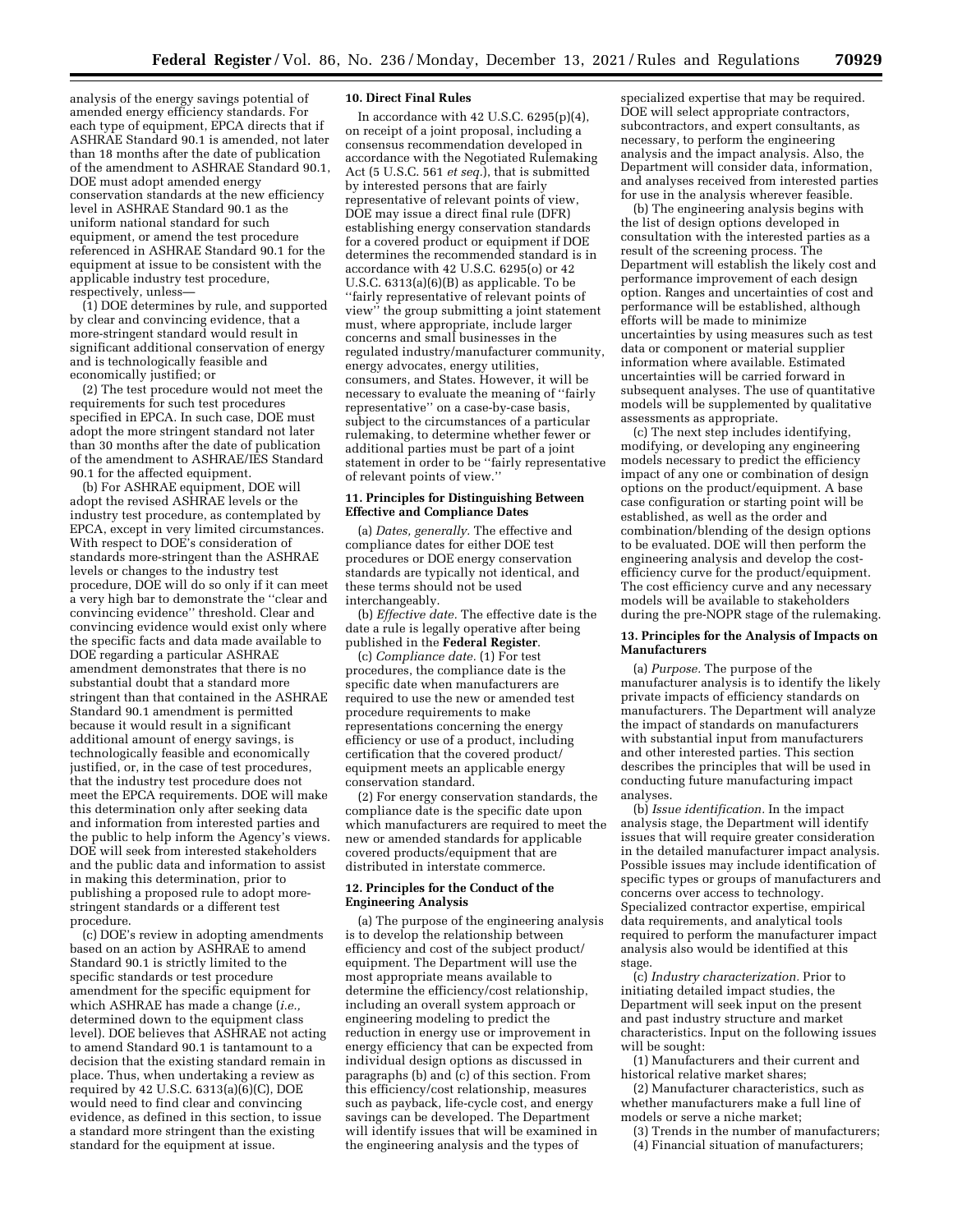analysis of the energy savings potential of amended energy efficiency standards. For each type of equipment, EPCA directs that if ASHRAE Standard 90.1 is amended, not later than 18 months after the date of publication of the amendment to ASHRAE Standard 90.1, DOE must adopt amended energy conservation standards at the new efficiency level in ASHRAE Standard 90.1 as the uniform national standard for such equipment, or amend the test procedure referenced in ASHRAE Standard 90.1 for the equipment at issue to be consistent with the applicable industry test procedure, respectively, unless—

(1) DOE determines by rule, and supported by clear and convincing evidence, that a more-stringent standard would result in significant additional conservation of energy and is technologically feasible and economically justified; or

(2) The test procedure would not meet the requirements for such test procedures specified in EPCA. In such case, DOE must adopt the more stringent standard not later than 30 months after the date of publication of the amendment to ASHRAE/IES Standard 90.1 for the affected equipment.

(b) For ASHRAE equipment, DOE will adopt the revised ASHRAE levels or the industry test procedure, as contemplated by EPCA, except in very limited circumstances. With respect to DOE's consideration of standards more-stringent than the ASHRAE levels or changes to the industry test procedure, DOE will do so only if it can meet a very high bar to demonstrate the ''clear and convincing evidence'' threshold. Clear and convincing evidence would exist only where the specific facts and data made available to DOE regarding a particular ASHRAE amendment demonstrates that there is no substantial doubt that a standard more stringent than that contained in the ASHRAE Standard 90.1 amendment is permitted because it would result in a significant additional amount of energy savings, is technologically feasible and economically justified, or, in the case of test procedures, that the industry test procedure does not meet the EPCA requirements. DOE will make this determination only after seeking data and information from interested parties and the public to help inform the Agency's views. DOE will seek from interested stakeholders and the public data and information to assist in making this determination, prior to publishing a proposed rule to adopt more-stringent standards or a different test procedure.

(c) DOE's review in adopting amendments based on an action by ASHRAE to amend Standard 90.1 is strictly limited to the specific standards or test procedure amendment for the specific equipment for which ASHRAE has made a change (*i.e.,* determined down to the equipment class level). DOE believes that ASHRAE not acting to amend Standard 90.1 is tantamount to a decision that the existing standard remain in place. Thus, when undertaking a review as required by 42 U.S.C. 6313(a)(6)(C), DOE would need to find clear and convincing evidence, as defined in this section, to issue a standard more stringent than the existing standard for the equipment at issue.

**10. Direct Final Rules**

In accordance with 42 U.S.C. 6295(p)(4), on receipt of a joint proposal, including a consensus recommendation developed in accordance with the Negotiated Rulemaking Act (5 U.S.C. 561 *et seq.*), that is submitted by interested persons that are fairly representative of relevant points of view, DOE may issue a direct final rule (DFR) establishing energy conservation standards for a covered product or equipment if DOE determines the recommended standard is in accordance with 42 U.S.C. 6295(o) or 42 U.S.C. 6313(a)(6)(B) as applicable. To be ''fairly representative of relevant points of view'' the group submitting a joint statement must, where appropriate, include larger concerns and small businesses in the regulated industry/manufacturer community, energy advocates, energy utilities, consumers, and States. However, it will be necessary to evaluate the meaning of ''fairly representative'' on a case-by-case basis, subject to the circumstances of a particular rulemaking, to determine whether fewer or additional parties must be part of a joint statement in order to be ''fairly representative of relevant points of view.''

**11. Principles for Distinguishing Between Effective and Compliance Dates**

(a) *Dates, generally.* The effective and compliance dates for either DOE test procedures or DOE energy conservation standards are typically not identical, and these terms should not be used interchangeably.

(b) *Effective date.* The effective date is the date a rule is legally operative after being published in the **Federal Register**.

(c) *Compliance date.* (1) For test procedures, the compliance date is the specific date when manufacturers are required to use the new or amended test procedure requirements to make representations concerning the energy efficiency or use of a product, including certification that the covered product/equipment meets an applicable energy conservation standard.

(2) For energy conservation standards, the compliance date is the specific date upon which manufacturers are required to meet the new or amended standards for applicable covered products/equipment that are distributed in interstate commerce.

**12. Principles for the Conduct of the Engineering Analysis**

(a) The purpose of the engineering analysis is to develop the relationship between efficiency and cost of the subject product/equipment. The Department will use the most appropriate means available to determine the efficiency/cost relationship, including an overall system approach or engineering modeling to predict the reduction in energy use or improvement in energy efficiency that can be expected from individual design options as discussed in paragraphs (b) and (c) of this section. From this efficiency/cost relationship, measures such as payback, life-cycle cost, and energy savings can be developed. The Department will identify issues that will be examined in the engineering analysis and the types of specialized expertise that may be required. DOE will select appropriate contractors, subcontractors, and expert consultants, as necessary, to perform the engineering analysis and the impact analysis. Also, the Department will consider data, information, and analyses received from interested parties for use in the analysis wherever feasible.

(b) The engineering analysis begins with the list of design options developed in consultation with the interested parties as a result of the screening process. The Department will establish the likely cost and performance improvement of each design option. Ranges and uncertainties of cost and performance will be established, although efforts will be made to minimize uncertainties by using measures such as test data or component or material supplier information where available. Estimated uncertainties will be carried forward in subsequent analyses. The use of quantitative models will be supplemented by qualitative assessments as appropriate.

(c) The next step includes identifying, modifying, or developing any engineering models necessary to predict the efficiency impact of any one or combination of design options on the product/equipment. A base case configuration or starting point will be established, as well as the order and combination/blending of the design options to be evaluated. DOE will then perform the engineering analysis and develop the cost-efficiency curve for the product/equipment. The cost efficiency curve and any necessary models will be available to stakeholders during the pre-NOPR stage of the rulemaking.

**13. Principles for the Analysis of Impacts on Manufacturers**

(a) *Purpose.* The purpose of the manufacturer analysis is to identify the likely private impacts of efficiency standards on manufacturers. The Department will analyze the impact of standards on manufacturers with substantial input from manufacturers and other interested parties. This section describes the principles that will be used in conducting future manufacturing impact analyses.

(b) *Issue identification.* In the impact analysis stage, the Department will identify issues that will require greater consideration in the detailed manufacturer impact analysis. Possible issues may include identification of specific types or groups of manufacturers and concerns over access to technology. Specialized contractor expertise, empirical data requirements, and analytical tools required to perform the manufacturer impact analysis also would be identified at this stage.

(c) *Industry characterization.* Prior to initiating detailed impact studies, the Department will seek input on the present and past industry structure and market characteristics. Input on the following issues will be sought:

(1) Manufacturers and their current and historical relative market shares;

(2) Manufacturer characteristics, such as whether manufacturers make a full line of models or serve a niche market;

(3) Trends in the number of manufacturers;

(4) Financial situation of manufacturers;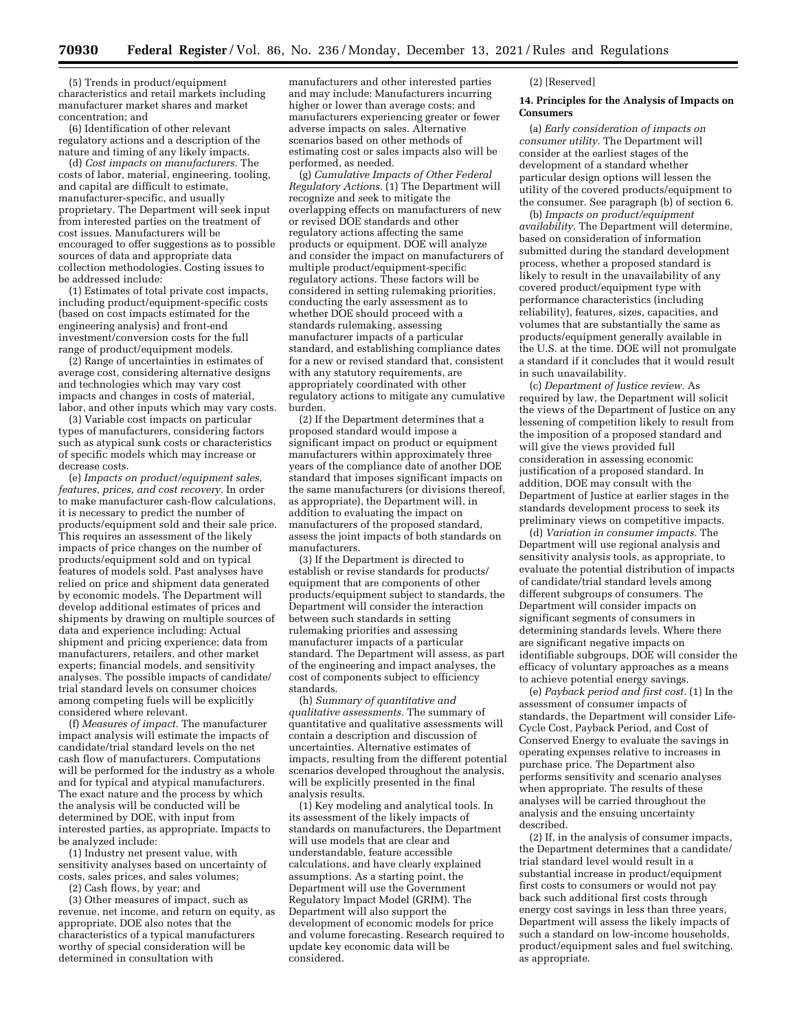(5) Trends in product/equipment characteristics and retail markets including manufacturer market shares and market concentration; and

(6) Identification of other relevant regulatory actions and a description of the nature and timing of any likely impacts.

(d) *Cost impacts on manufacturers.* The costs of labor, material, engineering, tooling, and capital are difficult to estimate, manufacturer-specific, and usually proprietary. The Department will seek input from interested parties on the treatment of cost issues. Manufacturers will be encouraged to offer suggestions as to possible sources of data and appropriate data collection methodologies. Costing issues to be addressed include:

(1) Estimates of total private cost impacts, including product/equipment-specific costs (based on cost impacts estimated for the engineering analysis) and front-end investment/conversion costs for the full range of product/equipment models.

(2) Range of uncertainties in estimates of average cost, considering alternative designs and technologies which may vary cost impacts and changes in costs of material, labor, and other inputs which may vary costs.

(3) Variable cost impacts on particular types of manufacturers, considering factors such as atypical sunk costs or characteristics of specific models which may increase or decrease costs.

(e) *Impacts on product/equipment sales, features, prices, and cost recovery.* In order to make manufacturer cash-flow calculations, it is necessary to predict the number of products/equipment sold and their sale price. This requires an assessment of the likely impacts of price changes on the number of products/equipment sold and on typical features of models sold. Past analyses have relied on price and shipment data generated by economic models. The Department will develop additional estimates of prices and shipments by drawing on multiple sources of data and experience including: Actual shipment and pricing experience; data from manufacturers, retailers, and other market experts; financial models, and sensitivity analyses. The possible impacts of candidate/trial standard levels on consumer choices among competing fuels will be explicitly considered where relevant.

(f) *Measures of impact.* The manufacturer impact analysis will estimate the impacts of candidate/trial standard levels on the net cash flow of manufacturers. Computations will be performed for the industry as a whole and for typical and atypical manufacturers. The exact nature and the process by which the analysis will be conducted will be determined by DOE, with input from interested parties, as appropriate. Impacts to be analyzed include:

(1) Industry net present value, with sensitivity analyses based on uncertainty of costs, sales prices, and sales volumes;

(2) Cash flows, by year; and

(3) Other measures of impact, such as revenue, net income, and return on equity, as appropriate. DOE also notes that the characteristics of a typical manufacturers worthy of special consideration will be determined in consultation with manufacturers and other interested parties and may include: Manufacturers incurring higher or lower than average costs; and manufacturers experiencing greater or fewer adverse impacts on sales. Alternative scenarios based on other methods of estimating cost or sales impacts also will be performed, as needed.

(g) *Cumulative Impacts of Other Federal Regulatory Actions.* (1) The Department will recognize and seek to mitigate the overlapping effects on manufacturers of new or revised DOE standards and other regulatory actions affecting the same products or equipment. DOE will analyze and consider the impact on manufacturers of multiple product/equipment-specific regulatory actions. These factors will be considered in setting rulemaking priorities, conducting the early assessment as to whether DOE should proceed with a standards rulemaking, assessing manufacturer impacts of a particular standard, and establishing compliance dates for a new or revised standard that, consistent with any statutory requirements, are appropriately coordinated with other regulatory actions to mitigate any cumulative burden.

(2) If the Department determines that a proposed standard would impose a significant impact on product or equipment manufacturers within approximately three years of the compliance date of another DOE standard that imposes significant impacts on the same manufacturers (or divisions thereof, as appropriate), the Department will, in addition to evaluating the impact on manufacturers of the proposed standard, assess the joint impacts of both standards on manufacturers.

(3) If the Department is directed to establish or revise standards for products/equipment that are components of other products/equipment subject to standards, the Department will consider the interaction between such standards in setting rulemaking priorities and assessing manufacturer impacts of a particular standard. The Department will assess, as part of the engineering and impact analyses, the cost of components subject to efficiency standards.

(h) *Summary of quantitative and qualitative assessments.* The summary of quantitative and qualitative assessments will contain a description and discussion of uncertainties. Alternative estimates of impacts, resulting from the different potential scenarios developed throughout the analysis, will be explicitly presented in the final analysis results.

(1) Key modeling and analytical tools. In its assessment of the likely impacts of standards on manufacturers, the Department will use models that are clear and understandable, feature accessible calculations, and have clearly explained assumptions. As a starting point, the Department will use the Government Regulatory Impact Model (GRIM). The Department will also support the development of economic models for price and volume forecasting. Research required to update key economic data will be considered.

(2) [Reserved]

**14. Principles for the Analysis of Impacts on Consumers**

(a) *Early consideration of impacts on consumer utility.* The Department will consider at the earliest stages of the development of a standard whether particular design options will lessen the utility of the covered products/equipment to the consumer. See paragraph (b) of section 6.

(b) *Impacts on product/equipment availability.* The Department will determine, based on consideration of information submitted during the standard development process, whether a proposed standard is likely to result in the unavailability of any covered product/equipment type with performance characteristics (including reliability), features, sizes, capacities, and volumes that are substantially the same as products/equipment generally available in the U.S. at the time. DOE will not promulgate a standard if it concludes that it would result in such unavailability.

(c) *Department of Justice review.* As required by law, the Department will solicit the views of the Department of Justice on any lessening of competition likely to result from the imposition of a proposed standard and will give the views provided full consideration in assessing economic justification of a proposed standard. In addition, DOE may consult with the Department of Justice at earlier stages in the standards development process to seek its preliminary views on competitive impacts.

(d) *Variation in consumer impacts.* The Department will use regional analysis and sensitivity analysis tools, as appropriate, to evaluate the potential distribution of impacts of candidate/trial standard levels among different subgroups of consumers. The Department will consider impacts on significant segments of consumers in determining standards levels. Where there are significant negative impacts on identifiable subgroups, DOE will consider the efficacy of voluntary approaches as a means to achieve potential energy savings.

(e) *Payback period and first cost.* (1) In the assessment of consumer impacts of standards, the Department will consider Life-Cycle Cost, Payback Period, and Cost of Conserved Energy to evaluate the savings in operating expenses relative to increases in purchase price. The Department also performs sensitivity and scenario analyses when appropriate. The results of these analyses will be carried throughout the analysis and the ensuing uncertainty described.

(2) If, in the analysis of consumer impacts, the Department determines that a candidate/trial standard level would result in a substantial increase in product/equipment first costs to consumers or would not pay back such additional first costs through energy cost savings in less than three years, Department will assess the likely impacts of such a standard on low-income households, product/equipment sales and fuel switching, as appropriate.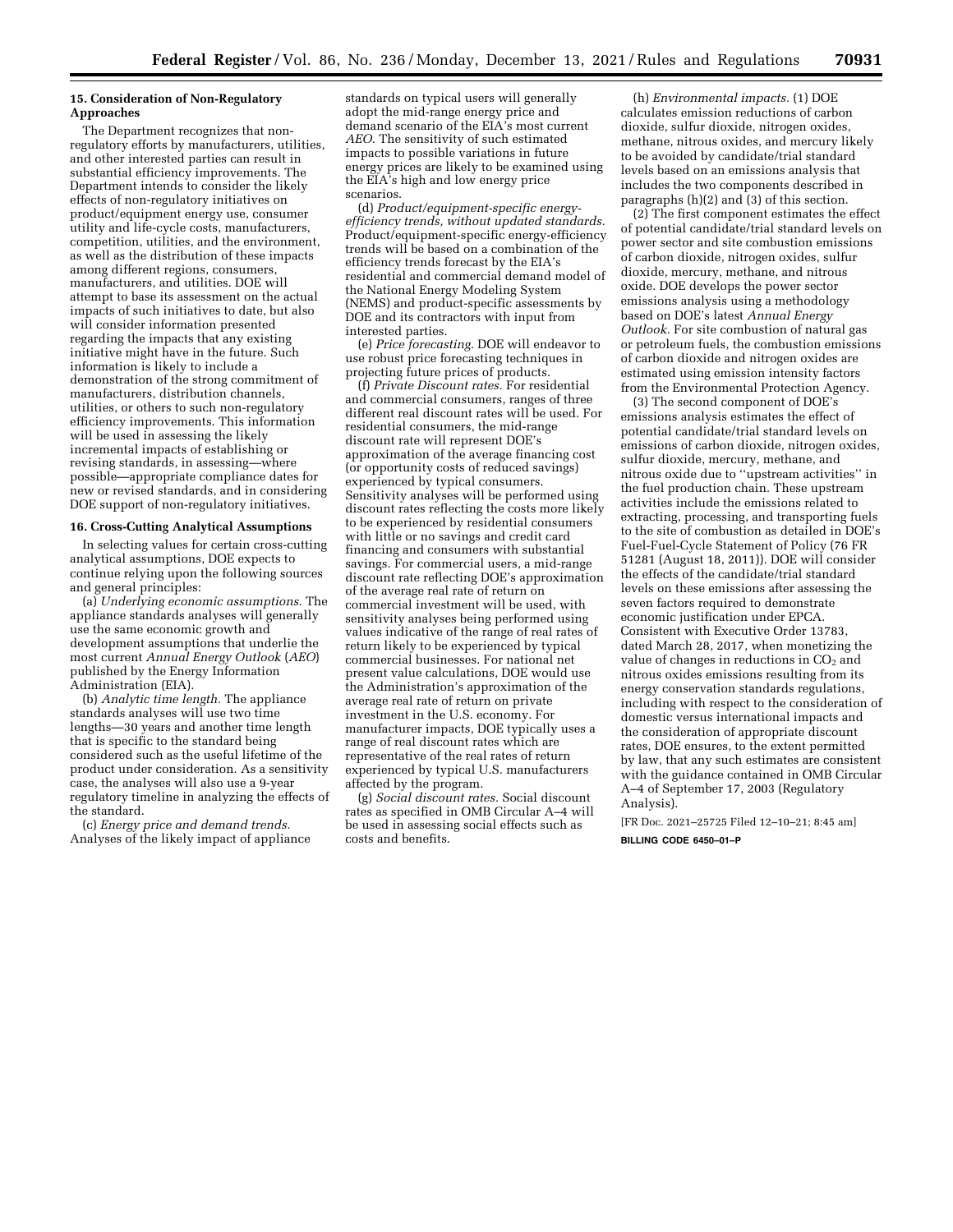### 15. Consideration of Non-Regulatory Approaches

The Department recognizes that non-regulatory efforts by manufacturers, utilities, and other interested parties can result in substantial efficiency improvements. The Department intends to consider the likely effects of non-regulatory initiatives on product/equipment energy use, consumer utility and life-cycle costs, manufacturers, competition, utilities, and the environment, as well as the distribution of these impacts among different regions, consumers, manufacturers, and utilities. DOE will attempt to base its assessment on the actual impacts of such initiatives to date, but also will consider information presented regarding the impacts that any existing initiative might have in the future. Such information is likely to include a demonstration of the strong commitment of manufacturers, distribution channels, utilities, or others to such non-regulatory efficiency improvements. This information will be used in assessing the likely incremental impacts of establishing or revising standards, in assessing—where possible—appropriate compliance dates for new or revised standards, and in considering DOE support of non-regulatory initiatives.

### 16. Cross-Cutting Analytical Assumptions

In selecting values for certain cross-cutting analytical assumptions, DOE expects to continue relying upon the following sources and general principles:

(a) *Underlying economic assumptions.* The appliance standards analyses will generally use the same economic growth and development assumptions that underlie the most current *Annual Energy Outlook* (*AEO*) published by the Energy Information Administration (EIA).

(b) *Analytic time length.* The appliance standards analyses will use two time lengths—30 years and another time length that is specific to the standard being considered such as the useful lifetime of the product under consideration. As a sensitivity case, the analyses will also use a 9-year regulatory timeline in analyzing the effects of the standard.

(c) *Energy price and demand trends.* Analyses of the likely impact of appliance standards on typical users will generally adopt the mid-range energy price and demand scenario of the EIA's most current *AEO.* The sensitivity of such estimated impacts to possible variations in future energy prices are likely to be examined using the EIA's high and low energy price scenarios.

(d) *Product/equipment-specific energy-efficiency trends, without updated standards.* Product/equipment-specific energy-efficiency trends will be based on a combination of the efficiency trends forecast by the EIA's residential and commercial demand model of the National Energy Modeling System (NEMS) and product-specific assessments by DOE and its contractors with input from interested parties.

(e) *Price forecasting.* DOE will endeavor to use robust price forecasting techniques in projecting future prices of products.

(f) *Private Discount rates.* For residential and commercial consumers, ranges of three different real discount rates will be used. For residential consumers, the mid-range discount rate will represent DOE's approximation of the average financing cost (or opportunity costs of reduced savings) experienced by typical consumers. Sensitivity analyses will be performed using discount rates reflecting the costs more likely to be experienced by residential consumers with little or no savings and credit card financing and consumers with substantial savings. For commercial users, a mid-range discount rate reflecting DOE's approximation of the average real rate of return on commercial investment will be used, with sensitivity analyses being performed using values indicative of the range of real rates of return likely to be experienced by typical commercial businesses. For national net present value calculations, DOE would use the Administration's approximation of the average real rate of return on private investment in the U.S. economy. For manufacturer impacts, DOE typically uses a range of real discount rates which are representative of the real rates of return experienced by typical U.S. manufacturers affected by the program.

(g) *Social discount rates.* Social discount rates as specified in OMB Circular A–4 will be used in assessing social effects such as costs and benefits.

(h) *Environmental impacts.* (1) DOE calculates emission reductions of carbon dioxide, sulfur dioxide, nitrogen oxides, methane, nitrous oxides, and mercury likely to be avoided by candidate/trial standard levels based on an emissions analysis that includes the two components described in paragraphs (h)(2) and (3) of this section.

(2) The first component estimates the effect of potential candidate/trial standard levels on power sector and site combustion emissions of carbon dioxide, nitrogen oxides, sulfur dioxide, mercury, methane, and nitrous oxide. DOE develops the power sector emissions analysis using a methodology based on DOE's latest *Annual Energy Outlook.* For site combustion of natural gas or petroleum fuels, the combustion emissions of carbon dioxide and nitrogen oxides are estimated using emission intensity factors from the Environmental Protection Agency.

(3) The second component of DOE's emissions analysis estimates the effect of potential candidate/trial standard levels on emissions of carbon dioxide, nitrogen oxides, sulfur dioxide, mercury, methane, and nitrous oxide due to ''upstream activities'' in the fuel production chain. These upstream activities include the emissions related to extracting, processing, and transporting fuels to the site of combustion as detailed in DOE's Fuel-Fuel-Cycle Statement of Policy (76 FR 51281 (August 18, 2011)). DOE will consider the effects of the candidate/trial standard levels on these emissions after assessing the seven factors required to demonstrate economic justification under EPCA. Consistent with Executive Order 13783, dated March 28, 2017, when monetizing the value of changes in reductions in $CO_2$ and nitrous oxides emissions resulting from its energy conservation standards regulations, including with respect to the consideration of domestic versus international impacts and the consideration of appropriate discount rates, DOE ensures, to the extent permitted by law, that any such estimates are consistent with the guidance contained in OMB Circular A–4 of September 17, 2003 (Regulatory Analysis).

[FR Doc. 2021–25725 Filed 12–10–21; 8:45 am]

**BILLING CODE 6450–01–P**